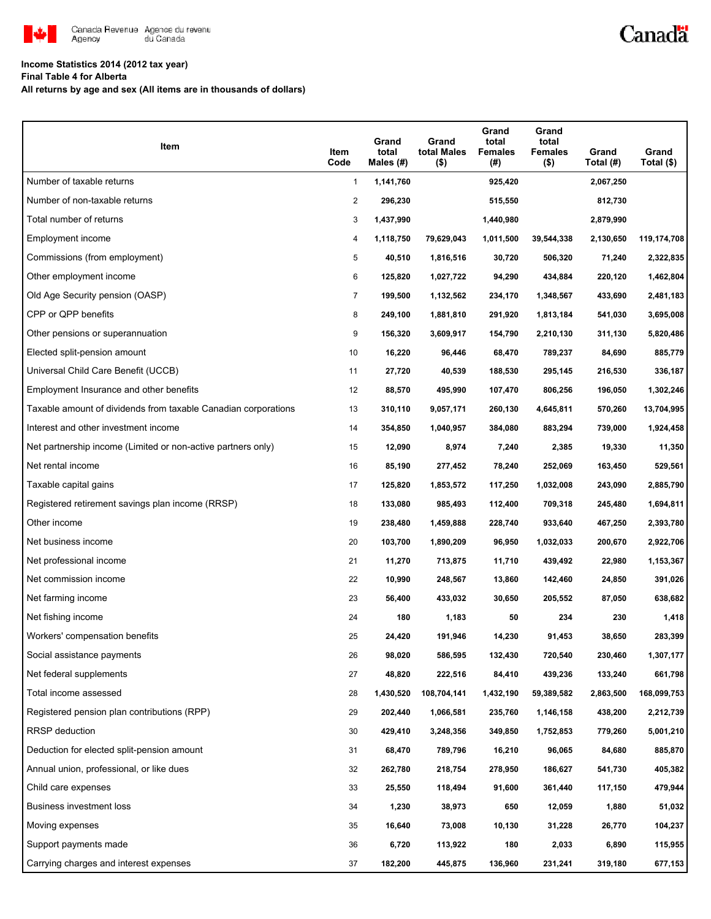Canada Revenue Agency / Agence du revenu du Canada

Canada

**Income Statistics 2014 (2012 tax year)**
**Final Table 4 for Alberta**
**All returns by age and sex (All items are in thousands of dollars)**

| Item | Item Code | Grand total Males (#) | Grand total Males ($) | Grand total Females (#) | Grand total Females ($) | Grand Total (#) | Grand Total ($) |
|---|---|---|---|---|---|---|---|
| Number of taxable returns | 1 | 1,141,760 | | 925,420 | | 2,067,250 | |
| Number of non-taxable returns | 2 | 296,230 | | 515,550 | | 812,730 | |
| Total number of returns | 3 | 1,437,990 | | 1,440,980 | | 2,879,990 | |
| Employment income | 4 | 1,118,750 | 79,629,043 | 1,011,500 | 39,544,338 | 2,130,650 | 119,174,708 |
| Commissions (from employment) | 5 | 40,510 | 1,816,516 | 30,720 | 506,320 | 71,240 | 2,322,835 |
| Other employment income | 6 | 125,820 | 1,027,722 | 94,290 | 434,884 | 220,120 | 1,462,804 |
| Old Age Security pension (OASP) | 7 | 199,500 | 1,132,562 | 234,170 | 1,348,567 | 433,690 | 2,481,183 |
| CPP or QPP benefits | 8 | 249,100 | 1,881,810 | 291,920 | 1,813,184 | 541,030 | 3,695,008 |
| Other pensions or superannuation | 9 | 156,320 | 3,609,917 | 154,790 | 2,210,130 | 311,130 | 5,820,486 |
| Elected split-pension amount | 10 | 16,220 | 96,446 | 68,470 | 789,237 | 84,690 | 885,779 |
| Universal Child Care Benefit (UCCB) | 11 | 27,720 | 40,539 | 188,530 | 295,145 | 216,530 | 336,187 |
| Employment Insurance and other benefits | 12 | 88,570 | 495,990 | 107,470 | 806,256 | 196,050 | 1,302,246 |
| Taxable amount of dividends from taxable Canadian corporations | 13 | 310,110 | 9,057,171 | 260,130 | 4,645,811 | 570,260 | 13,704,995 |
| Interest and other investment income | 14 | 354,850 | 1,040,957 | 384,080 | 883,294 | 739,000 | 1,924,458 |
| Net partnership income (Limited or non-active partners only) | 15 | 12,090 | 8,974 | 7,240 | 2,385 | 19,330 | 11,350 |
| Net rental income | 16 | 85,190 | 277,452 | 78,240 | 252,069 | 163,450 | 529,561 |
| Taxable capital gains | 17 | 125,820 | 1,853,572 | 117,250 | 1,032,008 | 243,090 | 2,885,790 |
| Registered retirement savings plan income (RRSP) | 18 | 133,080 | 985,493 | 112,400 | 709,318 | 245,480 | 1,694,811 |
| Other income | 19 | 238,480 | 1,459,888 | 228,740 | 933,640 | 467,250 | 2,393,780 |
| Net business income | 20 | 103,700 | 1,890,209 | 96,950 | 1,032,033 | 200,670 | 2,922,706 |
| Net professional income | 21 | 11,270 | 713,875 | 11,710 | 439,492 | 22,980 | 1,153,367 |
| Net commission income | 22 | 10,990 | 248,567 | 13,860 | 142,460 | 24,850 | 391,026 |
| Net farming income | 23 | 56,400 | 433,032 | 30,650 | 205,552 | 87,050 | 638,682 |
| Net fishing income | 24 | 180 | 1,183 | 50 | 234 | 230 | 1,418 |
| Workers' compensation benefits | 25 | 24,420 | 191,946 | 14,230 | 91,453 | 38,650 | 283,399 |
| Social assistance payments | 26 | 98,020 | 586,595 | 132,430 | 720,540 | 230,460 | 1,307,177 |
| Net federal supplements | 27 | 48,820 | 222,516 | 84,410 | 439,236 | 133,240 | 661,798 |
| Total income assessed | 28 | 1,430,520 | 108,704,141 | 1,432,190 | 59,389,582 | 2,863,500 | 168,099,753 |
| Registered pension plan contributions (RPP) | 29 | 202,440 | 1,066,581 | 235,760 | 1,146,158 | 438,200 | 2,212,739 |
| RRSP deduction | 30 | 429,410 | 3,248,356 | 349,850 | 1,752,853 | 779,260 | 5,001,210 |
| Deduction for elected split-pension amount | 31 | 68,470 | 789,796 | 16,210 | 96,065 | 84,680 | 885,870 |
| Annual union, professional, or like dues | 32 | 262,780 | 218,754 | 278,950 | 186,627 | 541,730 | 405,382 |
| Child care expenses | 33 | 25,550 | 118,494 | 91,600 | 361,440 | 117,150 | 479,944 |
| Business investment loss | 34 | 1,230 | 38,973 | 650 | 12,059 | 1,880 | 51,032 |
| Moving expenses | 35 | 16,640 | 73,008 | 10,130 | 31,228 | 26,770 | 104,237 |
| Support payments made | 36 | 6,720 | 113,922 | 180 | 2,033 | 6,890 | 115,955 |
| Carrying charges and interest expenses | 37 | 182,200 | 445,875 | 136,960 | 231,241 | 319,180 | 677,153 |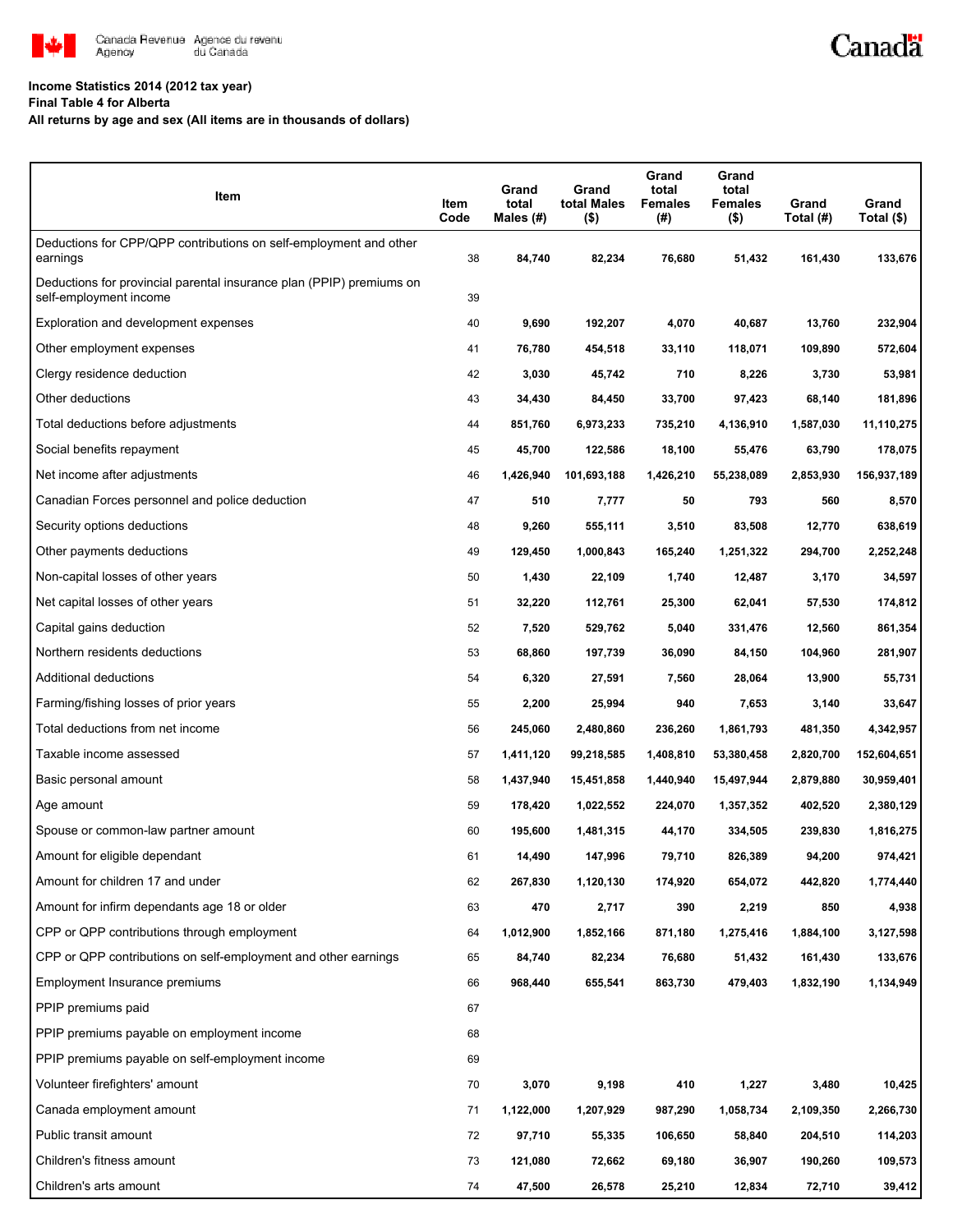**Income Statistics 2014 (2012 tax year)**
**Final Table 4 for Alberta**
**All returns by age and sex (All items are in thousands of dollars)**

| Item | Item Code | Grand total Males (#) | Grand total Males ($) | Grand total Females (#) | Grand total Females ($) | Grand Total (#) | Grand Total ($) |
|---|---|---|---|---|---|---|---|
| Deductions for CPP/QPP contributions on self-employment and other earnings | 38 | 84,740 | 82,234 | 76,680 | 51,432 | 161,430 | 133,676 |
| Deductions for provincial parental insurance plan (PPIP) premiums on self-employment income | 39 | | | | | | |
| Exploration and development expenses | 40 | 9,690 | 192,207 | 4,070 | 40,687 | 13,760 | 232,904 |
| Other employment expenses | 41 | 76,780 | 454,518 | 33,110 | 118,071 | 109,890 | 572,604 |
| Clergy residence deduction | 42 | 3,030 | 45,742 | 710 | 8,226 | 3,730 | 53,981 |
| Other deductions | 43 | 34,430 | 84,450 | 33,700 | 97,423 | 68,140 | 181,896 |
| Total deductions before adjustments | 44 | 851,760 | 6,973,233 | 735,210 | 4,136,910 | 1,587,030 | 11,110,275 |
| Social benefits repayment | 45 | 45,700 | 122,586 | 18,100 | 55,476 | 63,790 | 178,075 |
| Net income after adjustments | 46 | 1,426,940 | 101,693,188 | 1,426,210 | 55,238,089 | 2,853,930 | 156,937,189 |
| Canadian Forces personnel and police deduction | 47 | 510 | 7,777 | 50 | 793 | 560 | 8,570 |
| Security options deductions | 48 | 9,260 | 555,111 | 3,510 | 83,508 | 12,770 | 638,619 |
| Other payments deductions | 49 | 129,450 | 1,000,843 | 165,240 | 1,251,322 | 294,700 | 2,252,248 |
| Non-capital losses of other years | 50 | 1,430 | 22,109 | 1,740 | 12,487 | 3,170 | 34,597 |
| Net capital losses of other years | 51 | 32,220 | 112,761 | 25,300 | 62,041 | 57,530 | 174,812 |
| Capital gains deduction | 52 | 7,520 | 529,762 | 5,040 | 331,476 | 12,560 | 861,354 |
| Northern residents deductions | 53 | 68,860 | 197,739 | 36,090 | 84,150 | 104,960 | 281,907 |
| Additional deductions | 54 | 6,320 | 27,591 | 7,560 | 28,064 | 13,900 | 55,731 |
| Farming/fishing losses of prior years | 55 | 2,200 | 25,994 | 940 | 7,653 | 3,140 | 33,647 |
| Total deductions from net income | 56 | 245,060 | 2,480,860 | 236,260 | 1,861,793 | 481,350 | 4,342,957 |
| Taxable income assessed | 57 | 1,411,120 | 99,218,585 | 1,408,810 | 53,380,458 | 2,820,700 | 152,604,651 |
| Basic personal amount | 58 | 1,437,940 | 15,451,858 | 1,440,940 | 15,497,944 | 2,879,880 | 30,959,401 |
| Age amount | 59 | 178,420 | 1,022,552 | 224,070 | 1,357,352 | 402,520 | 2,380,129 |
| Spouse or common-law partner amount | 60 | 195,600 | 1,481,315 | 44,170 | 334,505 | 239,830 | 1,816,275 |
| Amount for eligible dependant | 61 | 14,490 | 147,996 | 79,710 | 826,389 | 94,200 | 974,421 |
| Amount for children 17 and under | 62 | 267,830 | 1,120,130 | 174,920 | 654,072 | 442,820 | 1,774,440 |
| Amount for infirm dependants age 18 or older | 63 | 470 | 2,717 | 390 | 2,219 | 850 | 4,938 |
| CPP or QPP contributions through employment | 64 | 1,012,900 | 1,852,166 | 871,180 | 1,275,416 | 1,884,100 | 3,127,598 |
| CPP or QPP contributions on self-employment and other earnings | 65 | 84,740 | 82,234 | 76,680 | 51,432 | 161,430 | 133,676 |
| Employment Insurance premiums | 66 | 968,440 | 655,541 | 863,730 | 479,403 | 1,832,190 | 1,134,949 |
| PPIP premiums paid | 67 | | | | | | |
| PPIP premiums payable on employment income | 68 | | | | | | |
| PPIP premiums payable on self-employment income | 69 | | | | | | |
| Volunteer firefighters' amount | 70 | 3,070 | 9,198 | 410 | 1,227 | 3,480 | 10,425 |
| Canada employment amount | 71 | 1,122,000 | 1,207,929 | 987,290 | 1,058,734 | 2,109,350 | 2,266,730 |
| Public transit amount | 72 | 97,710 | 55,335 | 106,650 | 58,840 | 204,510 | 114,203 |
| Children's fitness amount | 73 | 121,080 | 72,662 | 69,180 | 36,907 | 190,260 | 109,573 |
| Children's arts amount | 74 | 47,500 | 26,578 | 25,210 | 12,834 | 72,710 | 39,412 |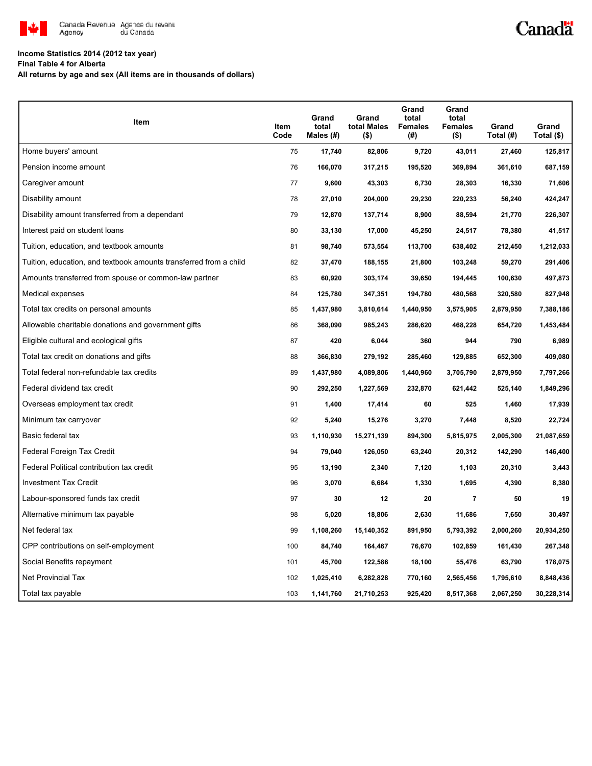Canada Revenue Agency / Agence du revenu du Canada

**Income Statistics 2014 (2012 tax year)**
**Final Table 4 for Alberta**
**All returns by age and sex (All items are in thousands of dollars)**

| Item | Item Code | Grand total Males (#) | Grand total Males ($) | Grand total Females (#) | Grand total Females ($) | Grand Total (#) | Grand Total ($) |
|---|---|---|---|---|---|---|---|
| Home buyers' amount | 75 | 17,740 | 82,806 | 9,720 | 43,011 | 27,460 | 125,817 |
| Pension income amount | 76 | 166,070 | 317,215 | 195,520 | 369,894 | 361,610 | 687,159 |
| Caregiver amount | 77 | 9,600 | 43,303 | 6,730 | 28,303 | 16,330 | 71,606 |
| Disability amount | 78 | 27,010 | 204,000 | 29,230 | 220,233 | 56,240 | 424,247 |
| Disability amount transferred from a dependant | 79 | 12,870 | 137,714 | 8,900 | 88,594 | 21,770 | 226,307 |
| Interest paid on student loans | 80 | 33,130 | 17,000 | 45,250 | 24,517 | 78,380 | 41,517 |
| Tuition, education, and textbook amounts | 81 | 98,740 | 573,554 | 113,700 | 638,402 | 212,450 | 1,212,033 |
| Tuition, education, and textbook amounts transferred from a child | 82 | 37,470 | 188,155 | 21,800 | 103,248 | 59,270 | 291,406 |
| Amounts transferred from spouse or common-law partner | 83 | 60,920 | 303,174 | 39,650 | 194,445 | 100,630 | 497,873 |
| Medical expenses | 84 | 125,780 | 347,351 | 194,780 | 480,568 | 320,580 | 827,948 |
| Total tax credits on personal amounts | 85 | 1,437,980 | 3,810,614 | 1,440,950 | 3,575,905 | 2,879,950 | 7,388,186 |
| Allowable charitable donations and government gifts | 86 | 368,090 | 985,243 | 286,620 | 468,228 | 654,720 | 1,453,484 |
| Eligible cultural and ecological gifts | 87 | 420 | 6,044 | 360 | 944 | 790 | 6,989 |
| Total tax credit on donations and gifts | 88 | 366,830 | 279,192 | 285,460 | 129,885 | 652,300 | 409,080 |
| Total federal non-refundable tax credits | 89 | 1,437,980 | 4,089,806 | 1,440,960 | 3,705,790 | 2,879,950 | 7,797,266 |
| Federal dividend tax credit | 90 | 292,250 | 1,227,569 | 232,870 | 621,442 | 525,140 | 1,849,296 |
| Overseas employment tax credit | 91 | 1,400 | 17,414 | 60 | 525 | 1,460 | 17,939 |
| Minimum tax carryover | 92 | 5,240 | 15,276 | 3,270 | 7,448 | 8,520 | 22,724 |
| Basic federal tax | 93 | 1,110,930 | 15,271,139 | 894,300 | 5,815,975 | 2,005,300 | 21,087,659 |
| Federal Foreign Tax Credit | 94 | 79,040 | 126,050 | 63,240 | 20,312 | 142,290 | 146,400 |
| Federal Political contribution tax credit | 95 | 13,190 | 2,340 | 7,120 | 1,103 | 20,310 | 3,443 |
| Investment Tax Credit | 96 | 3,070 | 6,684 | 1,330 | 1,695 | 4,390 | 8,380 |
| Labour-sponsored funds tax credit | 97 | 30 | 12 | 20 | 7 | 50 | 19 |
| Alternative minimum tax payable | 98 | 5,020 | 18,806 | 2,630 | 11,686 | 7,650 | 30,497 |
| Net federal tax | 99 | 1,108,260 | 15,140,352 | 891,950 | 5,793,392 | 2,000,260 | 20,934,250 |
| CPP contributions on self-employment | 100 | 84,740 | 164,467 | 76,670 | 102,859 | 161,430 | 267,348 |
| Social Benefits repayment | 101 | 45,700 | 122,586 | 18,100 | 55,476 | 63,790 | 178,075 |
| Net Provincial Tax | 102 | 1,025,410 | 6,282,828 | 770,160 | 2,565,456 | 1,795,610 | 8,848,436 |
| Total tax payable | 103 | 1,141,760 | 21,710,253 | 925,420 | 8,517,368 | 2,067,250 | 30,228,314 |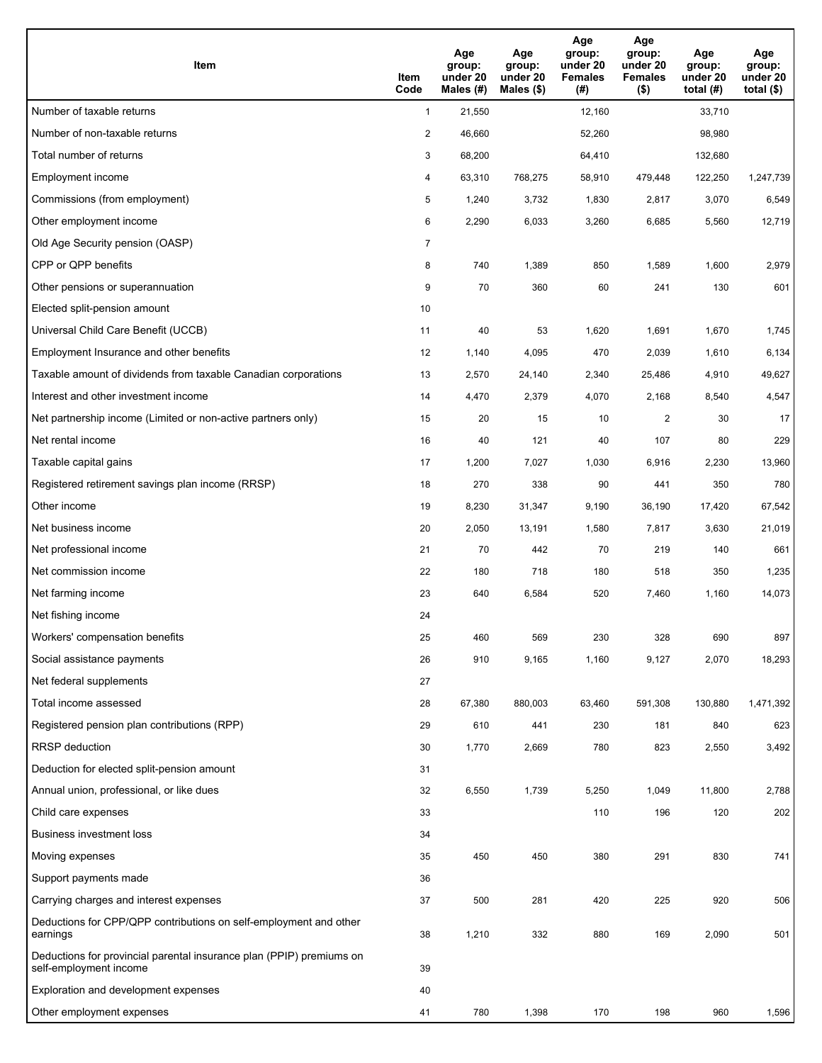| Item | Item Code | Age group: under 20 Males (#) | Age group: under 20 Males ($) | Age group: under 20 Females (#) | Age group: under 20 Females ($) | Age group: under 20 total (#) | Age group: under 20 total ($) |
|---|---|---|---|---|---|---|---|
| Number of taxable returns | 1 | 21,550 | | 12,160 | | 33,710 | |
| Number of non-taxable returns | 2 | 46,660 | | 52,260 | | 98,980 | |
| Total number of returns | 3 | 68,200 | | 64,410 | | 132,680 | |
| Employment income | 4 | 63,310 | 768,275 | 58,910 | 479,448 | 122,250 | 1,247,739 |
| Commissions (from employment) | 5 | 1,240 | 3,732 | 1,830 | 2,817 | 3,070 | 6,549 |
| Other employment income | 6 | 2,290 | 6,033 | 3,260 | 6,685 | 5,560 | 12,719 |
| Old Age Security pension (OASP) | 7 | | | | | | |
| CPP or QPP benefits | 8 | 740 | 1,389 | 850 | 1,589 | 1,600 | 2,979 |
| Other pensions or superannuation | 9 | 70 | 360 | 60 | 241 | 130 | 601 |
| Elected split-pension amount | 10 | | | | | | |
| Universal Child Care Benefit (UCCB) | 11 | 40 | 53 | 1,620 | 1,691 | 1,670 | 1,745 |
| Employment Insurance and other benefits | 12 | 1,140 | 4,095 | 470 | 2,039 | 1,610 | 6,134 |
| Taxable amount of dividends from taxable Canadian corporations | 13 | 2,570 | 24,140 | 2,340 | 25,486 | 4,910 | 49,627 |
| Interest and other investment income | 14 | 4,470 | 2,379 | 4,070 | 2,168 | 8,540 | 4,547 |
| Net partnership income (Limited or non-active partners only) | 15 | 20 | 15 | 10 | 2 | 30 | 17 |
| Net rental income | 16 | 40 | 121 | 40 | 107 | 80 | 229 |
| Taxable capital gains | 17 | 1,200 | 7,027 | 1,030 | 6,916 | 2,230 | 13,960 |
| Registered retirement savings plan income (RRSP) | 18 | 270 | 338 | 90 | 441 | 350 | 780 |
| Other income | 19 | 8,230 | 31,347 | 9,190 | 36,190 | 17,420 | 67,542 |
| Net business income | 20 | 2,050 | 13,191 | 1,580 | 7,817 | 3,630 | 21,019 |
| Net professional income | 21 | 70 | 442 | 70 | 219 | 140 | 661 |
| Net commission income | 22 | 180 | 718 | 180 | 518 | 350 | 1,235 |
| Net farming income | 23 | 640 | 6,584 | 520 | 7,460 | 1,160 | 14,073 |
| Net fishing income | 24 | | | | | | |
| Workers' compensation benefits | 25 | 460 | 569 | 230 | 328 | 690 | 897 |
| Social assistance payments | 26 | 910 | 9,165 | 1,160 | 9,127 | 2,070 | 18,293 |
| Net federal supplements | 27 | | | | | | |
| Total income assessed | 28 | 67,380 | 880,003 | 63,460 | 591,308 | 130,880 | 1,471,392 |
| Registered pension plan contributions (RPP) | 29 | 610 | 441 | 230 | 181 | 840 | 623 |
| RRSP deduction | 30 | 1,770 | 2,669 | 780 | 823 | 2,550 | 3,492 |
| Deduction for elected split-pension amount | 31 | | | | | | |
| Annual union, professional, or like dues | 32 | 6,550 | 1,739 | 5,250 | 1,049 | 11,800 | 2,788 |
| Child care expenses | 33 | | | 110 | 196 | 120 | 202 |
| Business investment loss | 34 | | | | | | |
| Moving expenses | 35 | 450 | 450 | 380 | 291 | 830 | 741 |
| Support payments made | 36 | | | | | | |
| Carrying charges and interest expenses | 37 | 500 | 281 | 420 | 225 | 920 | 506 |
| Deductions for CPP/QPP contributions on self-employment and other earnings | 38 | 1,210 | 332 | 880 | 169 | 2,090 | 501 |
| Deductions for provincial parental insurance plan (PPIP) premiums on self-employment income | 39 | | | | | | |
| Exploration and development expenses | 40 | | | | | | |
| Other employment expenses | 41 | 780 | 1,398 | 170 | 198 | 960 | 1,596 |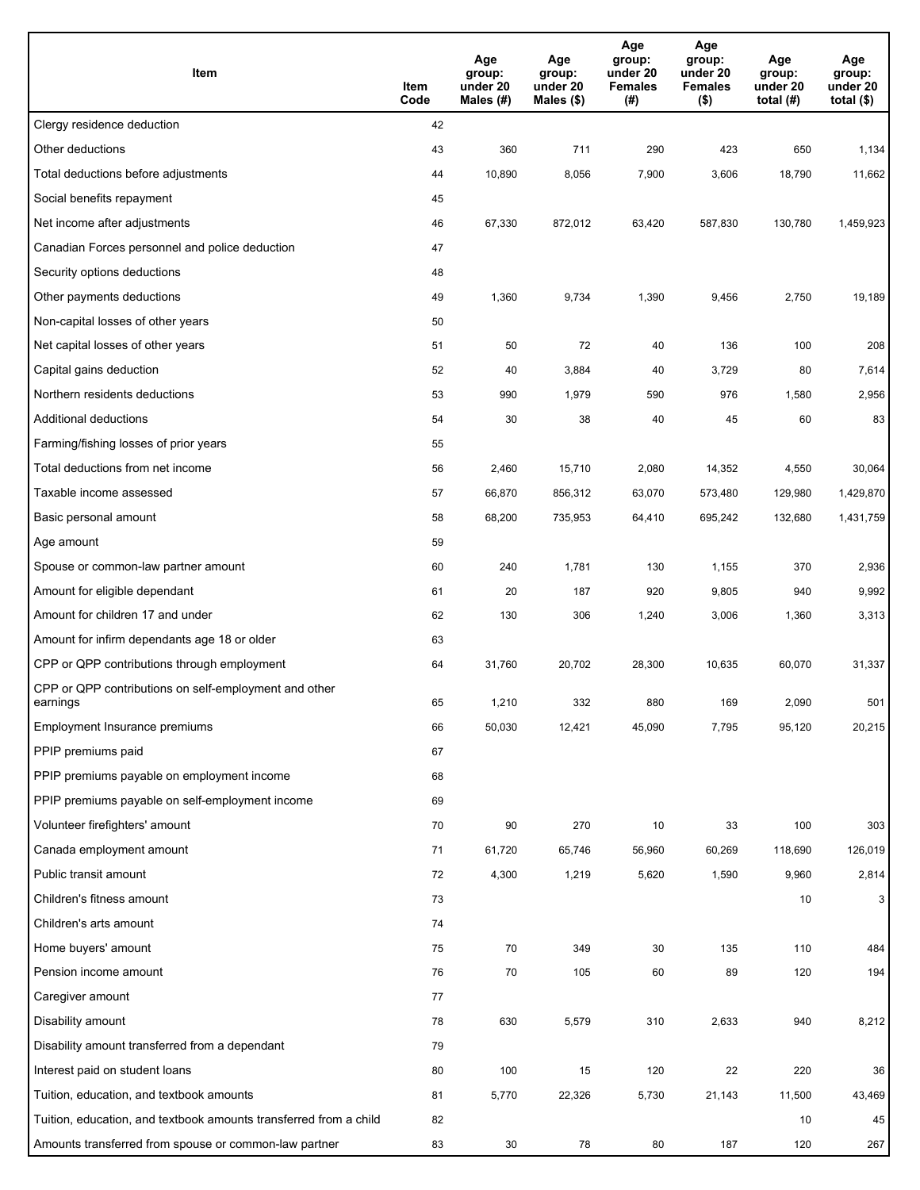| Item | Item Code | Age group: under 20 Males (#) | Age group: under 20 Males ($) | Age group: under 20 Females (#) | Age group: under 20 Females ($) | Age group: under 20 total (#) | Age group: under 20 total ($) |
|---|---|---|---|---|---|---|---|
| Clergy residence deduction | 42 | | | | | | |
| Other deductions | 43 | 360 | 711 | 290 | 423 | 650 | 1,134 |
| Total deductions before adjustments | 44 | 10,890 | 8,056 | 7,900 | 3,606 | 18,790 | 11,662 |
| Social benefits repayment | 45 | | | | | | |
| Net income after adjustments | 46 | 67,330 | 872,012 | 63,420 | 587,830 | 130,780 | 1,459,923 |
| Canadian Forces personnel and police deduction | 47 | | | | | | |
| Security options deductions | 48 | | | | | | |
| Other payments deductions | 49 | 1,360 | 9,734 | 1,390 | 9,456 | 2,750 | 19,189 |
| Non-capital losses of other years | 50 | | | | | | |
| Net capital losses of other years | 51 | 50 | 72 | 40 | 136 | 100 | 208 |
| Capital gains deduction | 52 | 40 | 3,884 | 40 | 3,729 | 80 | 7,614 |
| Northern residents deductions | 53 | 990 | 1,979 | 590 | 976 | 1,580 | 2,956 |
| Additional deductions | 54 | 30 | 38 | 40 | 45 | 60 | 83 |
| Farming/fishing losses of prior years | 55 | | | | | | |
| Total deductions from net income | 56 | 2,460 | 15,710 | 2,080 | 14,352 | 4,550 | 30,064 |
| Taxable income assessed | 57 | 66,870 | 856,312 | 63,070 | 573,480 | 129,980 | 1,429,870 |
| Basic personal amount | 58 | 68,200 | 735,953 | 64,410 | 695,242 | 132,680 | 1,431,759 |
| Age amount | 59 | | | | | | |
| Spouse or common-law partner amount | 60 | 240 | 1,781 | 130 | 1,155 | 370 | 2,936 |
| Amount for eligible dependant | 61 | 20 | 187 | 920 | 9,805 | 940 | 9,992 |
| Amount for children 17 and under | 62 | 130 | 306 | 1,240 | 3,006 | 1,360 | 3,313 |
| Amount for infirm dependants age 18 or older | 63 | | | | | | |
| CPP or QPP contributions through employment | 64 | 31,760 | 20,702 | 28,300 | 10,635 | 60,070 | 31,337 |
| CPP or QPP contributions on self-employment and other earnings | 65 | 1,210 | 332 | 880 | 169 | 2,090 | 501 |
| Employment Insurance premiums | 66 | 50,030 | 12,421 | 45,090 | 7,795 | 95,120 | 20,215 |
| PPIP premiums paid | 67 | | | | | | |
| PPIP premiums payable on employment income | 68 | | | | | | |
| PPIP premiums payable on self-employment income | 69 | | | | | | |
| Volunteer firefighters' amount | 70 | 90 | 270 | 10 | 33 | 100 | 303 |
| Canada employment amount | 71 | 61,720 | 65,746 | 56,960 | 60,269 | 118,690 | 126,019 |
| Public transit amount | 72 | 4,300 | 1,219 | 5,620 | 1,590 | 9,960 | 2,814 |
| Children's fitness amount | 73 | | | | | 10 | 3 |
| Children's arts amount | 74 | | | | | | |
| Home buyers' amount | 75 | 70 | 349 | 30 | 135 | 110 | 484 |
| Pension income amount | 76 | 70 | 105 | 60 | 89 | 120 | 194 |
| Caregiver amount | 77 | | | | | | |
| Disability amount | 78 | 630 | 5,579 | 310 | 2,633 | 940 | 8,212 |
| Disability amount transferred from a dependant | 79 | | | | | | |
| Interest paid on student loans | 80 | 100 | 15 | 120 | 22 | 220 | 36 |
| Tuition, education, and textbook amounts | 81 | 5,770 | 22,326 | 5,730 | 21,143 | 11,500 | 43,469 |
| Tuition, education, and textbook amounts transferred from a child | 82 | | | | | 10 | 45 |
| Amounts transferred from spouse or common-law partner | 83 | 30 | 78 | 80 | 187 | 120 | 267 |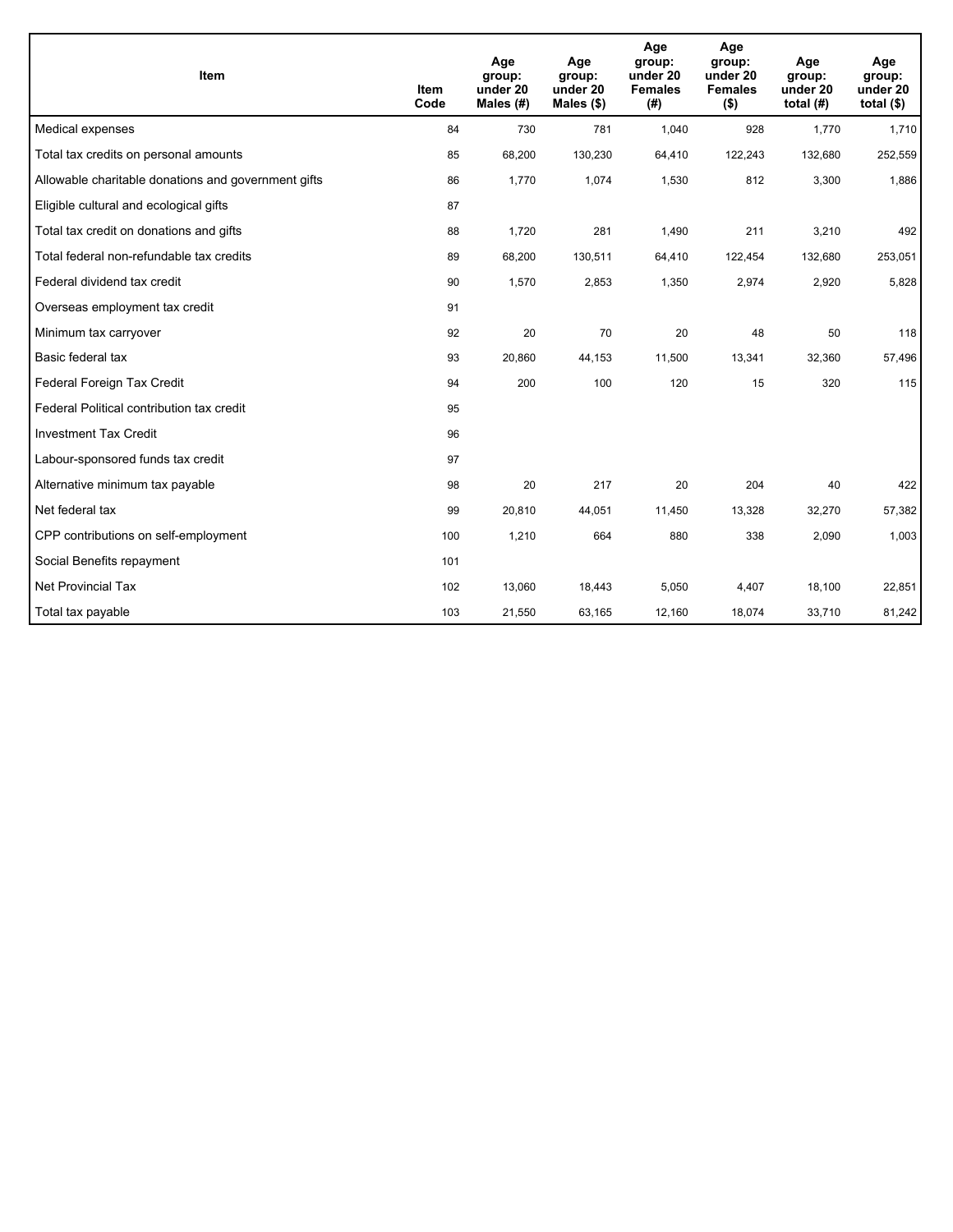| Item | Item Code | Age group: under 20 Males (#) | Age group: under 20 Males ($) | Age group: under 20 Females (#) | Age group: under 20 Females ($) | Age group: under 20 total (#) | Age group: under 20 total ($) |
|---|---|---|---|---|---|---|---|
| Medical expenses | 84 | 730 | 781 | 1,040 | 928 | 1,770 | 1,710 |
| Total tax credits on personal amounts | 85 | 68,200 | 130,230 | 64,410 | 122,243 | 132,680 | 252,559 |
| Allowable charitable donations and government gifts | 86 | 1,770 | 1,074 | 1,530 | 812 | 3,300 | 1,886 |
| Eligible cultural and ecological gifts | 87 | | | | | | |
| Total tax credit on donations and gifts | 88 | 1,720 | 281 | 1,490 | 211 | 3,210 | 492 |
| Total federal non-refundable tax credits | 89 | 68,200 | 130,511 | 64,410 | 122,454 | 132,680 | 253,051 |
| Federal dividend tax credit | 90 | 1,570 | 2,853 | 1,350 | 2,974 | 2,920 | 5,828 |
| Overseas employment tax credit | 91 | | | | | | |
| Minimum tax carryover | 92 | 20 | 70 | 20 | 48 | 50 | 118 |
| Basic federal tax | 93 | 20,860 | 44,153 | 11,500 | 13,341 | 32,360 | 57,496 |
| Federal Foreign Tax Credit | 94 | 200 | 100 | 120 | 15 | 320 | 115 |
| Federal Political contribution tax credit | 95 | | | | | | |
| Investment Tax Credit | 96 | | | | | | |
| Labour-sponsored funds tax credit | 97 | | | | | | |
| Alternative minimum tax payable | 98 | 20 | 217 | 20 | 204 | 40 | 422 |
| Net federal tax | 99 | 20,810 | 44,051 | 11,450 | 13,328 | 32,270 | 57,382 |
| CPP contributions on self-employment | 100 | 1,210 | 664 | 880 | 338 | 2,090 | 1,003 |
| Social Benefits repayment | 101 | | | | | | |
| Net Provincial Tax | 102 | 13,060 | 18,443 | 5,050 | 4,407 | 18,100 | 22,851 |
| Total tax payable | 103 | 21,550 | 63,165 | 12,160 | 18,074 | 33,710 | 81,242 |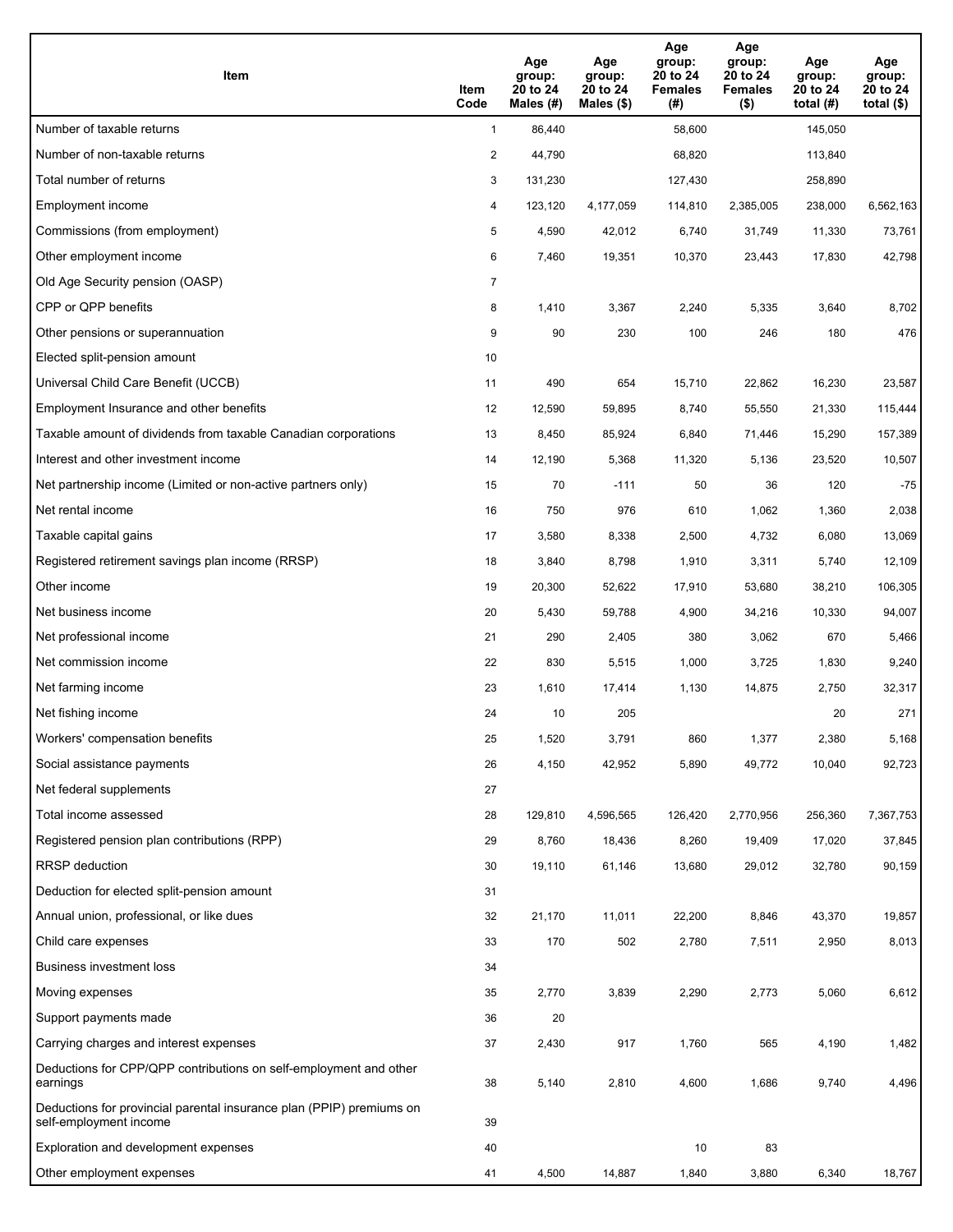| Item | Item Code | Age group: 20 to 24 Males (#) | Age group: 20 to 24 Males ($) | Age group: 20 to 24 Females (#) | Age group: 20 to 24 Females ($) | Age group: 20 to 24 total (#) | Age group: 20 to 24 total ($) |
|---|---|---|---|---|---|---|---|
| Number of taxable returns | 1 | 86,440 | | 58,600 | | 145,050 | |
| Number of non-taxable returns | 2 | 44,790 | | 68,820 | | 113,840 | |
| Total number of returns | 3 | 131,230 | | 127,430 | | 258,890 | |
| Employment income | 4 | 123,120 | 4,177,059 | 114,810 | 2,385,005 | 238,000 | 6,562,163 |
| Commissions (from employment) | 5 | 4,590 | 42,012 | 6,740 | 31,749 | 11,330 | 73,761 |
| Other employment income | 6 | 7,460 | 19,351 | 10,370 | 23,443 | 17,830 | 42,798 |
| Old Age Security pension (OASP) | 7 | | | | | | |
| CPP or QPP benefits | 8 | 1,410 | 3,367 | 2,240 | 5,335 | 3,640 | 8,702 |
| Other pensions or superannuation | 9 | 90 | 230 | 100 | 246 | 180 | 476 |
| Elected split-pension amount | 10 | | | | | | |
| Universal Child Care Benefit (UCCB) | 11 | 490 | 654 | 15,710 | 22,862 | 16,230 | 23,587 |
| Employment Insurance and other benefits | 12 | 12,590 | 59,895 | 8,740 | 55,550 | 21,330 | 115,444 |
| Taxable amount of dividends from taxable Canadian corporations | 13 | 8,450 | 85,924 | 6,840 | 71,446 | 15,290 | 157,389 |
| Interest and other investment income | 14 | 12,190 | 5,368 | 11,320 | 5,136 | 23,520 | 10,507 |
| Net partnership income (Limited or non-active partners only) | 15 | 70 | -111 | 50 | 36 | 120 | -75 |
| Net rental income | 16 | 750 | 976 | 610 | 1,062 | 1,360 | 2,038 |
| Taxable capital gains | 17 | 3,580 | 8,338 | 2,500 | 4,732 | 6,080 | 13,069 |
| Registered retirement savings plan income (RRSP) | 18 | 3,840 | 8,798 | 1,910 | 3,311 | 5,740 | 12,109 |
| Other income | 19 | 20,300 | 52,622 | 17,910 | 53,680 | 38,210 | 106,305 |
| Net business income | 20 | 5,430 | 59,788 | 4,900 | 34,216 | 10,330 | 94,007 |
| Net professional income | 21 | 290 | 2,405 | 380 | 3,062 | 670 | 5,466 |
| Net commission income | 22 | 830 | 5,515 | 1,000 | 3,725 | 1,830 | 9,240 |
| Net farming income | 23 | 1,610 | 17,414 | 1,130 | 14,875 | 2,750 | 32,317 |
| Net fishing income | 24 | 10 | 205 | | | 20 | 271 |
| Workers' compensation benefits | 25 | 1,520 | 3,791 | 860 | 1,377 | 2,380 | 5,168 |
| Social assistance payments | 26 | 4,150 | 42,952 | 5,890 | 49,772 | 10,040 | 92,723 |
| Net federal supplements | 27 | | | | | | |
| Total income assessed | 28 | 129,810 | 4,596,565 | 126,420 | 2,770,956 | 256,360 | 7,367,753 |
| Registered pension plan contributions (RPP) | 29 | 8,760 | 18,436 | 8,260 | 19,409 | 17,020 | 37,845 |
| RRSP deduction | 30 | 19,110 | 61,146 | 13,680 | 29,012 | 32,780 | 90,159 |
| Deduction for elected split-pension amount | 31 | | | | | | |
| Annual union, professional, or like dues | 32 | 21,170 | 11,011 | 22,200 | 8,846 | 43,370 | 19,857 |
| Child care expenses | 33 | 170 | 502 | 2,780 | 7,511 | 2,950 | 8,013 |
| Business investment loss | 34 | | | | | | |
| Moving expenses | 35 | 2,770 | 3,839 | 2,290 | 2,773 | 5,060 | 6,612 |
| Support payments made | 36 | 20 | | | | | |
| Carrying charges and interest expenses | 37 | 2,430 | 917 | 1,760 | 565 | 4,190 | 1,482 |
| Deductions for CPP/QPP contributions on self-employment and other earnings | 38 | 5,140 | 2,810 | 4,600 | 1,686 | 9,740 | 4,496 |
| Deductions for provincial parental insurance plan (PPIP) premiums on self-employment income | 39 | | | | | | |
| Exploration and development expenses | 40 | | | 10 | 83 | | |
| Other employment expenses | 41 | 4,500 | 14,887 | 1,840 | 3,880 | 6,340 | 18,767 |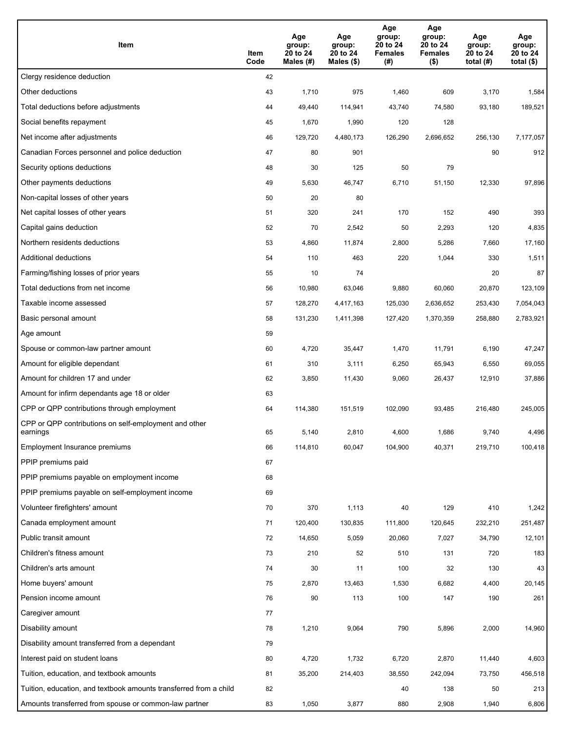| Item | Item Code | Age group: 20 to 24 Males (#) | Age group: 20 to 24 Males ($) | Age group: 20 to 24 Females (#) | Age group: 20 to 24 Females ($) | Age group: 20 to 24 total (#) | Age group: 20 to 24 total ($) |
|---|---|---|---|---|---|---|---|
| Clergy residence deduction | 42 | | | | | | |
| Other deductions | 43 | 1,710 | 975 | 1,460 | 609 | 3,170 | 1,584 |
| Total deductions before adjustments | 44 | 49,440 | 114,941 | 43,740 | 74,580 | 93,180 | 189,521 |
| Social benefits repayment | 45 | 1,670 | 1,990 | 120 | 128 | | |
| Net income after adjustments | 46 | 129,720 | 4,480,173 | 126,290 | 2,696,652 | 256,130 | 7,177,057 |
| Canadian Forces personnel and police deduction | 47 | 80 | 901 | | | 90 | 912 |
| Security options deductions | 48 | 30 | 125 | 50 | 79 | | |
| Other payments deductions | 49 | 5,630 | 46,747 | 6,710 | 51,150 | 12,330 | 97,896 |
| Non-capital losses of other years | 50 | 20 | 80 | | | | |
| Net capital losses of other years | 51 | 320 | 241 | 170 | 152 | 490 | 393 |
| Capital gains deduction | 52 | 70 | 2,542 | 50 | 2,293 | 120 | 4,835 |
| Northern residents deductions | 53 | 4,860 | 11,874 | 2,800 | 5,286 | 7,660 | 17,160 |
| Additional deductions | 54 | 110 | 463 | 220 | 1,044 | 330 | 1,511 |
| Farming/fishing losses of prior years | 55 | 10 | 74 | | | 20 | 87 |
| Total deductions from net income | 56 | 10,980 | 63,046 | 9,880 | 60,060 | 20,870 | 123,109 |
| Taxable income assessed | 57 | 128,270 | 4,417,163 | 125,030 | 2,636,652 | 253,430 | 7,054,043 |
| Basic personal amount | 58 | 131,230 | 1,411,398 | 127,420 | 1,370,359 | 258,880 | 2,783,921 |
| Age amount | 59 | | | | | | |
| Spouse or common-law partner amount | 60 | 4,720 | 35,447 | 1,470 | 11,791 | 6,190 | 47,247 |
| Amount for eligible dependant | 61 | 310 | 3,111 | 6,250 | 65,943 | 6,550 | 69,055 |
| Amount for children 17 and under | 62 | 3,850 | 11,430 | 9,060 | 26,437 | 12,910 | 37,886 |
| Amount for infirm dependants age 18 or older | 63 | | | | | | |
| CPP or QPP contributions through employment | 64 | 114,380 | 151,519 | 102,090 | 93,485 | 216,480 | 245,005 |
| CPP or QPP contributions on self-employment and other earnings | 65 | 5,140 | 2,810 | 4,600 | 1,686 | 9,740 | 4,496 |
| Employment Insurance premiums | 66 | 114,810 | 60,047 | 104,900 | 40,371 | 219,710 | 100,418 |
| PPIP premiums paid | 67 | | | | | | |
| PPIP premiums payable on employment income | 68 | | | | | | |
| PPIP premiums payable on self-employment income | 69 | | | | | | |
| Volunteer firefighters' amount | 70 | 370 | 1,113 | 40 | 129 | 410 | 1,242 |
| Canada employment amount | 71 | 120,400 | 130,835 | 111,800 | 120,645 | 232,210 | 251,487 |
| Public transit amount | 72 | 14,650 | 5,059 | 20,060 | 7,027 | 34,790 | 12,101 |
| Children's fitness amount | 73 | 210 | 52 | 510 | 131 | 720 | 183 |
| Children's arts amount | 74 | 30 | 11 | 100 | 32 | 130 | 43 |
| Home buyers' amount | 75 | 2,870 | 13,463 | 1,530 | 6,682 | 4,400 | 20,145 |
| Pension income amount | 76 | 90 | 113 | 100 | 147 | 190 | 261 |
| Caregiver amount | 77 | | | | | | |
| Disability amount | 78 | 1,210 | 9,064 | 790 | 5,896 | 2,000 | 14,960 |
| Disability amount transferred from a dependant | 79 | | | | | | |
| Interest paid on student loans | 80 | 4,720 | 1,732 | 6,720 | 2,870 | 11,440 | 4,603 |
| Tuition, education, and textbook amounts | 81 | 35,200 | 214,403 | 38,550 | 242,094 | 73,750 | 456,518 |
| Tuition, education, and textbook amounts transferred from a child | 82 | | | 40 | 138 | 50 | 213 |
| Amounts transferred from spouse or common-law partner | 83 | 1,050 | 3,877 | 880 | 2,908 | 1,940 | 6,806 |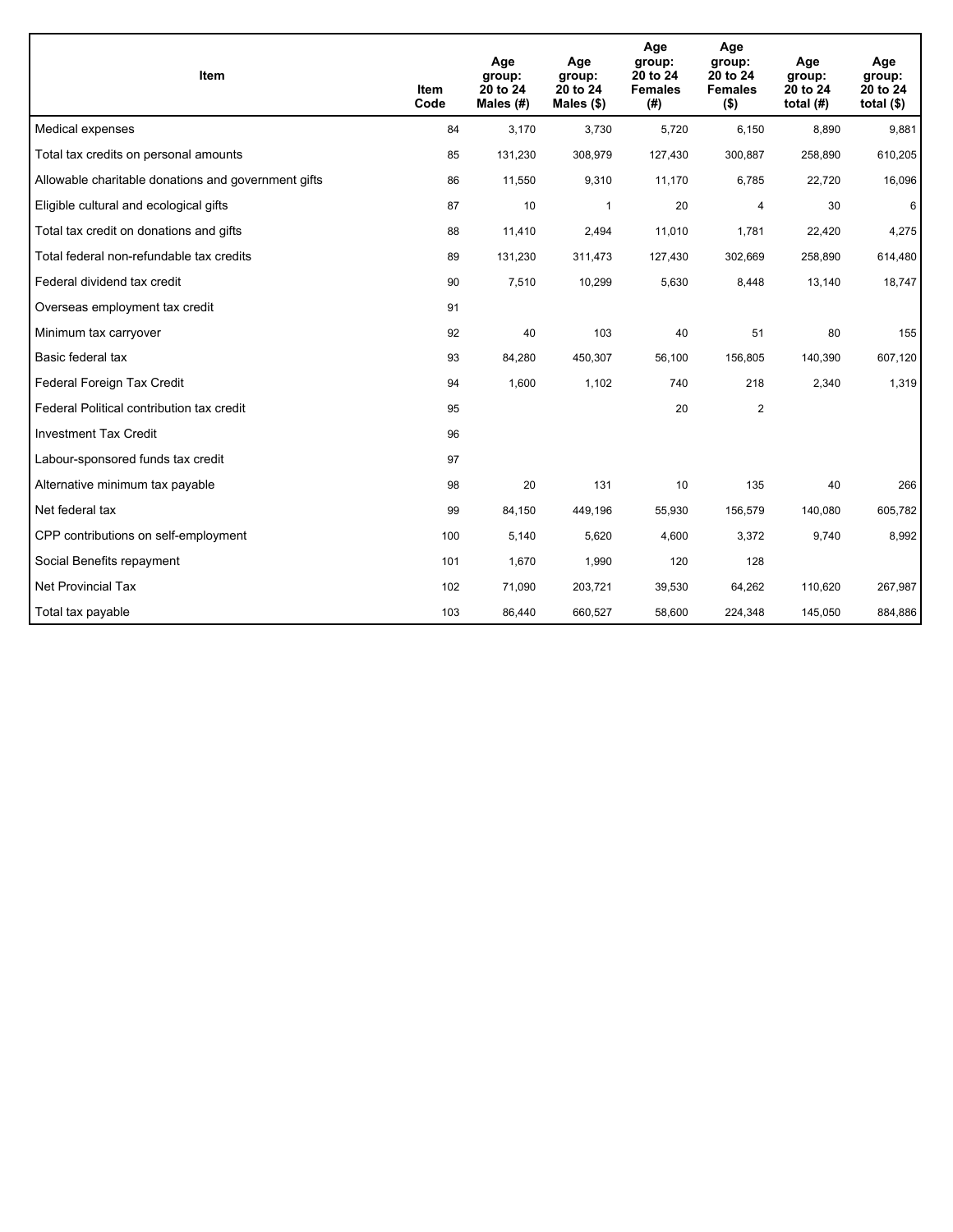| Item | Item Code | Age group: 20 to 24 Males (#) | Age group: 20 to 24 Males ($) | Age group: 20 to 24 Females (#) | Age group: 20 to 24 Females ($) | Age group: 20 to 24 total (#) | Age group: 20 to 24 total ($) |
|---|---|---|---|---|---|---|---|
| Medical expenses | 84 | 3,170 | 3,730 | 5,720 | 6,150 | 8,890 | 9,881 |
| Total tax credits on personal amounts | 85 | 131,230 | 308,979 | 127,430 | 300,887 | 258,890 | 610,205 |
| Allowable charitable donations and government gifts | 86 | 11,550 | 9,310 | 11,170 | 6,785 | 22,720 | 16,096 |
| Eligible cultural and ecological gifts | 87 | 10 | 1 | 20 | 4 | 30 | 6 |
| Total tax credit on donations and gifts | 88 | 11,410 | 2,494 | 11,010 | 1,781 | 22,420 | 4,275 |
| Total federal non-refundable tax credits | 89 | 131,230 | 311,473 | 127,430 | 302,669 | 258,890 | 614,480 |
| Federal dividend tax credit | 90 | 7,510 | 10,299 | 5,630 | 8,448 | 13,140 | 18,747 |
| Overseas employment tax credit | 91 | | | | | | |
| Minimum tax carryover | 92 | 40 | 103 | 40 | 51 | 80 | 155 |
| Basic federal tax | 93 | 84,280 | 450,307 | 56,100 | 156,805 | 140,390 | 607,120 |
| Federal Foreign Tax Credit | 94 | 1,600 | 1,102 | 740 | 218 | 2,340 | 1,319 |
| Federal Political contribution tax credit | 95 | | | 20 | 2 | | |
| Investment Tax Credit | 96 | | | | | | |
| Labour-sponsored funds tax credit | 97 | | | | | | |
| Alternative minimum tax payable | 98 | 20 | 131 | 10 | 135 | 40 | 266 |
| Net federal tax | 99 | 84,150 | 449,196 | 55,930 | 156,579 | 140,080 | 605,782 |
| CPP contributions on self-employment | 100 | 5,140 | 5,620 | 4,600 | 3,372 | 9,740 | 8,992 |
| Social Benefits repayment | 101 | 1,670 | 1,990 | 120 | 128 | | |
| Net Provincial Tax | 102 | 71,090 | 203,721 | 39,530 | 64,262 | 110,620 | 267,987 |
| Total tax payable | 103 | 86,440 | 660,527 | 58,600 | 224,348 | 145,050 | 884,886 |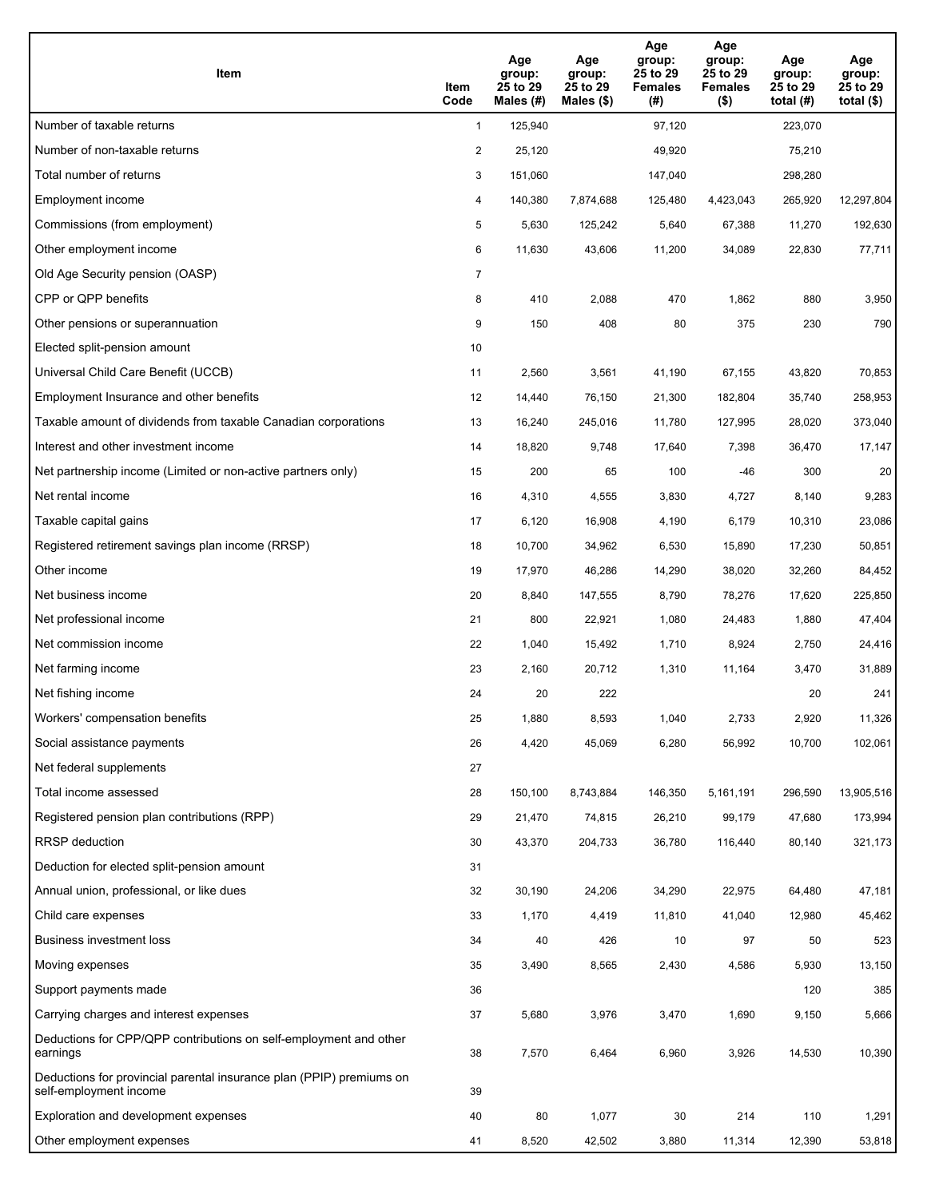| Item | Item Code | Age group: 25 to 29 Males (#) | Age group: 25 to 29 Males ($) | Age group: 25 to 29 Females (#) | Age group: 25 to 29 Females ($) | Age group: 25 to 29 total (#) | Age group: 25 to 29 total ($) |
|---|---|---|---|---|---|---|---|
| Number of taxable returns | 1 | 125,940 | | 97,120 | | 223,070 | |
| Number of non-taxable returns | 2 | 25,120 | | 49,920 | | 75,210 | |
| Total number of returns | 3 | 151,060 | | 147,040 | | 298,280 | |
| Employment income | 4 | 140,380 | 7,874,688 | 125,480 | 4,423,043 | 265,920 | 12,297,804 |
| Commissions (from employment) | 5 | 5,630 | 125,242 | 5,640 | 67,388 | 11,270 | 192,630 |
| Other employment income | 6 | 11,630 | 43,606 | 11,200 | 34,089 | 22,830 | 77,711 |
| Old Age Security pension (OASP) | 7 | | | | | | |
| CPP or QPP benefits | 8 | 410 | 2,088 | 470 | 1,862 | 880 | 3,950 |
| Other pensions or superannuation | 9 | 150 | 408 | 80 | 375 | 230 | 790 |
| Elected split-pension amount | 10 | | | | | | |
| Universal Child Care Benefit (UCCB) | 11 | 2,560 | 3,561 | 41,190 | 67,155 | 43,820 | 70,853 |
| Employment Insurance and other benefits | 12 | 14,440 | 76,150 | 21,300 | 182,804 | 35,740 | 258,953 |
| Taxable amount of dividends from taxable Canadian corporations | 13 | 16,240 | 245,016 | 11,780 | 127,995 | 28,020 | 373,040 |
| Interest and other investment income | 14 | 18,820 | 9,748 | 17,640 | 7,398 | 36,470 | 17,147 |
| Net partnership income (Limited or non-active partners only) | 15 | 200 | 65 | 100 | -46 | 300 | 20 |
| Net rental income | 16 | 4,310 | 4,555 | 3,830 | 4,727 | 8,140 | 9,283 |
| Taxable capital gains | 17 | 6,120 | 16,908 | 4,190 | 6,179 | 10,310 | 23,086 |
| Registered retirement savings plan income (RRSP) | 18 | 10,700 | 34,962 | 6,530 | 15,890 | 17,230 | 50,851 |
| Other income | 19 | 17,970 | 46,286 | 14,290 | 38,020 | 32,260 | 84,452 |
| Net business income | 20 | 8,840 | 147,555 | 8,790 | 78,276 | 17,620 | 225,850 |
| Net professional income | 21 | 800 | 22,921 | 1,080 | 24,483 | 1,880 | 47,404 |
| Net commission income | 22 | 1,040 | 15,492 | 1,710 | 8,924 | 2,750 | 24,416 |
| Net farming income | 23 | 2,160 | 20,712 | 1,310 | 11,164 | 3,470 | 31,889 |
| Net fishing income | 24 | 20 | 222 | | | 20 | 241 |
| Workers' compensation benefits | 25 | 1,880 | 8,593 | 1,040 | 2,733 | 2,920 | 11,326 |
| Social assistance payments | 26 | 4,420 | 45,069 | 6,280 | 56,992 | 10,700 | 102,061 |
| Net federal supplements | 27 | | | | | | |
| Total income assessed | 28 | 150,100 | 8,743,884 | 146,350 | 5,161,191 | 296,590 | 13,905,516 |
| Registered pension plan contributions (RPP) | 29 | 21,470 | 74,815 | 26,210 | 99,179 | 47,680 | 173,994 |
| RRSP deduction | 30 | 43,370 | 204,733 | 36,780 | 116,440 | 80,140 | 321,173 |
| Deduction for elected split-pension amount | 31 | | | | | | |
| Annual union, professional, or like dues | 32 | 30,190 | 24,206 | 34,290 | 22,975 | 64,480 | 47,181 |
| Child care expenses | 33 | 1,170 | 4,419 | 11,810 | 41,040 | 12,980 | 45,462 |
| Business investment loss | 34 | 40 | 426 | 10 | 97 | 50 | 523 |
| Moving expenses | 35 | 3,490 | 8,565 | 2,430 | 4,586 | 5,930 | 13,150 |
| Support payments made | 36 | | | | | 120 | 385 |
| Carrying charges and interest expenses | 37 | 5,680 | 3,976 | 3,470 | 1,690 | 9,150 | 5,666 |
| Deductions for CPP/QPP contributions on self-employment and other earnings | 38 | 7,570 | 6,464 | 6,960 | 3,926 | 14,530 | 10,390 |
| Deductions for provincial parental insurance plan (PPIP) premiums on self-employment income | 39 | | | | | | |
| Exploration and development expenses | 40 | 80 | 1,077 | 30 | 214 | 110 | 1,291 |
| Other employment expenses | 41 | 8,520 | 42,502 | 3,880 | 11,314 | 12,390 | 53,818 |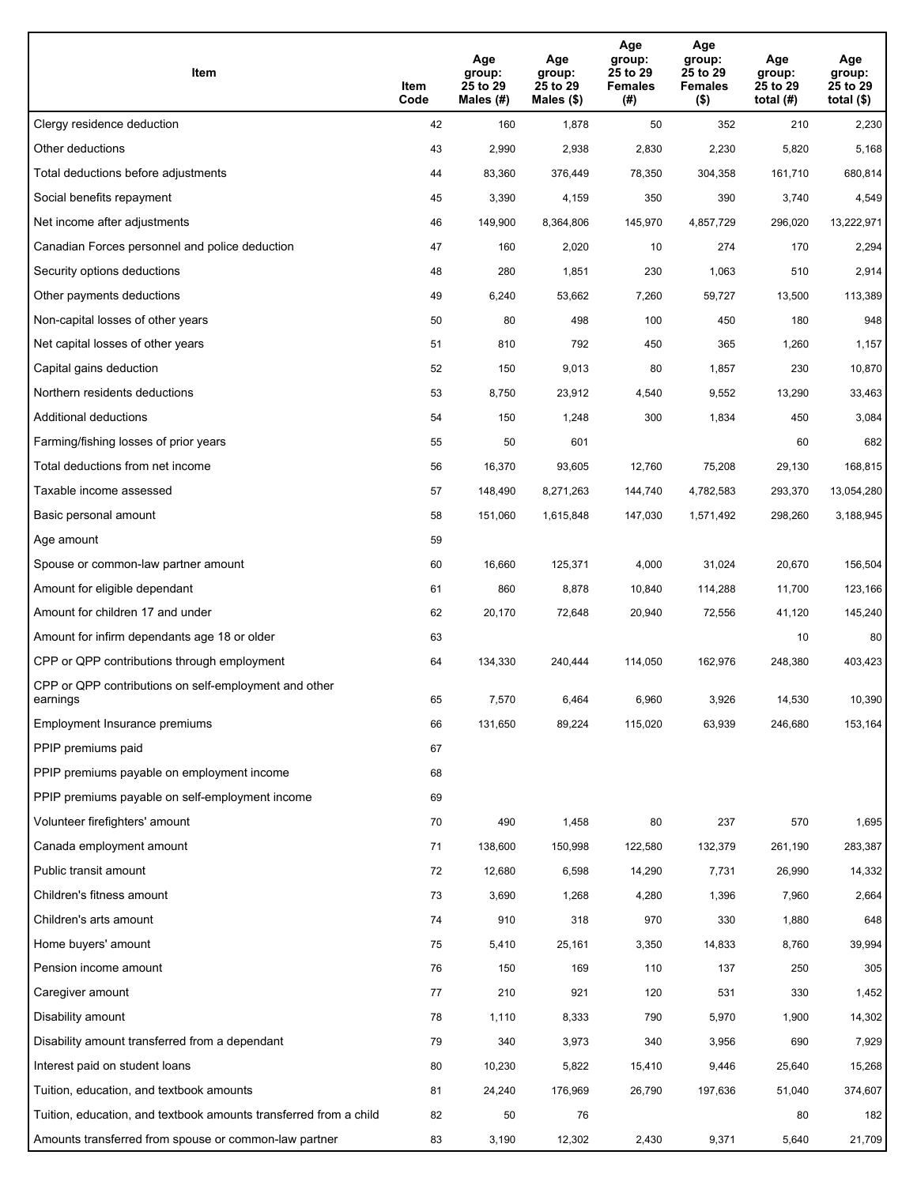| Item | Item Code | Age group: 25 to 29 Males (#) | Age group: 25 to 29 Males ($) | Age group: 25 to 29 Females (#) | Age group: 25 to 29 Females ($) | Age group: 25 to 29 total (#) | Age group: 25 to 29 total ($) |
|---|---|---|---|---|---|---|---|
| Clergy residence deduction | 42 | 160 | 1,878 | 50 | 352 | 210 | 2,230 |
| Other deductions | 43 | 2,990 | 2,938 | 2,830 | 2,230 | 5,820 | 5,168 |
| Total deductions before adjustments | 44 | 83,360 | 376,449 | 78,350 | 304,358 | 161,710 | 680,814 |
| Social benefits repayment | 45 | 3,390 | 4,159 | 350 | 390 | 3,740 | 4,549 |
| Net income after adjustments | 46 | 149,900 | 8,364,806 | 145,970 | 4,857,729 | 296,020 | 13,222,971 |
| Canadian Forces personnel and police deduction | 47 | 160 | 2,020 | 10 | 274 | 170 | 2,294 |
| Security options deductions | 48 | 280 | 1,851 | 230 | 1,063 | 510 | 2,914 |
| Other payments deductions | 49 | 6,240 | 53,662 | 7,260 | 59,727 | 13,500 | 113,389 |
| Non-capital losses of other years | 50 | 80 | 498 | 100 | 450 | 180 | 948 |
| Net capital losses of other years | 51 | 810 | 792 | 450 | 365 | 1,260 | 1,157 |
| Capital gains deduction | 52 | 150 | 9,013 | 80 | 1,857 | 230 | 10,870 |
| Northern residents deductions | 53 | 8,750 | 23,912 | 4,540 | 9,552 | 13,290 | 33,463 |
| Additional deductions | 54 | 150 | 1,248 | 300 | 1,834 | 450 | 3,084 |
| Farming/fishing losses of prior years | 55 | 50 | 601 | | | 60 | 682 |
| Total deductions from net income | 56 | 16,370 | 93,605 | 12,760 | 75,208 | 29,130 | 168,815 |
| Taxable income assessed | 57 | 148,490 | 8,271,263 | 144,740 | 4,782,583 | 293,370 | 13,054,280 |
| Basic personal amount | 58 | 151,060 | 1,615,848 | 147,030 | 1,571,492 | 298,260 | 3,188,945 |
| Age amount | 59 | | | | | | |
| Spouse or common-law partner amount | 60 | 16,660 | 125,371 | 4,000 | 31,024 | 20,670 | 156,504 |
| Amount for eligible dependant | 61 | 860 | 8,878 | 10,840 | 114,288 | 11,700 | 123,166 |
| Amount for children 17 and under | 62 | 20,170 | 72,648 | 20,940 | 72,556 | 41,120 | 145,240 |
| Amount for infirm dependants age 18 or older | 63 | | | | | 10 | 80 |
| CPP or QPP contributions through employment | 64 | 134,330 | 240,444 | 114,050 | 162,976 | 248,380 | 403,423 |
| CPP or QPP contributions on self-employment and other earnings | 65 | 7,570 | 6,464 | 6,960 | 3,926 | 14,530 | 10,390 |
| Employment Insurance premiums | 66 | 131,650 | 89,224 | 115,020 | 63,939 | 246,680 | 153,164 |
| PPIP premiums paid | 67 | | | | | | |
| PPIP premiums payable on employment income | 68 | | | | | | |
| PPIP premiums payable on self-employment income | 69 | | | | | | |
| Volunteer firefighters' amount | 70 | 490 | 1,458 | 80 | 237 | 570 | 1,695 |
| Canada employment amount | 71 | 138,600 | 150,998 | 122,580 | 132,379 | 261,190 | 283,387 |
| Public transit amount | 72 | 12,680 | 6,598 | 14,290 | 7,731 | 26,990 | 14,332 |
| Children's fitness amount | 73 | 3,690 | 1,268 | 4,280 | 1,396 | 7,960 | 2,664 |
| Children's arts amount | 74 | 910 | 318 | 970 | 330 | 1,880 | 648 |
| Home buyers' amount | 75 | 5,410 | 25,161 | 3,350 | 14,833 | 8,760 | 39,994 |
| Pension income amount | 76 | 150 | 169 | 110 | 137 | 250 | 305 |
| Caregiver amount | 77 | 210 | 921 | 120 | 531 | 330 | 1,452 |
| Disability amount | 78 | 1,110 | 8,333 | 790 | 5,970 | 1,900 | 14,302 |
| Disability amount transferred from a dependant | 79 | 340 | 3,973 | 340 | 3,956 | 690 | 7,929 |
| Interest paid on student loans | 80 | 10,230 | 5,822 | 15,410 | 9,446 | 25,640 | 15,268 |
| Tuition, education, and textbook amounts | 81 | 24,240 | 176,969 | 26,790 | 197,636 | 51,040 | 374,607 |
| Tuition, education, and textbook amounts transferred from a child | 82 | 50 | 76 | | | 80 | 182 |
| Amounts transferred from spouse or common-law partner | 83 | 3,190 | 12,302 | 2,430 | 9,371 | 5,640 | 21,709 |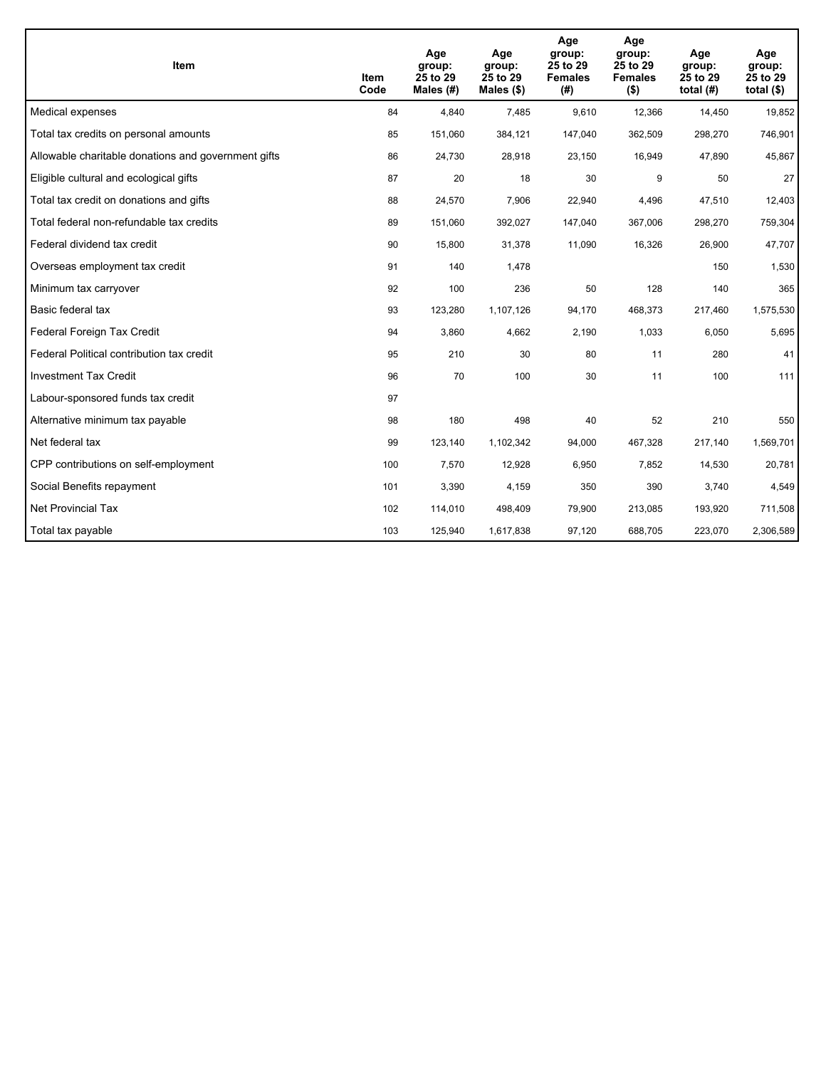| Item | Item Code | Age group: 25 to 29 Males (#) | Age group: 25 to 29 Males ($) | Age group: 25 to 29 Females (#) | Age group: 25 to 29 Females ($) | Age group: 25 to 29 total (#) | Age group: 25 to 29 total ($) |
|---|---|---|---|---|---|---|---|
| Medical expenses | 84 | 4,840 | 7,485 | 9,610 | 12,366 | 14,450 | 19,852 |
| Total tax credits on personal amounts | 85 | 151,060 | 384,121 | 147,040 | 362,509 | 298,270 | 746,901 |
| Allowable charitable donations and government gifts | 86 | 24,730 | 28,918 | 23,150 | 16,949 | 47,890 | 45,867 |
| Eligible cultural and ecological gifts | 87 | 20 | 18 | 30 | 9 | 50 | 27 |
| Total tax credit on donations and gifts | 88 | 24,570 | 7,906 | 22,940 | 4,496 | 47,510 | 12,403 |
| Total federal non-refundable tax credits | 89 | 151,060 | 392,027 | 147,040 | 367,006 | 298,270 | 759,304 |
| Federal dividend tax credit | 90 | 15,800 | 31,378 | 11,090 | 16,326 | 26,900 | 47,707 |
| Overseas employment tax credit | 91 | 140 | 1,478 | | | 150 | 1,530 |
| Minimum tax carryover | 92 | 100 | 236 | 50 | 128 | 140 | 365 |
| Basic federal tax | 93 | 123,280 | 1,107,126 | 94,170 | 468,373 | 217,460 | 1,575,530 |
| Federal Foreign Tax Credit | 94 | 3,860 | 4,662 | 2,190 | 1,033 | 6,050 | 5,695 |
| Federal Political contribution tax credit | 95 | 210 | 30 | 80 | 11 | 280 | 41 |
| Investment Tax Credit | 96 | 70 | 100 | 30 | 11 | 100 | 111 |
| Labour-sponsored funds tax credit | 97 | | | | | | |
| Alternative minimum tax payable | 98 | 180 | 498 | 40 | 52 | 210 | 550 |
| Net federal tax | 99 | 123,140 | 1,102,342 | 94,000 | 467,328 | 217,140 | 1,569,701 |
| CPP contributions on self-employment | 100 | 7,570 | 12,928 | 6,950 | 7,852 | 14,530 | 20,781 |
| Social Benefits repayment | 101 | 3,390 | 4,159 | 350 | 390 | 3,740 | 4,549 |
| Net Provincial Tax | 102 | 114,010 | 498,409 | 79,900 | 213,085 | 193,920 | 711,508 |
| Total tax payable | 103 | 125,940 | 1,617,838 | 97,120 | 688,705 | 223,070 | 2,306,589 |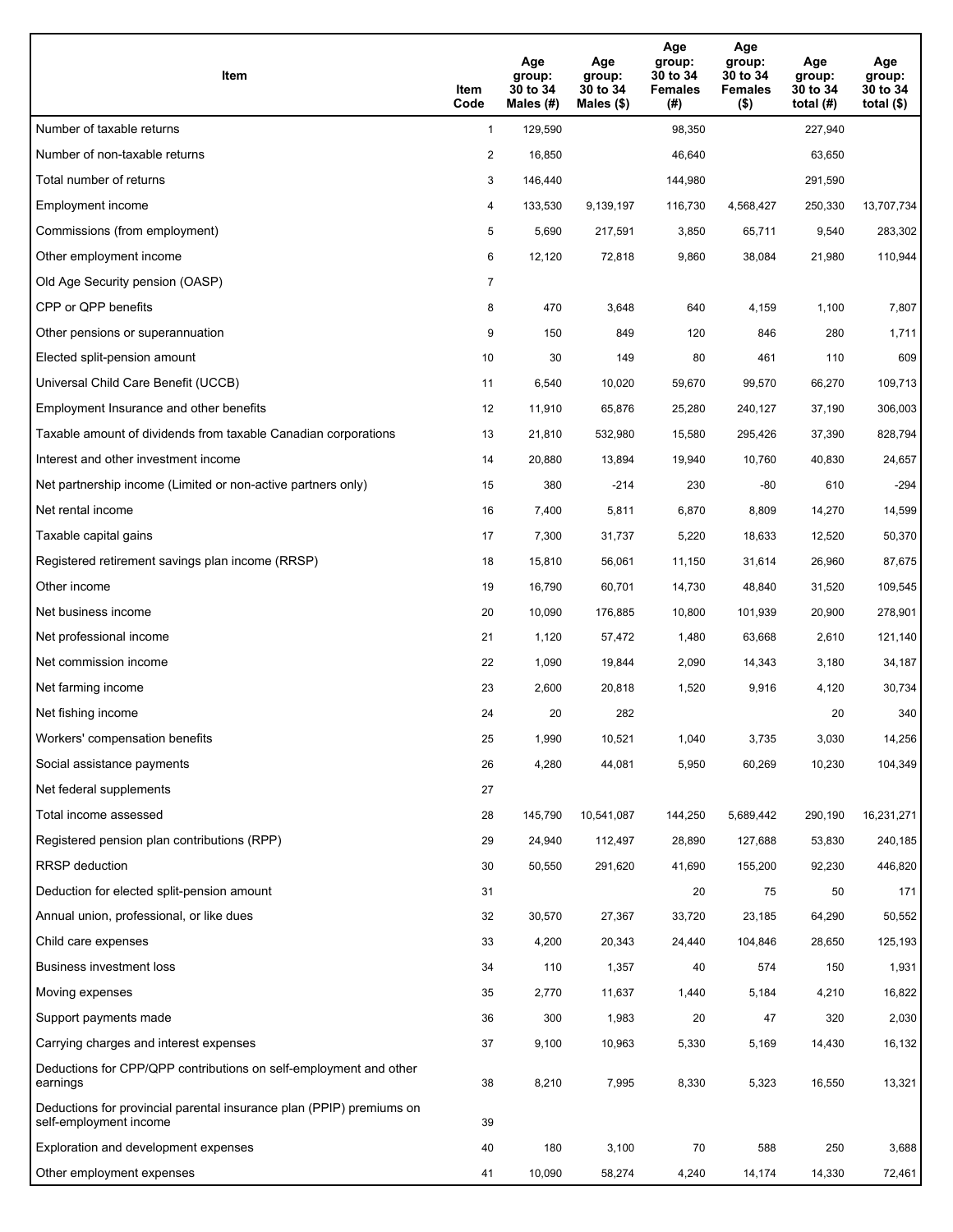| Item | Item Code | Age group: 30 to 34 Males (#) | Age group: 30 to 34 Males ($) | Age group: 30 to 34 Females (#) | Age group: 30 to 34 Females ($) | Age group: 30 to 34 total (#) | Age group: 30 to 34 total ($) |
|---|---|---|---|---|---|---|---|
| Number of taxable returns | 1 | 129,590 | | 98,350 | | 227,940 | |
| Number of non-taxable returns | 2 | 16,850 | | 46,640 | | 63,650 | |
| Total number of returns | 3 | 146,440 | | 144,980 | | 291,590 | |
| Employment income | 4 | 133,530 | 9,139,197 | 116,730 | 4,568,427 | 250,330 | 13,707,734 |
| Commissions (from employment) | 5 | 5,690 | 217,591 | 3,850 | 65,711 | 9,540 | 283,302 |
| Other employment income | 6 | 12,120 | 72,818 | 9,860 | 38,084 | 21,980 | 110,944 |
| Old Age Security pension (OASP) | 7 | | | | | | |
| CPP or QPP benefits | 8 | 470 | 3,648 | 640 | 4,159 | 1,100 | 7,807 |
| Other pensions or superannuation | 9 | 150 | 849 | 120 | 846 | 280 | 1,711 |
| Elected split-pension amount | 10 | 30 | 149 | 80 | 461 | 110 | 609 |
| Universal Child Care Benefit (UCCB) | 11 | 6,540 | 10,020 | 59,670 | 99,570 | 66,270 | 109,713 |
| Employment Insurance and other benefits | 12 | 11,910 | 65,876 | 25,280 | 240,127 | 37,190 | 306,003 |
| Taxable amount of dividends from taxable Canadian corporations | 13 | 21,810 | 532,980 | 15,580 | 295,426 | 37,390 | 828,794 |
| Interest and other investment income | 14 | 20,880 | 13,894 | 19,940 | 10,760 | 40,830 | 24,657 |
| Net partnership income (Limited or non-active partners only) | 15 | 380 | -214 | 230 | -80 | 610 | -294 |
| Net rental income | 16 | 7,400 | 5,811 | 6,870 | 8,809 | 14,270 | 14,599 |
| Taxable capital gains | 17 | 7,300 | 31,737 | 5,220 | 18,633 | 12,520 | 50,370 |
| Registered retirement savings plan income (RRSP) | 18 | 15,810 | 56,061 | 11,150 | 31,614 | 26,960 | 87,675 |
| Other income | 19 | 16,790 | 60,701 | 14,730 | 48,840 | 31,520 | 109,545 |
| Net business income | 20 | 10,090 | 176,885 | 10,800 | 101,939 | 20,900 | 278,901 |
| Net professional income | 21 | 1,120 | 57,472 | 1,480 | 63,668 | 2,610 | 121,140 |
| Net commission income | 22 | 1,090 | 19,844 | 2,090 | 14,343 | 3,180 | 34,187 |
| Net farming income | 23 | 2,600 | 20,818 | 1,520 | 9,916 | 4,120 | 30,734 |
| Net fishing income | 24 | 20 | 282 | | | 20 | 340 |
| Workers' compensation benefits | 25 | 1,990 | 10,521 | 1,040 | 3,735 | 3,030 | 14,256 |
| Social assistance payments | 26 | 4,280 | 44,081 | 5,950 | 60,269 | 10,230 | 104,349 |
| Net federal supplements | 27 | | | | | | |
| Total income assessed | 28 | 145,790 | 10,541,087 | 144,250 | 5,689,442 | 290,190 | 16,231,271 |
| Registered pension plan contributions (RPP) | 29 | 24,940 | 112,497 | 28,890 | 127,688 | 53,830 | 240,185 |
| RRSP deduction | 30 | 50,550 | 291,620 | 41,690 | 155,200 | 92,230 | 446,820 |
| Deduction for elected split-pension amount | 31 | | | 20 | 75 | 50 | 171 |
| Annual union, professional, or like dues | 32 | 30,570 | 27,367 | 33,720 | 23,185 | 64,290 | 50,552 |
| Child care expenses | 33 | 4,200 | 20,343 | 24,440 | 104,846 | 28,650 | 125,193 |
| Business investment loss | 34 | 110 | 1,357 | 40 | 574 | 150 | 1,931 |
| Moving expenses | 35 | 2,770 | 11,637 | 1,440 | 5,184 | 4,210 | 16,822 |
| Support payments made | 36 | 300 | 1,983 | 20 | 47 | 320 | 2,030 |
| Carrying charges and interest expenses | 37 | 9,100 | 10,963 | 5,330 | 5,169 | 14,430 | 16,132 |
| Deductions for CPP/QPP contributions on self-employment and other earnings | 38 | 8,210 | 7,995 | 8,330 | 5,323 | 16,550 | 13,321 |
| Deductions for provincial parental insurance plan (PPIP) premiums on self-employment income | 39 | | | | | | |
| Exploration and development expenses | 40 | 180 | 3,100 | 70 | 588 | 250 | 3,688 |
| Other employment expenses | 41 | 10,090 | 58,274 | 4,240 | 14,174 | 14,330 | 72,461 |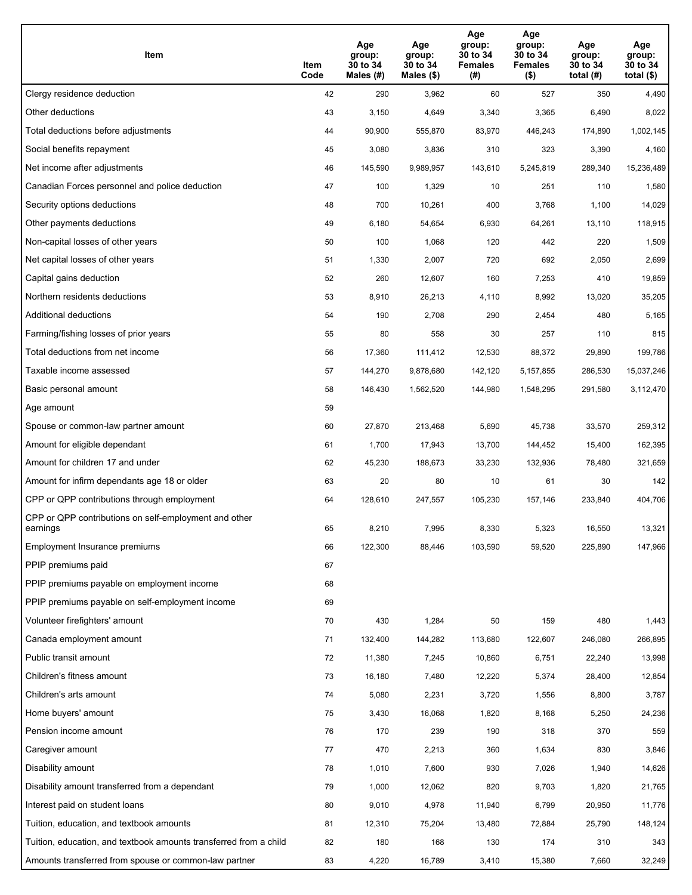| Item | Item Code | Age group: 30 to 34 Males (#) | Age group: 30 to 34 Males ($) | Age group: 30 to 34 Females (#) | Age group: 30 to 34 Females ($) | Age group: 30 to 34 total (#) | Age group: 30 to 34 total ($) |
|---|---|---|---|---|---|---|---|
| Clergy residence deduction | 42 | 290 | 3,962 | 60 | 527 | 350 | 4,490 |
| Other deductions | 43 | 3,150 | 4,649 | 3,340 | 3,365 | 6,490 | 8,022 |
| Total deductions before adjustments | 44 | 90,900 | 555,870 | 83,970 | 446,243 | 174,890 | 1,002,145 |
| Social benefits repayment | 45 | 3,080 | 3,836 | 310 | 323 | 3,390 | 4,160 |
| Net income after adjustments | 46 | 145,590 | 9,989,957 | 143,610 | 5,245,819 | 289,340 | 15,236,489 |
| Canadian Forces personnel and police deduction | 47 | 100 | 1,329 | 10 | 251 | 110 | 1,580 |
| Security options deductions | 48 | 700 | 10,261 | 400 | 3,768 | 1,100 | 14,029 |
| Other payments deductions | 49 | 6,180 | 54,654 | 6,930 | 64,261 | 13,110 | 118,915 |
| Non-capital losses of other years | 50 | 100 | 1,068 | 120 | 442 | 220 | 1,509 |
| Net capital losses of other years | 51 | 1,330 | 2,007 | 720 | 692 | 2,050 | 2,699 |
| Capital gains deduction | 52 | 260 | 12,607 | 160 | 7,253 | 410 | 19,859 |
| Northern residents deductions | 53 | 8,910 | 26,213 | 4,110 | 8,992 | 13,020 | 35,205 |
| Additional deductions | 54 | 190 | 2,708 | 290 | 2,454 | 480 | 5,165 |
| Farming/fishing losses of prior years | 55 | 80 | 558 | 30 | 257 | 110 | 815 |
| Total deductions from net income | 56 | 17,360 | 111,412 | 12,530 | 88,372 | 29,890 | 199,786 |
| Taxable income assessed | 57 | 144,270 | 9,878,680 | 142,120 | 5,157,855 | 286,530 | 15,037,246 |
| Basic personal amount | 58 | 146,430 | 1,562,520 | 144,980 | 1,548,295 | 291,580 | 3,112,470 |
| Age amount | 59 | | | | | | |
| Spouse or common-law partner amount | 60 | 27,870 | 213,468 | 5,690 | 45,738 | 33,570 | 259,312 |
| Amount for eligible dependant | 61 | 1,700 | 17,943 | 13,700 | 144,452 | 15,400 | 162,395 |
| Amount for children 17 and under | 62 | 45,230 | 188,673 | 33,230 | 132,936 | 78,480 | 321,659 |
| Amount for infirm dependants age 18 or older | 63 | 20 | 80 | 10 | 61 | 30 | 142 |
| CPP or QPP contributions through employment | 64 | 128,610 | 247,557 | 105,230 | 157,146 | 233,840 | 404,706 |
| CPP or QPP contributions on self-employment and other earnings | 65 | 8,210 | 7,995 | 8,330 | 5,323 | 16,550 | 13,321 |
| Employment Insurance premiums | 66 | 122,300 | 88,446 | 103,590 | 59,520 | 225,890 | 147,966 |
| PPIP premiums paid | 67 | | | | | | |
| PPIP premiums payable on employment income | 68 | | | | | | |
| PPIP premiums payable on self-employment income | 69 | | | | | | |
| Volunteer firefighters' amount | 70 | 430 | 1,284 | 50 | 159 | 480 | 1,443 |
| Canada employment amount | 71 | 132,400 | 144,282 | 113,680 | 122,607 | 246,080 | 266,895 |
| Public transit amount | 72 | 11,380 | 7,245 | 10,860 | 6,751 | 22,240 | 13,998 |
| Children's fitness amount | 73 | 16,180 | 7,480 | 12,220 | 5,374 | 28,400 | 12,854 |
| Children's arts amount | 74 | 5,080 | 2,231 | 3,720 | 1,556 | 8,800 | 3,787 |
| Home buyers' amount | 75 | 3,430 | 16,068 | 1,820 | 8,168 | 5,250 | 24,236 |
| Pension income amount | 76 | 170 | 239 | 190 | 318 | 370 | 559 |
| Caregiver amount | 77 | 470 | 2,213 | 360 | 1,634 | 830 | 3,846 |
| Disability amount | 78 | 1,010 | 7,600 | 930 | 7,026 | 1,940 | 14,626 |
| Disability amount transferred from a dependant | 79 | 1,000 | 12,062 | 820 | 9,703 | 1,820 | 21,765 |
| Interest paid on student loans | 80 | 9,010 | 4,978 | 11,940 | 6,799 | 20,950 | 11,776 |
| Tuition, education, and textbook amounts | 81 | 12,310 | 75,204 | 13,480 | 72,884 | 25,790 | 148,124 |
| Tuition, education, and textbook amounts transferred from a child | 82 | 180 | 168 | 130 | 174 | 310 | 343 |
| Amounts transferred from spouse or common-law partner | 83 | 4,220 | 16,789 | 3,410 | 15,380 | 7,660 | 32,249 |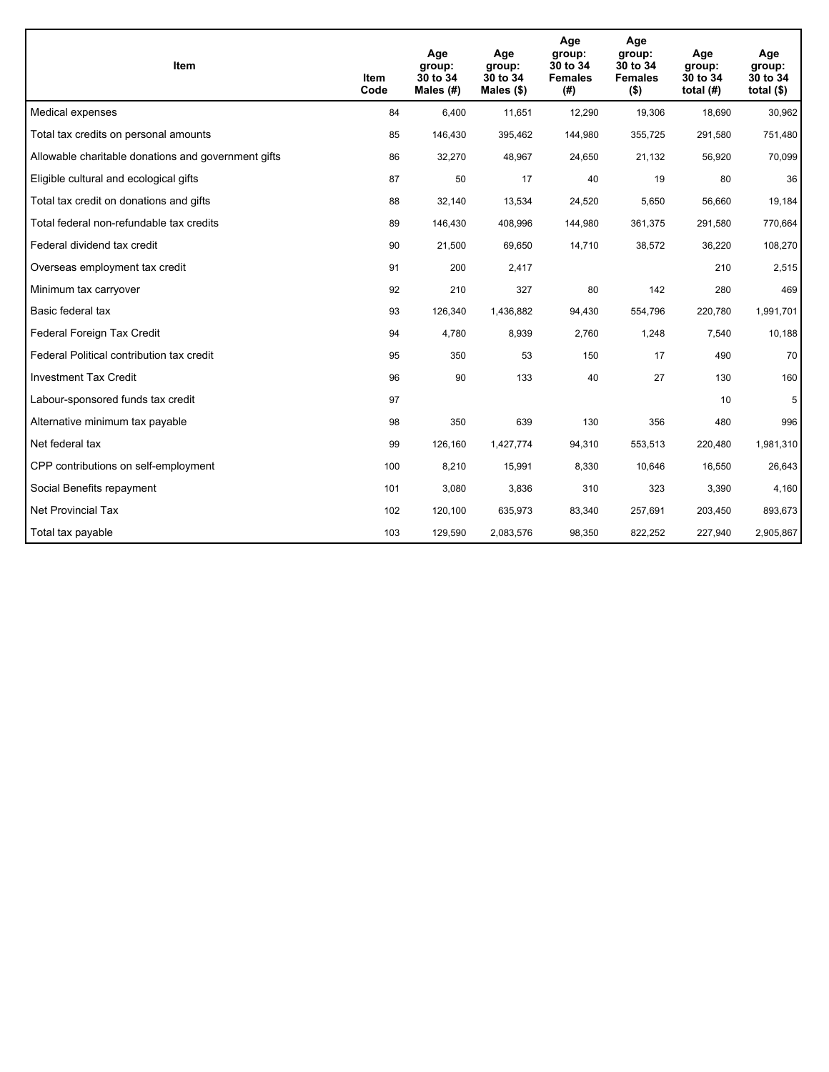| Item | Item Code | Age group: 30 to 34 Males (#) | Age group: 30 to 34 Males ($) | Age group: 30 to 34 Females (#) | Age group: 30 to 34 Females ($) | Age group: 30 to 34 total (#) | Age group: 30 to 34 total ($) |
|---|---|---|---|---|---|---|---|
| Medical expenses | 84 | 6,400 | 11,651 | 12,290 | 19,306 | 18,690 | 30,962 |
| Total tax credits on personal amounts | 85 | 146,430 | 395,462 | 144,980 | 355,725 | 291,580 | 751,480 |
| Allowable charitable donations and government gifts | 86 | 32,270 | 48,967 | 24,650 | 21,132 | 56,920 | 70,099 |
| Eligible cultural and ecological gifts | 87 | 50 | 17 | 40 | 19 | 80 | 36 |
| Total tax credit on donations and gifts | 88 | 32,140 | 13,534 | 24,520 | 5,650 | 56,660 | 19,184 |
| Total federal non-refundable tax credits | 89 | 146,430 | 408,996 | 144,980 | 361,375 | 291,580 | 770,664 |
| Federal dividend tax credit | 90 | 21,500 | 69,650 | 14,710 | 38,572 | 36,220 | 108,270 |
| Overseas employment tax credit | 91 | 200 | 2,417 | | | 210 | 2,515 |
| Minimum tax carryover | 92 | 210 | 327 | 80 | 142 | 280 | 469 |
| Basic federal tax | 93 | 126,340 | 1,436,882 | 94,430 | 554,796 | 220,780 | 1,991,701 |
| Federal Foreign Tax Credit | 94 | 4,780 | 8,939 | 2,760 | 1,248 | 7,540 | 10,188 |
| Federal Political contribution tax credit | 95 | 350 | 53 | 150 | 17 | 490 | 70 |
| Investment Tax Credit | 96 | 90 | 133 | 40 | 27 | 130 | 160 |
| Labour-sponsored funds tax credit | 97 | | | | | 10 | 5 |
| Alternative minimum tax payable | 98 | 350 | 639 | 130 | 356 | 480 | 996 |
| Net federal tax | 99 | 126,160 | 1,427,774 | 94,310 | 553,513 | 220,480 | 1,981,310 |
| CPP contributions on self-employment | 100 | 8,210 | 15,991 | 8,330 | 10,646 | 16,550 | 26,643 |
| Social Benefits repayment | 101 | 3,080 | 3,836 | 310 | 323 | 3,390 | 4,160 |
| Net Provincial Tax | 102 | 120,100 | 635,973 | 83,340 | 257,691 | 203,450 | 893,673 |
| Total tax payable | 103 | 129,590 | 2,083,576 | 98,350 | 822,252 | 227,940 | 2,905,867 |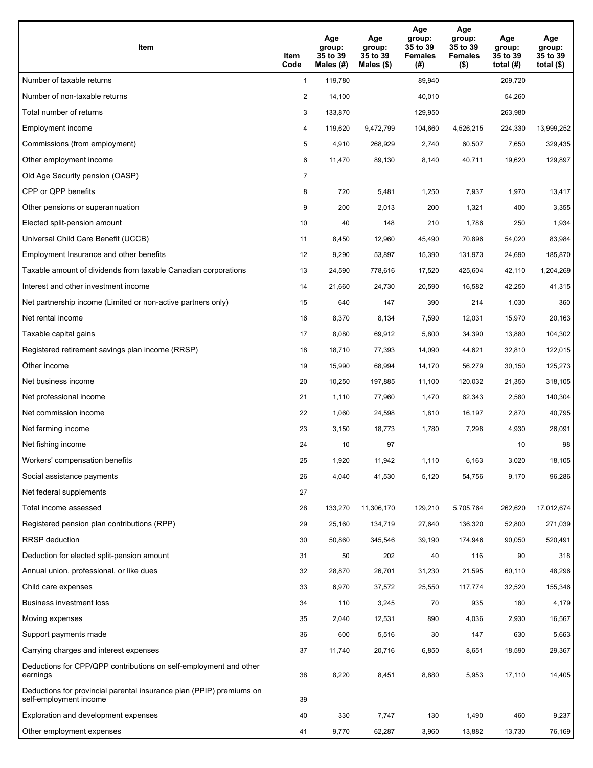| Item | Item Code | Age group: 35 to 39 Males (#) | Age group: 35 to 39 Males ($) | Age group: 35 to 39 Females (#) | Age group: 35 to 39 Females ($) | Age group: 35 to 39 total (#) | Age group: 35 to 39 total ($) |
|---|---|---|---|---|---|---|---|
| Number of taxable returns | 1 | 119,780 | | 89,940 | | 209,720 | |
| Number of non-taxable returns | 2 | 14,100 | | 40,010 | | 54,260 | |
| Total number of returns | 3 | 133,870 | | 129,950 | | 263,980 | |
| Employment income | 4 | 119,620 | 9,472,799 | 104,660 | 4,526,215 | 224,330 | 13,999,252 |
| Commissions (from employment) | 5 | 4,910 | 268,929 | 2,740 | 60,507 | 7,650 | 329,435 |
| Other employment income | 6 | 11,470 | 89,130 | 8,140 | 40,711 | 19,620 | 129,897 |
| Old Age Security pension (OASP) | 7 | | | | | | |
| CPP or QPP benefits | 8 | 720 | 5,481 | 1,250 | 7,937 | 1,970 | 13,417 |
| Other pensions or superannuation | 9 | 200 | 2,013 | 200 | 1,321 | 400 | 3,355 |
| Elected split-pension amount | 10 | 40 | 148 | 210 | 1,786 | 250 | 1,934 |
| Universal Child Care Benefit (UCCB) | 11 | 8,450 | 12,960 | 45,490 | 70,896 | 54,020 | 83,984 |
| Employment Insurance and other benefits | 12 | 9,290 | 53,897 | 15,390 | 131,973 | 24,690 | 185,870 |
| Taxable amount of dividends from taxable Canadian corporations | 13 | 24,590 | 778,616 | 17,520 | 425,604 | 42,110 | 1,204,269 |
| Interest and other investment income | 14 | 21,660 | 24,730 | 20,590 | 16,582 | 42,250 | 41,315 |
| Net partnership income (Limited or non-active partners only) | 15 | 640 | 147 | 390 | 214 | 1,030 | 360 |
| Net rental income | 16 | 8,370 | 8,134 | 7,590 | 12,031 | 15,970 | 20,163 |
| Taxable capital gains | 17 | 8,080 | 69,912 | 5,800 | 34,390 | 13,880 | 104,302 |
| Registered retirement savings plan income (RRSP) | 18 | 18,710 | 77,393 | 14,090 | 44,621 | 32,810 | 122,015 |
| Other income | 19 | 15,990 | 68,994 | 14,170 | 56,279 | 30,150 | 125,273 |
| Net business income | 20 | 10,250 | 197,885 | 11,100 | 120,032 | 21,350 | 318,105 |
| Net professional income | 21 | 1,110 | 77,960 | 1,470 | 62,343 | 2,580 | 140,304 |
| Net commission income | 22 | 1,060 | 24,598 | 1,810 | 16,197 | 2,870 | 40,795 |
| Net farming income | 23 | 3,150 | 18,773 | 1,780 | 7,298 | 4,930 | 26,091 |
| Net fishing income | 24 | 10 | 97 | | | 10 | 98 |
| Workers' compensation benefits | 25 | 1,920 | 11,942 | 1,110 | 6,163 | 3,020 | 18,105 |
| Social assistance payments | 26 | 4,040 | 41,530 | 5,120 | 54,756 | 9,170 | 96,286 |
| Net federal supplements | 27 | | | | | | |
| Total income assessed | 28 | 133,270 | 11,306,170 | 129,210 | 5,705,764 | 262,620 | 17,012,674 |
| Registered pension plan contributions (RPP) | 29 | 25,160 | 134,719 | 27,640 | 136,320 | 52,800 | 271,039 |
| RRSP deduction | 30 | 50,860 | 345,546 | 39,190 | 174,946 | 90,050 | 520,491 |
| Deduction for elected split-pension amount | 31 | 50 | 202 | 40 | 116 | 90 | 318 |
| Annual union, professional, or like dues | 32 | 28,870 | 26,701 | 31,230 | 21,595 | 60,110 | 48,296 |
| Child care expenses | 33 | 6,970 | 37,572 | 25,550 | 117,774 | 32,520 | 155,346 |
| Business investment loss | 34 | 110 | 3,245 | 70 | 935 | 180 | 4,179 |
| Moving expenses | 35 | 2,040 | 12,531 | 890 | 4,036 | 2,930 | 16,567 |
| Support payments made | 36 | 600 | 5,516 | 30 | 147 | 630 | 5,663 |
| Carrying charges and interest expenses | 37 | 11,740 | 20,716 | 6,850 | 8,651 | 18,590 | 29,367 |
| Deductions for CPP/QPP contributions on self-employment and other earnings | 38 | 8,220 | 8,451 | 8,880 | 5,953 | 17,110 | 14,405 |
| Deductions for provincial parental insurance plan (PPIP) premiums on self-employment income | 39 | | | | | | |
| Exploration and development expenses | 40 | 330 | 7,747 | 130 | 1,490 | 460 | 9,237 |
| Other employment expenses | 41 | 9,770 | 62,287 | 3,960 | 13,882 | 13,730 | 76,169 |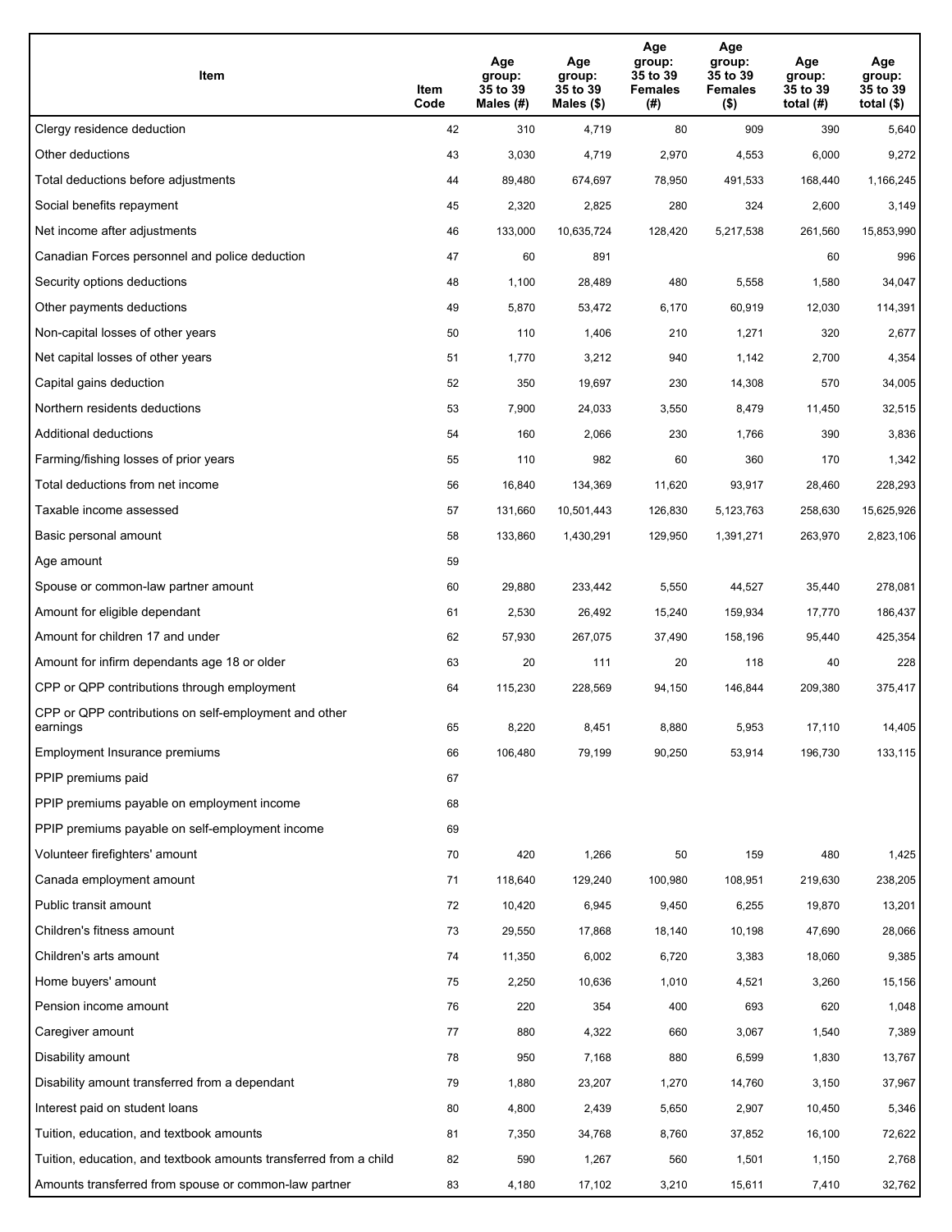| Item | Item Code | Age group: 35 to 39 Males (#) | Age group: 35 to 39 Males ($) | Age group: 35 to 39 Females (#) | Age group: 35 to 39 Females ($) | Age group: 35 to 39 total (#) | Age group: 35 to 39 total ($) |
|---|---|---|---|---|---|---|---|
| Clergy residence deduction | 42 | 310 | 4,719 | 80 | 909 | 390 | 5,640 |
| Other deductions | 43 | 3,030 | 4,719 | 2,970 | 4,553 | 6,000 | 9,272 |
| Total deductions before adjustments | 44 | 89,480 | 674,697 | 78,950 | 491,533 | 168,440 | 1,166,245 |
| Social benefits repayment | 45 | 2,320 | 2,825 | 280 | 324 | 2,600 | 3,149 |
| Net income after adjustments | 46 | 133,000 | 10,635,724 | 128,420 | 5,217,538 | 261,560 | 15,853,990 |
| Canadian Forces personnel and police deduction | 47 | 60 | 891 | | | 60 | 996 |
| Security options deductions | 48 | 1,100 | 28,489 | 480 | 5,558 | 1,580 | 34,047 |
| Other payments deductions | 49 | 5,870 | 53,472 | 6,170 | 60,919 | 12,030 | 114,391 |
| Non-capital losses of other years | 50 | 110 | 1,406 | 210 | 1,271 | 320 | 2,677 |
| Net capital losses of other years | 51 | 1,770 | 3,212 | 940 | 1,142 | 2,700 | 4,354 |
| Capital gains deduction | 52 | 350 | 19,697 | 230 | 14,308 | 570 | 34,005 |
| Northern residents deductions | 53 | 7,900 | 24,033 | 3,550 | 8,479 | 11,450 | 32,515 |
| Additional deductions | 54 | 160 | 2,066 | 230 | 1,766 | 390 | 3,836 |
| Farming/fishing losses of prior years | 55 | 110 | 982 | 60 | 360 | 170 | 1,342 |
| Total deductions from net income | 56 | 16,840 | 134,369 | 11,620 | 93,917 | 28,460 | 228,293 |
| Taxable income assessed | 57 | 131,660 | 10,501,443 | 126,830 | 5,123,763 | 258,630 | 15,625,926 |
| Basic personal amount | 58 | 133,860 | 1,430,291 | 129,950 | 1,391,271 | 263,970 | 2,823,106 |
| Age amount | 59 | | | | | | |
| Spouse or common-law partner amount | 60 | 29,880 | 233,442 | 5,550 | 44,527 | 35,440 | 278,081 |
| Amount for eligible dependant | 61 | 2,530 | 26,492 | 15,240 | 159,934 | 17,770 | 186,437 |
| Amount for children 17 and under | 62 | 57,930 | 267,075 | 37,490 | 158,196 | 95,440 | 425,354 |
| Amount for infirm dependants age 18 or older | 63 | 20 | 111 | 20 | 118 | 40 | 228 |
| CPP or QPP contributions through employment | 64 | 115,230 | 228,569 | 94,150 | 146,844 | 209,380 | 375,417 |
| CPP or QPP contributions on self-employment and other earnings | 65 | 8,220 | 8,451 | 8,880 | 5,953 | 17,110 | 14,405 |
| Employment Insurance premiums | 66 | 106,480 | 79,199 | 90,250 | 53,914 | 196,730 | 133,115 |
| PPIP premiums paid | 67 | | | | | | |
| PPIP premiums payable on employment income | 68 | | | | | | |
| PPIP premiums payable on self-employment income | 69 | | | | | | |
| Volunteer firefighters' amount | 70 | 420 | 1,266 | 50 | 159 | 480 | 1,425 |
| Canada employment amount | 71 | 118,640 | 129,240 | 100,980 | 108,951 | 219,630 | 238,205 |
| Public transit amount | 72 | 10,420 | 6,945 | 9,450 | 6,255 | 19,870 | 13,201 |
| Children's fitness amount | 73 | 29,550 | 17,868 | 18,140 | 10,198 | 47,690 | 28,066 |
| Children's arts amount | 74 | 11,350 | 6,002 | 6,720 | 3,383 | 18,060 | 9,385 |
| Home buyers' amount | 75 | 2,250 | 10,636 | 1,010 | 4,521 | 3,260 | 15,156 |
| Pension income amount | 76 | 220 | 354 | 400 | 693 | 620 | 1,048 |
| Caregiver amount | 77 | 880 | 4,322 | 660 | 3,067 | 1,540 | 7,389 |
| Disability amount | 78 | 950 | 7,168 | 880 | 6,599 | 1,830 | 13,767 |
| Disability amount transferred from a dependant | 79 | 1,880 | 23,207 | 1,270 | 14,760 | 3,150 | 37,967 |
| Interest paid on student loans | 80 | 4,800 | 2,439 | 5,650 | 2,907 | 10,450 | 5,346 |
| Tuition, education, and textbook amounts | 81 | 7,350 | 34,768 | 8,760 | 37,852 | 16,100 | 72,622 |
| Tuition, education, and textbook amounts transferred from a child | 82 | 590 | 1,267 | 560 | 1,501 | 1,150 | 2,768 |
| Amounts transferred from spouse or common-law partner | 83 | 4,180 | 17,102 | 3,210 | 15,611 | 7,410 | 32,762 |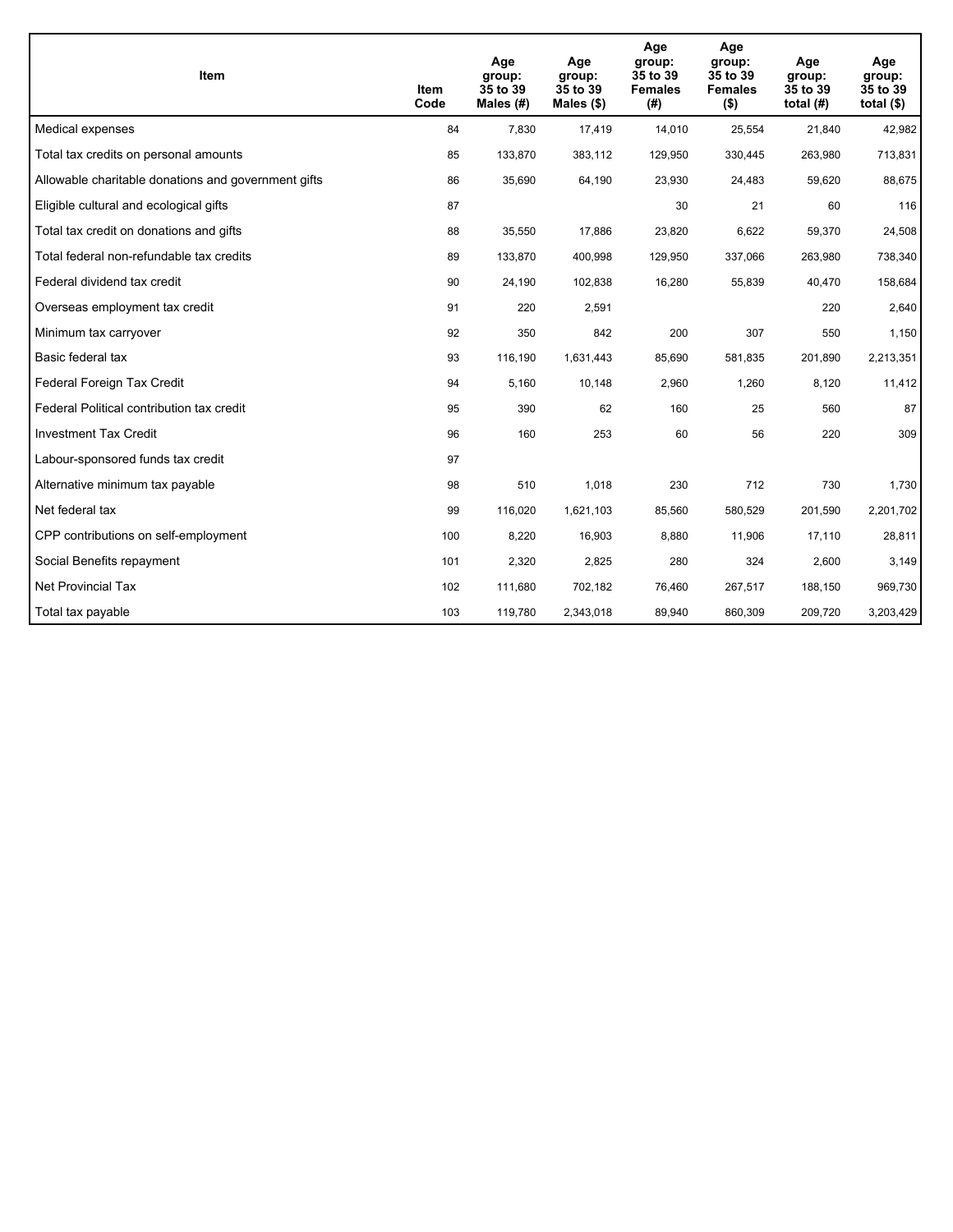| Item | Item Code | Age group: 35 to 39 Males (#) | Age group: 35 to 39 Males ($) | Age group: 35 to 39 Females (#) | Age group: 35 to 39 Females ($) | Age group: 35 to 39 total (#) | Age group: 35 to 39 total ($) |
|---|---|---|---|---|---|---|---|
| Medical expenses | 84 | 7,830 | 17,419 | 14,010 | 25,554 | 21,840 | 42,982 |
| Total tax credits on personal amounts | 85 | 133,870 | 383,112 | 129,950 | 330,445 | 263,980 | 713,831 |
| Allowable charitable donations and government gifts | 86 | 35,690 | 64,190 | 23,930 | 24,483 | 59,620 | 88,675 |
| Eligible cultural and ecological gifts | 87 | | | 30 | 21 | 60 | 116 |
| Total tax credit on donations and gifts | 88 | 35,550 | 17,886 | 23,820 | 6,622 | 59,370 | 24,508 |
| Total federal non-refundable tax credits | 89 | 133,870 | 400,998 | 129,950 | 337,066 | 263,980 | 738,340 |
| Federal dividend tax credit | 90 | 24,190 | 102,838 | 16,280 | 55,839 | 40,470 | 158,684 |
| Overseas employment tax credit | 91 | 220 | 2,591 | | | 220 | 2,640 |
| Minimum tax carryover | 92 | 350 | 842 | 200 | 307 | 550 | 1,150 |
| Basic federal tax | 93 | 116,190 | 1,631,443 | 85,690 | 581,835 | 201,890 | 2,213,351 |
| Federal Foreign Tax Credit | 94 | 5,160 | 10,148 | 2,960 | 1,260 | 8,120 | 11,412 |
| Federal Political contribution tax credit | 95 | 390 | 62 | 160 | 25 | 560 | 87 |
| Investment Tax Credit | 96 | 160 | 253 | 60 | 56 | 220 | 309 |
| Labour-sponsored funds tax credit | 97 | | | | | | |
| Alternative minimum tax payable | 98 | 510 | 1,018 | 230 | 712 | 730 | 1,730 |
| Net federal tax | 99 | 116,020 | 1,621,103 | 85,560 | 580,529 | 201,590 | 2,201,702 |
| CPP contributions on self-employment | 100 | 8,220 | 16,903 | 8,880 | 11,906 | 17,110 | 28,811 |
| Social Benefits repayment | 101 | 2,320 | 2,825 | 280 | 324 | 2,600 | 3,149 |
| Net Provincial Tax | 102 | 111,680 | 702,182 | 76,460 | 267,517 | 188,150 | 969,730 |
| Total tax payable | 103 | 119,780 | 2,343,018 | 89,940 | 860,309 | 209,720 | 3,203,429 |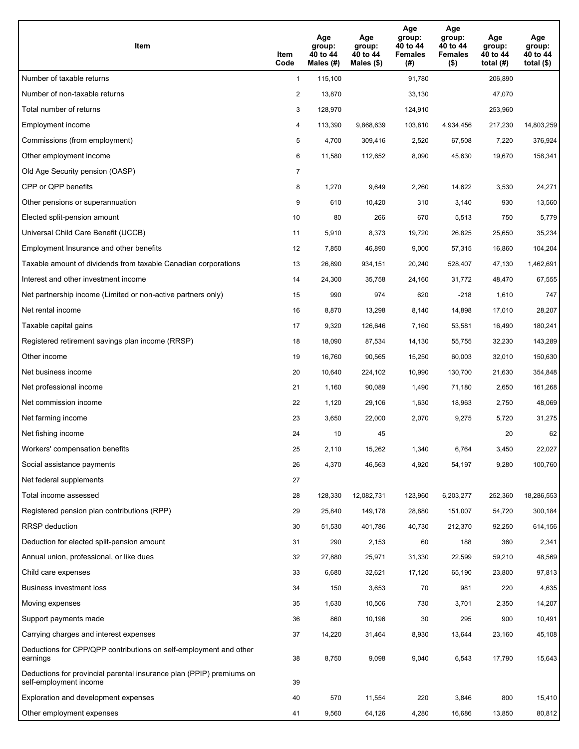| Item | Item Code | Age group: 40 to 44 Males (#) | Age group: 40 to 44 Males ($) | Age group: 40 to 44 Females (#) | Age group: 40 to 44 Females ($) | Age group: 40 to 44 total (#) | Age group: 40 to 44 total ($) |
|---|---|---|---|---|---|---|---|
| Number of taxable returns | 1 | 115,100 | | 91,780 | | 206,890 | |
| Number of non-taxable returns | 2 | 13,870 | | 33,130 | | 47,070 | |
| Total number of returns | 3 | 128,970 | | 124,910 | | 253,960 | |
| Employment income | 4 | 113,390 | 9,868,639 | 103,810 | 4,934,456 | 217,230 | 14,803,259 |
| Commissions (from employment) | 5 | 4,700 | 309,416 | 2,520 | 67,508 | 7,220 | 376,924 |
| Other employment income | 6 | 11,580 | 112,652 | 8,090 | 45,630 | 19,670 | 158,341 |
| Old Age Security pension (OASP) | 7 | | | | | | |
| CPP or QPP benefits | 8 | 1,270 | 9,649 | 2,260 | 14,622 | 3,530 | 24,271 |
| Other pensions or superannuation | 9 | 610 | 10,420 | 310 | 3,140 | 930 | 13,560 |
| Elected split-pension amount | 10 | 80 | 266 | 670 | 5,513 | 750 | 5,779 |
| Universal Child Care Benefit (UCCB) | 11 | 5,910 | 8,373 | 19,720 | 26,825 | 25,650 | 35,234 |
| Employment Insurance and other benefits | 12 | 7,850 | 46,890 | 9,000 | 57,315 | 16,860 | 104,204 |
| Taxable amount of dividends from taxable Canadian corporations | 13 | 26,890 | 934,151 | 20,240 | 528,407 | 47,130 | 1,462,691 |
| Interest and other investment income | 14 | 24,300 | 35,758 | 24,160 | 31,772 | 48,470 | 67,555 |
| Net partnership income (Limited or non-active partners only) | 15 | 990 | 974 | 620 | -218 | 1,610 | 747 |
| Net rental income | 16 | 8,870 | 13,298 | 8,140 | 14,898 | 17,010 | 28,207 |
| Taxable capital gains | 17 | 9,320 | 126,646 | 7,160 | 53,581 | 16,490 | 180,241 |
| Registered retirement savings plan income (RRSP) | 18 | 18,090 | 87,534 | 14,130 | 55,755 | 32,230 | 143,289 |
| Other income | 19 | 16,760 | 90,565 | 15,250 | 60,003 | 32,010 | 150,630 |
| Net business income | 20 | 10,640 | 224,102 | 10,990 | 130,700 | 21,630 | 354,848 |
| Net professional income | 21 | 1,160 | 90,089 | 1,490 | 71,180 | 2,650 | 161,268 |
| Net commission income | 22 | 1,120 | 29,106 | 1,630 | 18,963 | 2,750 | 48,069 |
| Net farming income | 23 | 3,650 | 22,000 | 2,070 | 9,275 | 5,720 | 31,275 |
| Net fishing income | 24 | 10 | 45 | | | 20 | 62 |
| Workers' compensation benefits | 25 | 2,110 | 15,262 | 1,340 | 6,764 | 3,450 | 22,027 |
| Social assistance payments | 26 | 4,370 | 46,563 | 4,920 | 54,197 | 9,280 | 100,760 |
| Net federal supplements | 27 | | | | | | |
| Total income assessed | 28 | 128,330 | 12,082,731 | 123,960 | 6,203,277 | 252,360 | 18,286,553 |
| Registered pension plan contributions (RPP) | 29 | 25,840 | 149,178 | 28,880 | 151,007 | 54,720 | 300,184 |
| RRSP deduction | 30 | 51,530 | 401,786 | 40,730 | 212,370 | 92,250 | 614,156 |
| Deduction for elected split-pension amount | 31 | 290 | 2,153 | 60 | 188 | 360 | 2,341 |
| Annual union, professional, or like dues | 32 | 27,880 | 25,971 | 31,330 | 22,599 | 59,210 | 48,569 |
| Child care expenses | 33 | 6,680 | 32,621 | 17,120 | 65,190 | 23,800 | 97,813 |
| Business investment loss | 34 | 150 | 3,653 | 70 | 981 | 220 | 4,635 |
| Moving expenses | 35 | 1,630 | 10,506 | 730 | 3,701 | 2,350 | 14,207 |
| Support payments made | 36 | 860 | 10,196 | 30 | 295 | 900 | 10,491 |
| Carrying charges and interest expenses | 37 | 14,220 | 31,464 | 8,930 | 13,644 | 23,160 | 45,108 |
| Deductions for CPP/QPP contributions on self-employment and other earnings | 38 | 8,750 | 9,098 | 9,040 | 6,543 | 17,790 | 15,643 |
| Deductions for provincial parental insurance plan (PPIP) premiums on self-employment income | 39 | | | | | | |
| Exploration and development expenses | 40 | 570 | 11,554 | 220 | 3,846 | 800 | 15,410 |
| Other employment expenses | 41 | 9,560 | 64,126 | 4,280 | 16,686 | 13,850 | 80,812 |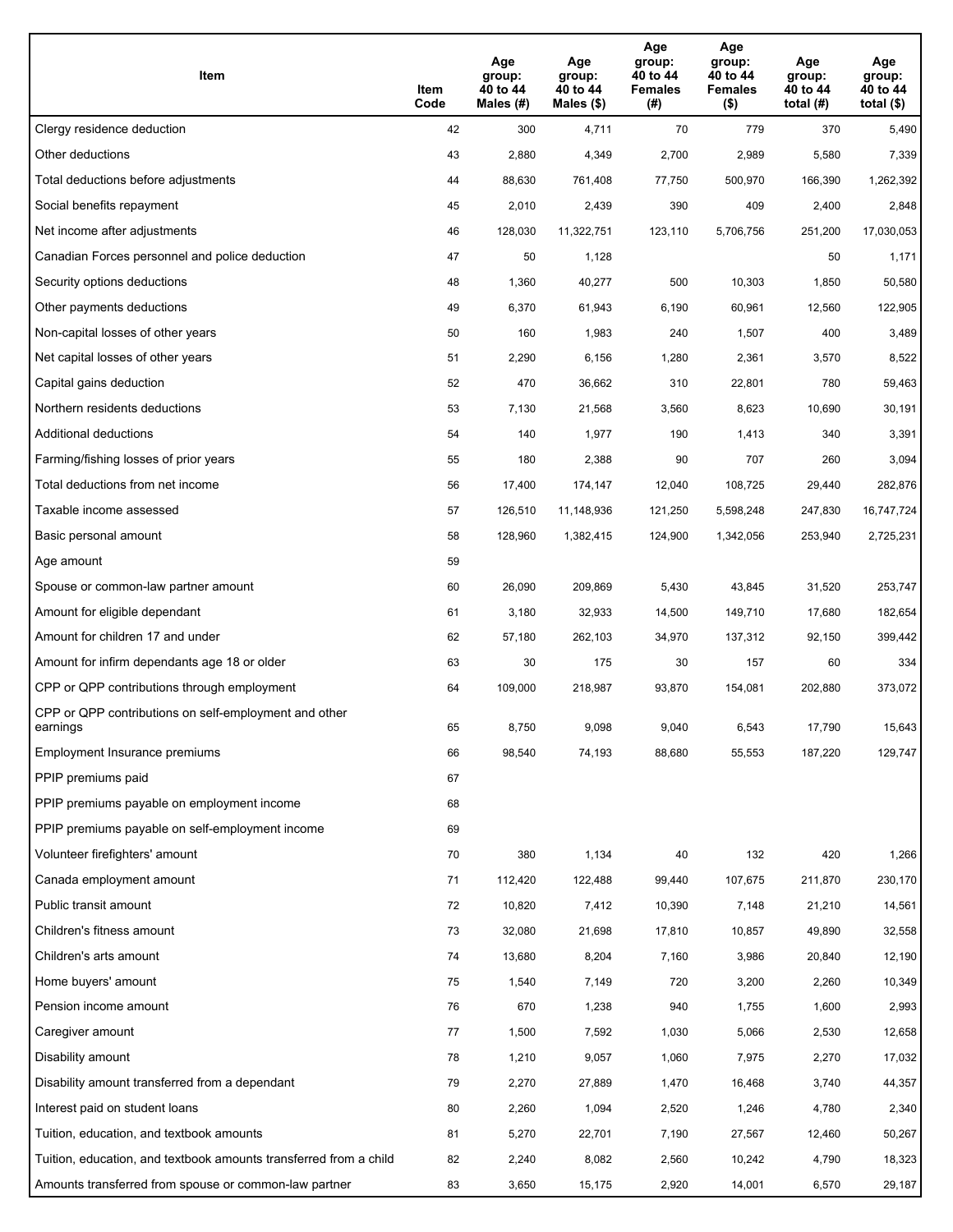| Item | Item Code | Age group: 40 to 44 Males (#) | Age group: 40 to 44 Males ($) | Age group: 40 to 44 Females (#) | Age group: 40 to 44 Females ($) | Age group: 40 to 44 total (#) | Age group: 40 to 44 total ($) |
|---|---|---|---|---|---|---|---|
| Clergy residence deduction | 42 | 300 | 4,711 | 70 | 779 | 370 | 5,490 |
| Other deductions | 43 | 2,880 | 4,349 | 2,700 | 2,989 | 5,580 | 7,339 |
| Total deductions before adjustments | 44 | 88,630 | 761,408 | 77,750 | 500,970 | 166,390 | 1,262,392 |
| Social benefits repayment | 45 | 2,010 | 2,439 | 390 | 409 | 2,400 | 2,848 |
| Net income after adjustments | 46 | 128,030 | 11,322,751 | 123,110 | 5,706,756 | 251,200 | 17,030,053 |
| Canadian Forces personnel and police deduction | 47 | 50 | 1,128 | | | 50 | 1,171 |
| Security options deductions | 48 | 1,360 | 40,277 | 500 | 10,303 | 1,850 | 50,580 |
| Other payments deductions | 49 | 6,370 | 61,943 | 6,190 | 60,961 | 12,560 | 122,905 |
| Non-capital losses of other years | 50 | 160 | 1,983 | 240 | 1,507 | 400 | 3,489 |
| Net capital losses of other years | 51 | 2,290 | 6,156 | 1,280 | 2,361 | 3,570 | 8,522 |
| Capital gains deduction | 52 | 470 | 36,662 | 310 | 22,801 | 780 | 59,463 |
| Northern residents deductions | 53 | 7,130 | 21,568 | 3,560 | 8,623 | 10,690 | 30,191 |
| Additional deductions | 54 | 140 | 1,977 | 190 | 1,413 | 340 | 3,391 |
| Farming/fishing losses of prior years | 55 | 180 | 2,388 | 90 | 707 | 260 | 3,094 |
| Total deductions from net income | 56 | 17,400 | 174,147 | 12,040 | 108,725 | 29,440 | 282,876 |
| Taxable income assessed | 57 | 126,510 | 11,148,936 | 121,250 | 5,598,248 | 247,830 | 16,747,724 |
| Basic personal amount | 58 | 128,960 | 1,382,415 | 124,900 | 1,342,056 | 253,940 | 2,725,231 |
| Age amount | 59 | | | | | | |
| Spouse or common-law partner amount | 60 | 26,090 | 209,869 | 5,430 | 43,845 | 31,520 | 253,747 |
| Amount for eligible dependant | 61 | 3,180 | 32,933 | 14,500 | 149,710 | 17,680 | 182,654 |
| Amount for children 17 and under | 62 | 57,180 | 262,103 | 34,970 | 137,312 | 92,150 | 399,442 |
| Amount for infirm dependants age 18 or older | 63 | 30 | 175 | 30 | 157 | 60 | 334 |
| CPP or QPP contributions through employment | 64 | 109,000 | 218,987 | 93,870 | 154,081 | 202,880 | 373,072 |
| CPP or QPP contributions on self-employment and other earnings | 65 | 8,750 | 9,098 | 9,040 | 6,543 | 17,790 | 15,643 |
| Employment Insurance premiums | 66 | 98,540 | 74,193 | 88,680 | 55,553 | 187,220 | 129,747 |
| PPIP premiums paid | 67 | | | | | | |
| PPIP premiums payable on employment income | 68 | | | | | | |
| PPIP premiums payable on self-employment income | 69 | | | | | | |
| Volunteer firefighters' amount | 70 | 380 | 1,134 | 40 | 132 | 420 | 1,266 |
| Canada employment amount | 71 | 112,420 | 122,488 | 99,440 | 107,675 | 211,870 | 230,170 |
| Public transit amount | 72 | 10,820 | 7,412 | 10,390 | 7,148 | 21,210 | 14,561 |
| Children's fitness amount | 73 | 32,080 | 21,698 | 17,810 | 10,857 | 49,890 | 32,558 |
| Children's arts amount | 74 | 13,680 | 8,204 | 7,160 | 3,986 | 20,840 | 12,190 |
| Home buyers' amount | 75 | 1,540 | 7,149 | 720 | 3,200 | 2,260 | 10,349 |
| Pension income amount | 76 | 670 | 1,238 | 940 | 1,755 | 1,600 | 2,993 |
| Caregiver amount | 77 | 1,500 | 7,592 | 1,030 | 5,066 | 2,530 | 12,658 |
| Disability amount | 78 | 1,210 | 9,057 | 1,060 | 7,975 | 2,270 | 17,032 |
| Disability amount transferred from a dependant | 79 | 2,270 | 27,889 | 1,470 | 16,468 | 3,740 | 44,357 |
| Interest paid on student loans | 80 | 2,260 | 1,094 | 2,520 | 1,246 | 4,780 | 2,340 |
| Tuition, education, and textbook amounts | 81 | 5,270 | 22,701 | 7,190 | 27,567 | 12,460 | 50,267 |
| Tuition, education, and textbook amounts transferred from a child | 82 | 2,240 | 8,082 | 2,560 | 10,242 | 4,790 | 18,323 |
| Amounts transferred from spouse or common-law partner | 83 | 3,650 | 15,175 | 2,920 | 14,001 | 6,570 | 29,187 |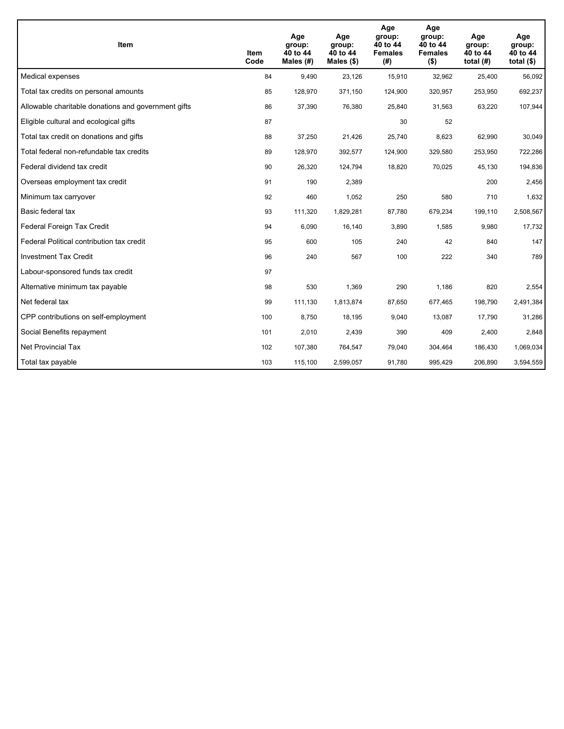| Item | Item Code | Age group: 40 to 44 Males (#) | Age group: 40 to 44 Males ($) | Age group: 40 to 44 Females (#) | Age group: 40 to 44 Females ($) | Age group: 40 to 44 total (#) | Age group: 40 to 44 total ($) |
|---|---|---|---|---|---|---|---|
| Medical expenses | 84 | 9,490 | 23,126 | 15,910 | 32,962 | 25,400 | 56,092 |
| Total tax credits on personal amounts | 85 | 128,970 | 371,150 | 124,900 | 320,957 | 253,950 | 692,237 |
| Allowable charitable donations and government gifts | 86 | 37,390 | 76,380 | 25,840 | 31,563 | 63,220 | 107,944 |
| Eligible cultural and ecological gifts | 87 | | | 30 | 52 | | |
| Total tax credit on donations and gifts | 88 | 37,250 | 21,426 | 25,740 | 8,623 | 62,990 | 30,049 |
| Total federal non-refundable tax credits | 89 | 128,970 | 392,577 | 124,900 | 329,580 | 253,950 | 722,286 |
| Federal dividend tax credit | 90 | 26,320 | 124,794 | 18,820 | 70,025 | 45,130 | 194,836 |
| Overseas employment tax credit | 91 | 190 | 2,389 | | | 200 | 2,456 |
| Minimum tax carryover | 92 | 460 | 1,052 | 250 | 580 | 710 | 1,632 |
| Basic federal tax | 93 | 111,320 | 1,829,281 | 87,780 | 679,234 | 199,110 | 2,508,567 |
| Federal Foreign Tax Credit | 94 | 6,090 | 16,140 | 3,890 | 1,585 | 9,980 | 17,732 |
| Federal Political contribution tax credit | 95 | 600 | 105 | 240 | 42 | 840 | 147 |
| Investment Tax Credit | 96 | 240 | 567 | 100 | 222 | 340 | 789 |
| Labour-sponsored funds tax credit | 97 | | | | | | |
| Alternative minimum tax payable | 98 | 530 | 1,369 | 290 | 1,186 | 820 | 2,554 |
| Net federal tax | 99 | 111,130 | 1,813,874 | 87,650 | 677,465 | 198,790 | 2,491,384 |
| CPP contributions on self-employment | 100 | 8,750 | 18,195 | 9,040 | 13,087 | 17,790 | 31,286 |
| Social Benefits repayment | 101 | 2,010 | 2,439 | 390 | 409 | 2,400 | 2,848 |
| Net Provincial Tax | 102 | 107,380 | 764,547 | 79,040 | 304,464 | 186,430 | 1,069,034 |
| Total tax payable | 103 | 115,100 | 2,599,057 | 91,780 | 995,429 | 206,890 | 3,594,559 |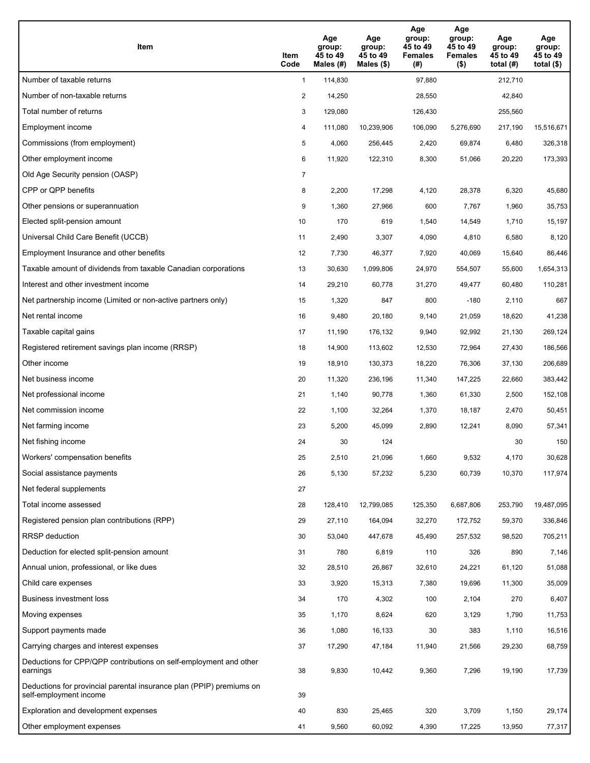| Item | Item Code | Age group: 45 to 49 Males (#) | Age group: 45 to 49 Males ($) | Age group: 45 to 49 Females (#) | Age group: 45 to 49 Females ($) | Age group: 45 to 49 total (#) | Age group: 45 to 49 total ($) |
|---|---|---|---|---|---|---|---|
| Number of taxable returns | 1 | 114,830 | | 97,880 | | 212,710 | |
| Number of non-taxable returns | 2 | 14,250 | | 28,550 | | 42,840 | |
| Total number of returns | 3 | 129,080 | | 126,430 | | 255,560 | |
| Employment income | 4 | 111,080 | 10,239,906 | 106,090 | 5,276,690 | 217,190 | 15,516,671 |
| Commissions (from employment) | 5 | 4,060 | 256,445 | 2,420 | 69,874 | 6,480 | 326,318 |
| Other employment income | 6 | 11,920 | 122,310 | 8,300 | 51,066 | 20,220 | 173,393 |
| Old Age Security pension (OASP) | 7 | | | | | | |
| CPP or QPP benefits | 8 | 2,200 | 17,298 | 4,120 | 28,378 | 6,320 | 45,680 |
| Other pensions or superannuation | 9 | 1,360 | 27,966 | 600 | 7,767 | 1,960 | 35,753 |
| Elected split-pension amount | 10 | 170 | 619 | 1,540 | 14,549 | 1,710 | 15,197 |
| Universal Child Care Benefit (UCCB) | 11 | 2,490 | 3,307 | 4,090 | 4,810 | 6,580 | 8,120 |
| Employment Insurance and other benefits | 12 | 7,730 | 46,377 | 7,920 | 40,069 | 15,640 | 86,446 |
| Taxable amount of dividends from taxable Canadian corporations | 13 | 30,630 | 1,099,806 | 24,970 | 554,507 | 55,600 | 1,654,313 |
| Interest and other investment income | 14 | 29,210 | 60,778 | 31,270 | 49,477 | 60,480 | 110,281 |
| Net partnership income (Limited or non-active partners only) | 15 | 1,320 | 847 | 800 | -180 | 2,110 | 667 |
| Net rental income | 16 | 9,480 | 20,180 | 9,140 | 21,059 | 18,620 | 41,238 |
| Taxable capital gains | 17 | 11,190 | 176,132 | 9,940 | 92,992 | 21,130 | 269,124 |
| Registered retirement savings plan income (RRSP) | 18 | 14,900 | 113,602 | 12,530 | 72,964 | 27,430 | 186,566 |
| Other income | 19 | 18,910 | 130,373 | 18,220 | 76,306 | 37,130 | 206,689 |
| Net business income | 20 | 11,320 | 236,196 | 11,340 | 147,225 | 22,660 | 383,442 |
| Net professional income | 21 | 1,140 | 90,778 | 1,360 | 61,330 | 2,500 | 152,108 |
| Net commission income | 22 | 1,100 | 32,264 | 1,370 | 18,187 | 2,470 | 50,451 |
| Net farming income | 23 | 5,200 | 45,099 | 2,890 | 12,241 | 8,090 | 57,341 |
| Net fishing income | 24 | 30 | 124 | | | 30 | 150 |
| Workers' compensation benefits | 25 | 2,510 | 21,096 | 1,660 | 9,532 | 4,170 | 30,628 |
| Social assistance payments | 26 | 5,130 | 57,232 | 5,230 | 60,739 | 10,370 | 117,974 |
| Net federal supplements | 27 | | | | | | |
| Total income assessed | 28 | 128,410 | 12,799,085 | 125,350 | 6,687,806 | 253,790 | 19,487,095 |
| Registered pension plan contributions (RPP) | 29 | 27,110 | 164,094 | 32,270 | 172,752 | 59,370 | 336,846 |
| RRSP deduction | 30 | 53,040 | 447,678 | 45,490 | 257,532 | 98,520 | 705,211 |
| Deduction for elected split-pension amount | 31 | 780 | 6,819 | 110 | 326 | 890 | 7,146 |
| Annual union, professional, or like dues | 32 | 28,510 | 26,867 | 32,610 | 24,221 | 61,120 | 51,088 |
| Child care expenses | 33 | 3,920 | 15,313 | 7,380 | 19,696 | 11,300 | 35,009 |
| Business investment loss | 34 | 170 | 4,302 | 100 | 2,104 | 270 | 6,407 |
| Moving expenses | 35 | 1,170 | 8,624 | 620 | 3,129 | 1,790 | 11,753 |
| Support payments made | 36 | 1,080 | 16,133 | 30 | 383 | 1,110 | 16,516 |
| Carrying charges and interest expenses | 37 | 17,290 | 47,184 | 11,940 | 21,566 | 29,230 | 68,759 |
| Deductions for CPP/QPP contributions on self-employment and other earnings | 38 | 9,830 | 10,442 | 9,360 | 7,296 | 19,190 | 17,739 |
| Deductions for provincial parental insurance plan (PPIP) premiums on self-employment income | 39 | | | | | | |
| Exploration and development expenses | 40 | 830 | 25,465 | 320 | 3,709 | 1,150 | 29,174 |
| Other employment expenses | 41 | 9,560 | 60,092 | 4,390 | 17,225 | 13,950 | 77,317 |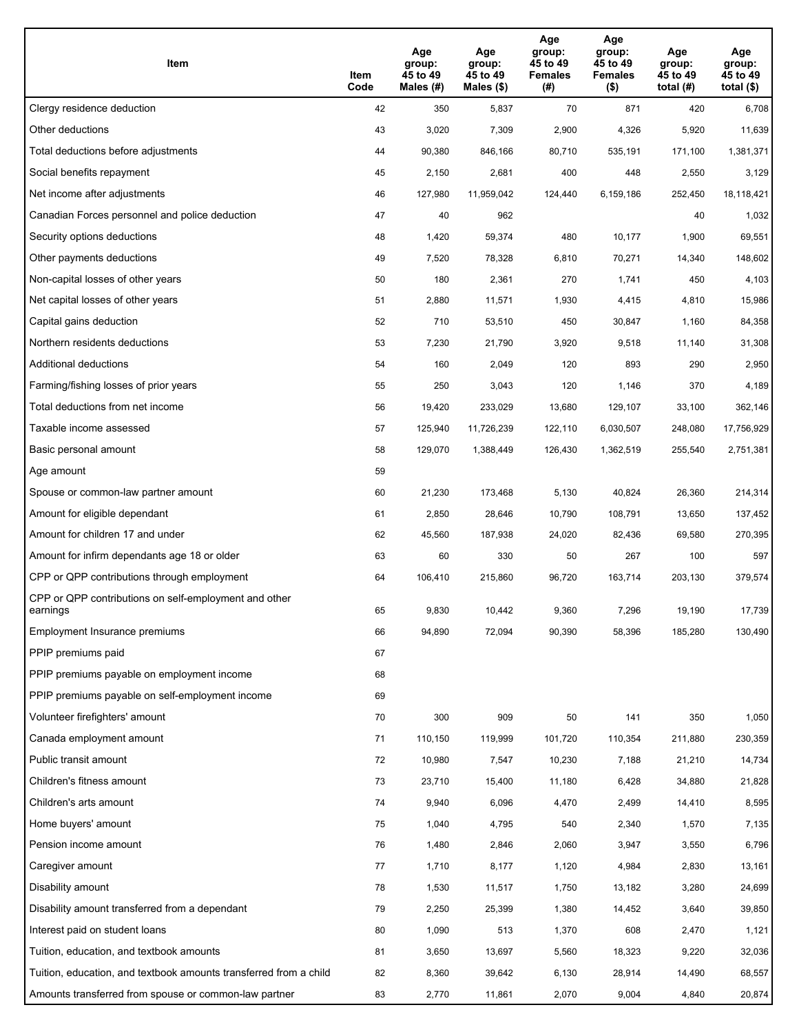| Item | Item Code | Age group: 45 to 49 Males (#) | Age group: 45 to 49 Males ($) | Age group: 45 to 49 Females (#) | Age group: 45 to 49 Females ($) | Age group: 45 to 49 total (#) | Age group: 45 to 49 total ($) |
|---|---|---|---|---|---|---|---|
| Clergy residence deduction | 42 | 350 | 5,837 | 70 | 871 | 420 | 6,708 |
| Other deductions | 43 | 3,020 | 7,309 | 2,900 | 4,326 | 5,920 | 11,639 |
| Total deductions before adjustments | 44 | 90,380 | 846,166 | 80,710 | 535,191 | 171,100 | 1,381,371 |
| Social benefits repayment | 45 | 2,150 | 2,681 | 400 | 448 | 2,550 | 3,129 |
| Net income after adjustments | 46 | 127,980 | 11,959,042 | 124,440 | 6,159,186 | 252,450 | 18,118,421 |
| Canadian Forces personnel and police deduction | 47 | 40 | 962 | | | 40 | 1,032 |
| Security options deductions | 48 | 1,420 | 59,374 | 480 | 10,177 | 1,900 | 69,551 |
| Other payments deductions | 49 | 7,520 | 78,328 | 6,810 | 70,271 | 14,340 | 148,602 |
| Non-capital losses of other years | 50 | 180 | 2,361 | 270 | 1,741 | 450 | 4,103 |
| Net capital losses of other years | 51 | 2,880 | 11,571 | 1,930 | 4,415 | 4,810 | 15,986 |
| Capital gains deduction | 52 | 710 | 53,510 | 450 | 30,847 | 1,160 | 84,358 |
| Northern residents deductions | 53 | 7,230 | 21,790 | 3,920 | 9,518 | 11,140 | 31,308 |
| Additional deductions | 54 | 160 | 2,049 | 120 | 893 | 290 | 2,950 |
| Farming/fishing losses of prior years | 55 | 250 | 3,043 | 120 | 1,146 | 370 | 4,189 |
| Total deductions from net income | 56 | 19,420 | 233,029 | 13,680 | 129,107 | 33,100 | 362,146 |
| Taxable income assessed | 57 | 125,940 | 11,726,239 | 122,110 | 6,030,507 | 248,080 | 17,756,929 |
| Basic personal amount | 58 | 129,070 | 1,388,449 | 126,430 | 1,362,519 | 255,540 | 2,751,381 |
| Age amount | 59 | | | | | | |
| Spouse or common-law partner amount | 60 | 21,230 | 173,468 | 5,130 | 40,824 | 26,360 | 214,314 |
| Amount for eligible dependant | 61 | 2,850 | 28,646 | 10,790 | 108,791 | 13,650 | 137,452 |
| Amount for children 17 and under | 62 | 45,560 | 187,938 | 24,020 | 82,436 | 69,580 | 270,395 |
| Amount for infirm dependants age 18 or older | 63 | 60 | 330 | 50 | 267 | 100 | 597 |
| CPP or QPP contributions through employment | 64 | 106,410 | 215,860 | 96,720 | 163,714 | 203,130 | 379,574 |
| CPP or QPP contributions on self-employment and other earnings | 65 | 9,830 | 10,442 | 9,360 | 7,296 | 19,190 | 17,739 |
| Employment Insurance premiums | 66 | 94,890 | 72,094 | 90,390 | 58,396 | 185,280 | 130,490 |
| PPIP premiums paid | 67 | | | | | | |
| PPIP premiums payable on employment income | 68 | | | | | | |
| PPIP premiums payable on self-employment income | 69 | | | | | | |
| Volunteer firefighters' amount | 70 | 300 | 909 | 50 | 141 | 350 | 1,050 |
| Canada employment amount | 71 | 110,150 | 119,999 | 101,720 | 110,354 | 211,880 | 230,359 |
| Public transit amount | 72 | 10,980 | 7,547 | 10,230 | 7,188 | 21,210 | 14,734 |
| Children's fitness amount | 73 | 23,710 | 15,400 | 11,180 | 6,428 | 34,880 | 21,828 |
| Children's arts amount | 74 | 9,940 | 6,096 | 4,470 | 2,499 | 14,410 | 8,595 |
| Home buyers' amount | 75 | 1,040 | 4,795 | 540 | 2,340 | 1,570 | 7,135 |
| Pension income amount | 76 | 1,480 | 2,846 | 2,060 | 3,947 | 3,550 | 6,796 |
| Caregiver amount | 77 | 1,710 | 8,177 | 1,120 | 4,984 | 2,830 | 13,161 |
| Disability amount | 78 | 1,530 | 11,517 | 1,750 | 13,182 | 3,280 | 24,699 |
| Disability amount transferred from a dependant | 79 | 2,250 | 25,399 | 1,380 | 14,452 | 3,640 | 39,850 |
| Interest paid on student loans | 80 | 1,090 | 513 | 1,370 | 608 | 2,470 | 1,121 |
| Tuition, education, and textbook amounts | 81 | 3,650 | 13,697 | 5,560 | 18,323 | 9,220 | 32,036 |
| Tuition, education, and textbook amounts transferred from a child | 82 | 8,360 | 39,642 | 6,130 | 28,914 | 14,490 | 68,557 |
| Amounts transferred from spouse or common-law partner | 83 | 2,770 | 11,861 | 2,070 | 9,004 | 4,840 | 20,874 |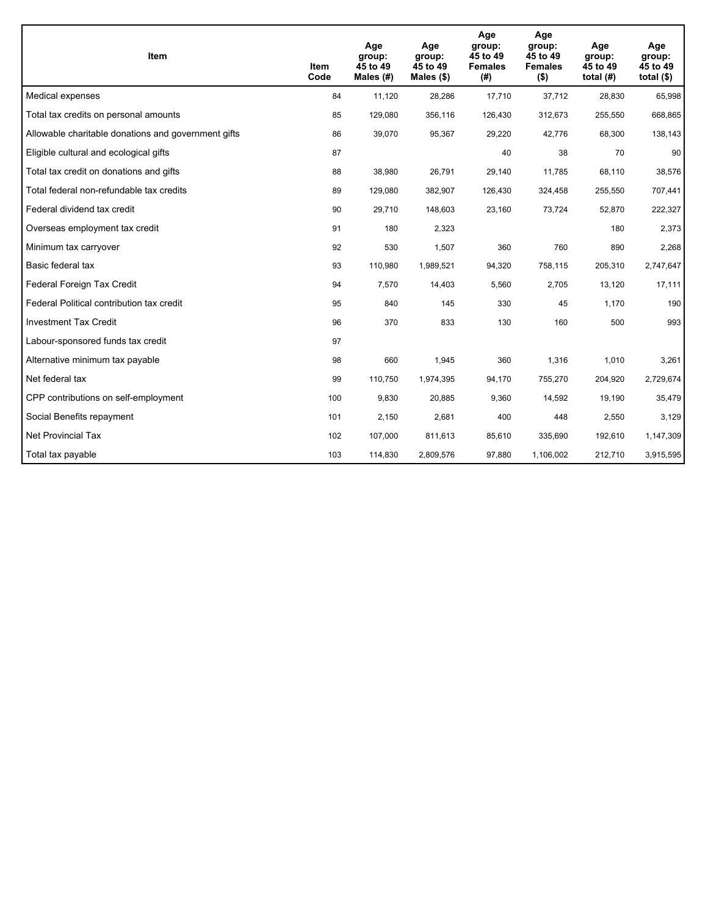| Item | Item Code | Age group: 45 to 49 Males (#) | Age group: 45 to 49 Males ($) | Age group: 45 to 49 Females (#) | Age group: 45 to 49 Females ($) | Age group: 45 to 49 total (#) | Age group: 45 to 49 total ($) |
|---|---|---|---|---|---|---|---|
| Medical expenses | 84 | 11,120 | 28,286 | 17,710 | 37,712 | 28,830 | 65,998 |
| Total tax credits on personal amounts | 85 | 129,080 | 356,116 | 126,430 | 312,673 | 255,550 | 668,865 |
| Allowable charitable donations and government gifts | 86 | 39,070 | 95,367 | 29,220 | 42,776 | 68,300 | 138,143 |
| Eligible cultural and ecological gifts | 87 | | | 40 | 38 | 70 | 90 |
| Total tax credit on donations and gifts | 88 | 38,980 | 26,791 | 29,140 | 11,785 | 68,110 | 38,576 |
| Total federal non-refundable tax credits | 89 | 129,080 | 382,907 | 126,430 | 324,458 | 255,550 | 707,441 |
| Federal dividend tax credit | 90 | 29,710 | 148,603 | 23,160 | 73,724 | 52,870 | 222,327 |
| Overseas employment tax credit | 91 | 180 | 2,323 | | | 180 | 2,373 |
| Minimum tax carryover | 92 | 530 | 1,507 | 360 | 760 | 890 | 2,268 |
| Basic federal tax | 93 | 110,980 | 1,989,521 | 94,320 | 758,115 | 205,310 | 2,747,647 |
| Federal Foreign Tax Credit | 94 | 7,570 | 14,403 | 5,560 | 2,705 | 13,120 | 17,111 |
| Federal Political contribution tax credit | 95 | 840 | 145 | 330 | 45 | 1,170 | 190 |
| Investment Tax Credit | 96 | 370 | 833 | 130 | 160 | 500 | 993 |
| Labour-sponsored funds tax credit | 97 | | | | | | |
| Alternative minimum tax payable | 98 | 660 | 1,945 | 360 | 1,316 | 1,010 | 3,261 |
| Net federal tax | 99 | 110,750 | 1,974,395 | 94,170 | 755,270 | 204,920 | 2,729,674 |
| CPP contributions on self-employment | 100 | 9,830 | 20,885 | 9,360 | 14,592 | 19,190 | 35,479 |
| Social Benefits repayment | 101 | 2,150 | 2,681 | 400 | 448 | 2,550 | 3,129 |
| Net Provincial Tax | 102 | 107,000 | 811,613 | 85,610 | 335,690 | 192,610 | 1,147,309 |
| Total tax payable | 103 | 114,830 | 2,809,576 | 97,880 | 1,106,002 | 212,710 | 3,915,595 |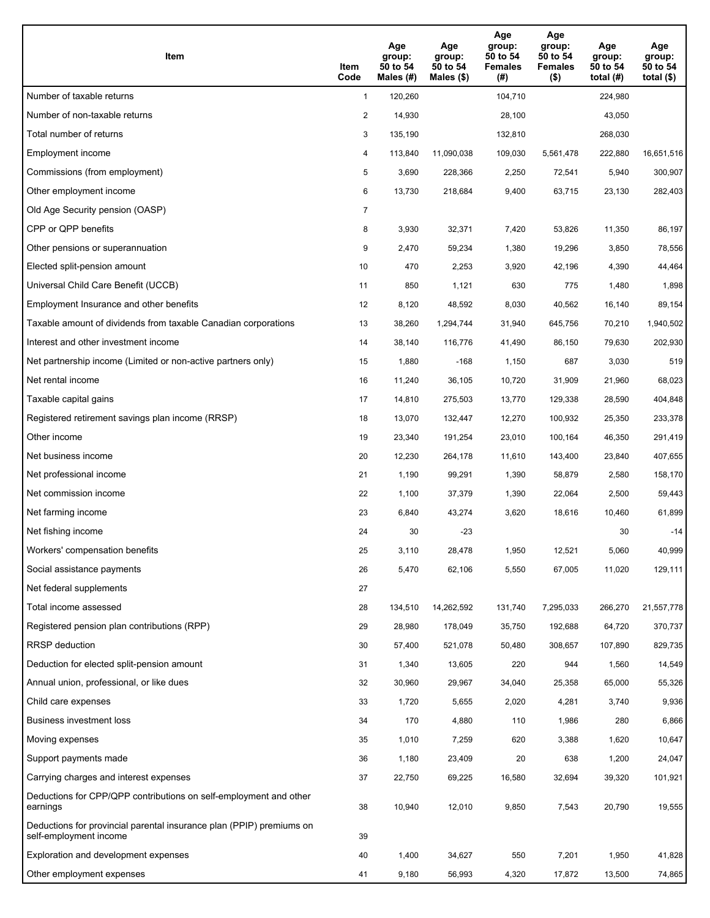| Item | Item Code | Age group: 50 to 54 Males (#) | Age group: 50 to 54 Males ($) | Age group: 50 to 54 Females (#) | Age group: 50 to 54 Females ($) | Age group: 50 to 54 total (#) | Age group: 50 to 54 total ($) |
|---|---|---|---|---|---|---|---|
| Number of taxable returns | 1 | 120,260 | | 104,710 | | 224,980 | |
| Number of non-taxable returns | 2 | 14,930 | | 28,100 | | 43,050 | |
| Total number of returns | 3 | 135,190 | | 132,810 | | 268,030 | |
| Employment income | 4 | 113,840 | 11,090,038 | 109,030 | 5,561,478 | 222,880 | 16,651,516 |
| Commissions (from employment) | 5 | 3,690 | 228,366 | 2,250 | 72,541 | 5,940 | 300,907 |
| Other employment income | 6 | 13,730 | 218,684 | 9,400 | 63,715 | 23,130 | 282,403 |
| Old Age Security pension (OASP) | 7 | | | | | | |
| CPP or QPP benefits | 8 | 3,930 | 32,371 | 7,420 | 53,826 | 11,350 | 86,197 |
| Other pensions or superannuation | 9 | 2,470 | 59,234 | 1,380 | 19,296 | 3,850 | 78,556 |
| Elected split-pension amount | 10 | 470 | 2,253 | 3,920 | 42,196 | 4,390 | 44,464 |
| Universal Child Care Benefit (UCCB) | 11 | 850 | 1,121 | 630 | 775 | 1,480 | 1,898 |
| Employment Insurance and other benefits | 12 | 8,120 | 48,592 | 8,030 | 40,562 | 16,140 | 89,154 |
| Taxable amount of dividends from taxable Canadian corporations | 13 | 38,260 | 1,294,744 | 31,940 | 645,756 | 70,210 | 1,940,502 |
| Interest and other investment income | 14 | 38,140 | 116,776 | 41,490 | 86,150 | 79,630 | 202,930 |
| Net partnership income (Limited or non-active partners only) | 15 | 1,880 | -168 | 1,150 | 687 | 3,030 | 519 |
| Net rental income | 16 | 11,240 | 36,105 | 10,720 | 31,909 | 21,960 | 68,023 |
| Taxable capital gains | 17 | 14,810 | 275,503 | 13,770 | 129,338 | 28,590 | 404,848 |
| Registered retirement savings plan income (RRSP) | 18 | 13,070 | 132,447 | 12,270 | 100,932 | 25,350 | 233,378 |
| Other income | 19 | 23,340 | 191,254 | 23,010 | 100,164 | 46,350 | 291,419 |
| Net business income | 20 | 12,230 | 264,178 | 11,610 | 143,400 | 23,840 | 407,655 |
| Net professional income | 21 | 1,190 | 99,291 | 1,390 | 58,879 | 2,580 | 158,170 |
| Net commission income | 22 | 1,100 | 37,379 | 1,390 | 22,064 | 2,500 | 59,443 |
| Net farming income | 23 | 6,840 | 43,274 | 3,620 | 18,616 | 10,460 | 61,899 |
| Net fishing income | 24 | 30 | -23 | | | 30 | -14 |
| Workers' compensation benefits | 25 | 3,110 | 28,478 | 1,950 | 12,521 | 5,060 | 40,999 |
| Social assistance payments | 26 | 5,470 | 62,106 | 5,550 | 67,005 | 11,020 | 129,111 |
| Net federal supplements | 27 | | | | | | |
| Total income assessed | 28 | 134,510 | 14,262,592 | 131,740 | 7,295,033 | 266,270 | 21,557,778 |
| Registered pension plan contributions (RPP) | 29 | 28,980 | 178,049 | 35,750 | 192,688 | 64,720 | 370,737 |
| RRSP deduction | 30 | 57,400 | 521,078 | 50,480 | 308,657 | 107,890 | 829,735 |
| Deduction for elected split-pension amount | 31 | 1,340 | 13,605 | 220 | 944 | 1,560 | 14,549 |
| Annual union, professional, or like dues | 32 | 30,960 | 29,967 | 34,040 | 25,358 | 65,000 | 55,326 |
| Child care expenses | 33 | 1,720 | 5,655 | 2,020 | 4,281 | 3,740 | 9,936 |
| Business investment loss | 34 | 170 | 4,880 | 110 | 1,986 | 280 | 6,866 |
| Moving expenses | 35 | 1,010 | 7,259 | 620 | 3,388 | 1,620 | 10,647 |
| Support payments made | 36 | 1,180 | 23,409 | 20 | 638 | 1,200 | 24,047 |
| Carrying charges and interest expenses | 37 | 22,750 | 69,225 | 16,580 | 32,694 | 39,320 | 101,921 |
| Deductions for CPP/QPP contributions on self-employment and other earnings | 38 | 10,940 | 12,010 | 9,850 | 7,543 | 20,790 | 19,555 |
| Deductions for provincial parental insurance plan (PPIP) premiums on self-employment income | 39 | | | | | | |
| Exploration and development expenses | 40 | 1,400 | 34,627 | 550 | 7,201 | 1,950 | 41,828 |
| Other employment expenses | 41 | 9,180 | 56,993 | 4,320 | 17,872 | 13,500 | 74,865 |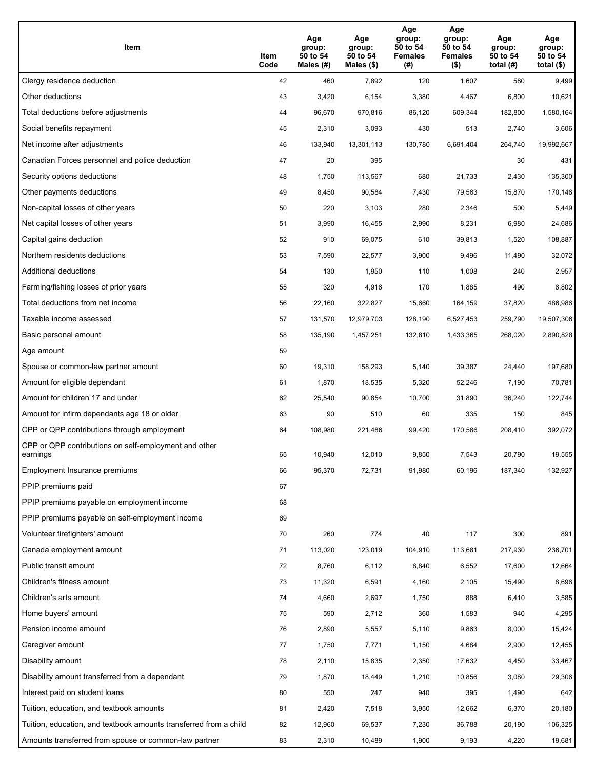| Item | Item Code | Age group: 50 to 54 Males (#) | Age group: 50 to 54 Males ($) | Age group: 50 to 54 Females (#) | Age group: 50 to 54 Females ($) | Age group: 50 to 54 total (#) | Age group: 50 to 54 total ($) |
|---|---|---|---|---|---|---|---|
| Clergy residence deduction | 42 | 460 | 7,892 | 120 | 1,607 | 580 | 9,499 |
| Other deductions | 43 | 3,420 | 6,154 | 3,380 | 4,467 | 6,800 | 10,621 |
| Total deductions before adjustments | 44 | 96,670 | 970,816 | 86,120 | 609,344 | 182,800 | 1,580,164 |
| Social benefits repayment | 45 | 2,310 | 3,093 | 430 | 513 | 2,740 | 3,606 |
| Net income after adjustments | 46 | 133,940 | 13,301,113 | 130,780 | 6,691,404 | 264,740 | 19,992,667 |
| Canadian Forces personnel and police deduction | 47 | 20 | 395 | | | 30 | 431 |
| Security options deductions | 48 | 1,750 | 113,567 | 680 | 21,733 | 2,430 | 135,300 |
| Other payments deductions | 49 | 8,450 | 90,584 | 7,430 | 79,563 | 15,870 | 170,146 |
| Non-capital losses of other years | 50 | 220 | 3,103 | 280 | 2,346 | 500 | 5,449 |
| Net capital losses of other years | 51 | 3,990 | 16,455 | 2,990 | 8,231 | 6,980 | 24,686 |
| Capital gains deduction | 52 | 910 | 69,075 | 610 | 39,813 | 1,520 | 108,887 |
| Northern residents deductions | 53 | 7,590 | 22,577 | 3,900 | 9,496 | 11,490 | 32,072 |
| Additional deductions | 54 | 130 | 1,950 | 110 | 1,008 | 240 | 2,957 |
| Farming/fishing losses of prior years | 55 | 320 | 4,916 | 170 | 1,885 | 490 | 6,802 |
| Total deductions from net income | 56 | 22,160 | 322,827 | 15,660 | 164,159 | 37,820 | 486,986 |
| Taxable income assessed | 57 | 131,570 | 12,979,703 | 128,190 | 6,527,453 | 259,790 | 19,507,306 |
| Basic personal amount | 58 | 135,190 | 1,457,251 | 132,810 | 1,433,365 | 268,020 | 2,890,828 |
| Age amount | 59 | | | | | | |
| Spouse or common-law partner amount | 60 | 19,310 | 158,293 | 5,140 | 39,387 | 24,440 | 197,680 |
| Amount for eligible dependant | 61 | 1,870 | 18,535 | 5,320 | 52,246 | 7,190 | 70,781 |
| Amount for children 17 and under | 62 | 25,540 | 90,854 | 10,700 | 31,890 | 36,240 | 122,744 |
| Amount for infirm dependants age 18 or older | 63 | 90 | 510 | 60 | 335 | 150 | 845 |
| CPP or QPP contributions through employment | 64 | 108,980 | 221,486 | 99,420 | 170,586 | 208,410 | 392,072 |
| CPP or QPP contributions on self-employment and other earnings | 65 | 10,940 | 12,010 | 9,850 | 7,543 | 20,790 | 19,555 |
| Employment Insurance premiums | 66 | 95,370 | 72,731 | 91,980 | 60,196 | 187,340 | 132,927 |
| PPIP premiums paid | 67 | | | | | | |
| PPIP premiums payable on employment income | 68 | | | | | | |
| PPIP premiums payable on self-employment income | 69 | | | | | | |
| Volunteer firefighters' amount | 70 | 260 | 774 | 40 | 117 | 300 | 891 |
| Canada employment amount | 71 | 113,020 | 123,019 | 104,910 | 113,681 | 217,930 | 236,701 |
| Public transit amount | 72 | 8,760 | 6,112 | 8,840 | 6,552 | 17,600 | 12,664 |
| Children's fitness amount | 73 | 11,320 | 6,591 | 4,160 | 2,105 | 15,490 | 8,696 |
| Children's arts amount | 74 | 4,660 | 2,697 | 1,750 | 888 | 6,410 | 3,585 |
| Home buyers' amount | 75 | 590 | 2,712 | 360 | 1,583 | 940 | 4,295 |
| Pension income amount | 76 | 2,890 | 5,557 | 5,110 | 9,863 | 8,000 | 15,424 |
| Caregiver amount | 77 | 1,750 | 7,771 | 1,150 | 4,684 | 2,900 | 12,455 |
| Disability amount | 78 | 2,110 | 15,835 | 2,350 | 17,632 | 4,450 | 33,467 |
| Disability amount transferred from a dependant | 79 | 1,870 | 18,449 | 1,210 | 10,856 | 3,080 | 29,306 |
| Interest paid on student loans | 80 | 550 | 247 | 940 | 395 | 1,490 | 642 |
| Tuition, education, and textbook amounts | 81 | 2,420 | 7,518 | 3,950 | 12,662 | 6,370 | 20,180 |
| Tuition, education, and textbook amounts transferred from a child | 82 | 12,960 | 69,537 | 7,230 | 36,788 | 20,190 | 106,325 |
| Amounts transferred from spouse or common-law partner | 83 | 2,310 | 10,489 | 1,900 | 9,193 | 4,220 | 19,681 |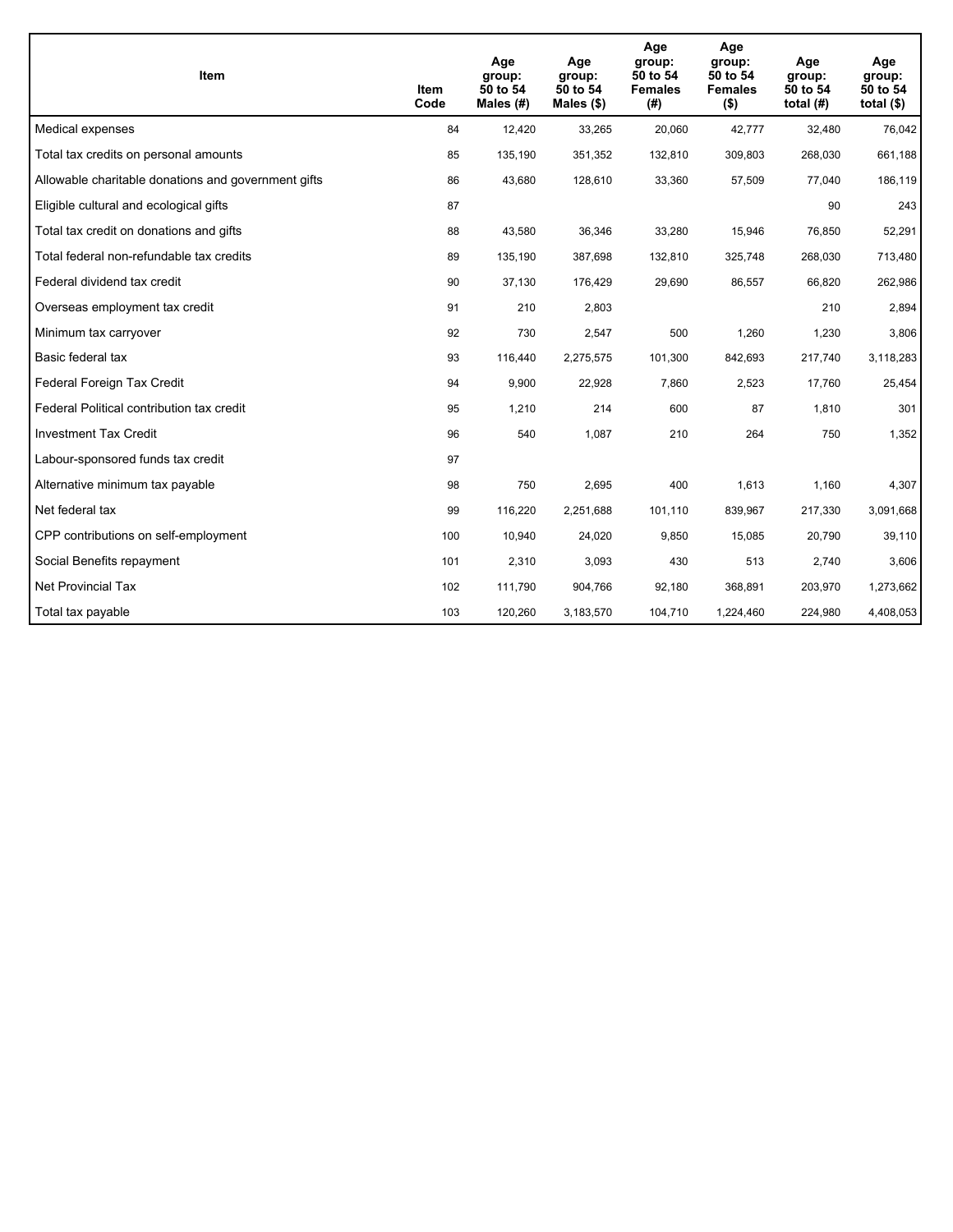| Item | Item Code | Age group: 50 to 54 Males (#) | Age group: 50 to 54 Males ($) | Age group: 50 to 54 Females (#) | Age group: 50 to 54 Females ($) | Age group: 50 to 54 total (#) | Age group: 50 to 54 total ($) |
|---|---|---|---|---|---|---|---|
| Medical expenses | 84 | 12,420 | 33,265 | 20,060 | 42,777 | 32,480 | 76,042 |
| Total tax credits on personal amounts | 85 | 135,190 | 351,352 | 132,810 | 309,803 | 268,030 | 661,188 |
| Allowable charitable donations and government gifts | 86 | 43,680 | 128,610 | 33,360 | 57,509 | 77,040 | 186,119 |
| Eligible cultural and ecological gifts | 87 | | | | | 90 | 243 |
| Total tax credit on donations and gifts | 88 | 43,580 | 36,346 | 33,280 | 15,946 | 76,850 | 52,291 |
| Total federal non-refundable tax credits | 89 | 135,190 | 387,698 | 132,810 | 325,748 | 268,030 | 713,480 |
| Federal dividend tax credit | 90 | 37,130 | 176,429 | 29,690 | 86,557 | 66,820 | 262,986 |
| Overseas employment tax credit | 91 | 210 | 2,803 | | | 210 | 2,894 |
| Minimum tax carryover | 92 | 730 | 2,547 | 500 | 1,260 | 1,230 | 3,806 |
| Basic federal tax | 93 | 116,440 | 2,275,575 | 101,300 | 842,693 | 217,740 | 3,118,283 |
| Federal Foreign Tax Credit | 94 | 9,900 | 22,928 | 7,860 | 2,523 | 17,760 | 25,454 |
| Federal Political contribution tax credit | 95 | 1,210 | 214 | 600 | 87 | 1,810 | 301 |
| Investment Tax Credit | 96 | 540 | 1,087 | 210 | 264 | 750 | 1,352 |
| Labour-sponsored funds tax credit | 97 | | | | | | |
| Alternative minimum tax payable | 98 | 750 | 2,695 | 400 | 1,613 | 1,160 | 4,307 |
| Net federal tax | 99 | 116,220 | 2,251,688 | 101,110 | 839,967 | 217,330 | 3,091,668 |
| CPP contributions on self-employment | 100 | 10,940 | 24,020 | 9,850 | 15,085 | 20,790 | 39,110 |
| Social Benefits repayment | 101 | 2,310 | 3,093 | 430 | 513 | 2,740 | 3,606 |
| Net Provincial Tax | 102 | 111,790 | 904,766 | 92,180 | 368,891 | 203,970 | 1,273,662 |
| Total tax payable | 103 | 120,260 | 3,183,570 | 104,710 | 1,224,460 | 224,980 | 4,408,053 |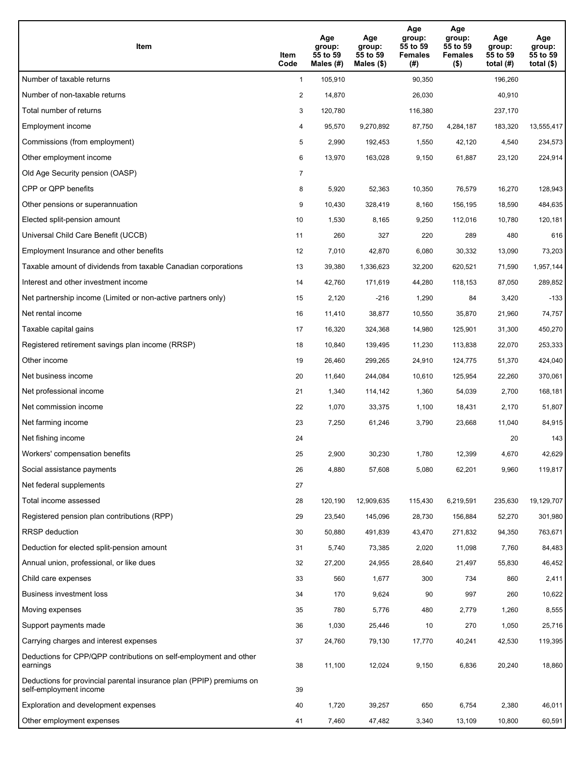| Item | Item Code | Age group: 55 to 59 Males (#) | Age group: 55 to 59 Males ($) | Age group: 55 to 59 Females (#) | Age group: 55 to 59 Females ($) | Age group: 55 to 59 total (#) | Age group: 55 to 59 total ($) |
|---|---|---|---|---|---|---|---|
| Number of taxable returns | 1 | 105,910 | | 90,350 | | 196,260 | |
| Number of non-taxable returns | 2 | 14,870 | | 26,030 | | 40,910 | |
| Total number of returns | 3 | 120,780 | | 116,380 | | 237,170 | |
| Employment income | 4 | 95,570 | 9,270,892 | 87,750 | 4,284,187 | 183,320 | 13,555,417 |
| Commissions (from employment) | 5 | 2,990 | 192,453 | 1,550 | 42,120 | 4,540 | 234,573 |
| Other employment income | 6 | 13,970 | 163,028 | 9,150 | 61,887 | 23,120 | 224,914 |
| Old Age Security pension (OASP) | 7 | | | | | | |
| CPP or QPP benefits | 8 | 5,920 | 52,363 | 10,350 | 76,579 | 16,270 | 128,943 |
| Other pensions or superannuation | 9 | 10,430 | 328,419 | 8,160 | 156,195 | 18,590 | 484,635 |
| Elected split-pension amount | 10 | 1,530 | 8,165 | 9,250 | 112,016 | 10,780 | 120,181 |
| Universal Child Care Benefit (UCCB) | 11 | 260 | 327 | 220 | 289 | 480 | 616 |
| Employment Insurance and other benefits | 12 | 7,010 | 42,870 | 6,080 | 30,332 | 13,090 | 73,203 |
| Taxable amount of dividends from taxable Canadian corporations | 13 | 39,380 | 1,336,623 | 32,200 | 620,521 | 71,590 | 1,957,144 |
| Interest and other investment income | 14 | 42,760 | 171,619 | 44,280 | 118,153 | 87,050 | 289,852 |
| Net partnership income (Limited or non-active partners only) | 15 | 2,120 | -216 | 1,290 | 84 | 3,420 | -133 |
| Net rental income | 16 | 11,410 | 38,877 | 10,550 | 35,870 | 21,960 | 74,757 |
| Taxable capital gains | 17 | 16,320 | 324,368 | 14,980 | 125,901 | 31,300 | 450,270 |
| Registered retirement savings plan income (RRSP) | 18 | 10,840 | 139,495 | 11,230 | 113,838 | 22,070 | 253,333 |
| Other income | 19 | 26,460 | 299,265 | 24,910 | 124,775 | 51,370 | 424,040 |
| Net business income | 20 | 11,640 | 244,084 | 10,610 | 125,954 | 22,260 | 370,061 |
| Net professional income | 21 | 1,340 | 114,142 | 1,360 | 54,039 | 2,700 | 168,181 |
| Net commission income | 22 | 1,070 | 33,375 | 1,100 | 18,431 | 2,170 | 51,807 |
| Net farming income | 23 | 7,250 | 61,246 | 3,790 | 23,668 | 11,040 | 84,915 |
| Net fishing income | 24 | | | | | 20 | 143 |
| Workers' compensation benefits | 25 | 2,900 | 30,230 | 1,780 | 12,399 | 4,670 | 42,629 |
| Social assistance payments | 26 | 4,880 | 57,608 | 5,080 | 62,201 | 9,960 | 119,817 |
| Net federal supplements | 27 | | | | | | |
| Total income assessed | 28 | 120,190 | 12,909,635 | 115,430 | 6,219,591 | 235,630 | 19,129,707 |
| Registered pension plan contributions (RPP) | 29 | 23,540 | 145,096 | 28,730 | 156,884 | 52,270 | 301,980 |
| RRSP deduction | 30 | 50,880 | 491,839 | 43,470 | 271,832 | 94,350 | 763,671 |
| Deduction for elected split-pension amount | 31 | 5,740 | 73,385 | 2,020 | 11,098 | 7,760 | 84,483 |
| Annual union, professional, or like dues | 32 | 27,200 | 24,955 | 28,640 | 21,497 | 55,830 | 46,452 |
| Child care expenses | 33 | 560 | 1,677 | 300 | 734 | 860 | 2,411 |
| Business investment loss | 34 | 170 | 9,624 | 90 | 997 | 260 | 10,622 |
| Moving expenses | 35 | 780 | 5,776 | 480 | 2,779 | 1,260 | 8,555 |
| Support payments made | 36 | 1,030 | 25,446 | 10 | 270 | 1,050 | 25,716 |
| Carrying charges and interest expenses | 37 | 24,760 | 79,130 | 17,770 | 40,241 | 42,530 | 119,395 |
| Deductions for CPP/QPP contributions on self-employment and other earnings | 38 | 11,100 | 12,024 | 9,150 | 6,836 | 20,240 | 18,860 |
| Deductions for provincial parental insurance plan (PPIP) premiums on self-employment income | 39 | | | | | | |
| Exploration and development expenses | 40 | 1,720 | 39,257 | 650 | 6,754 | 2,380 | 46,011 |
| Other employment expenses | 41 | 7,460 | 47,482 | 3,340 | 13,109 | 10,800 | 60,591 |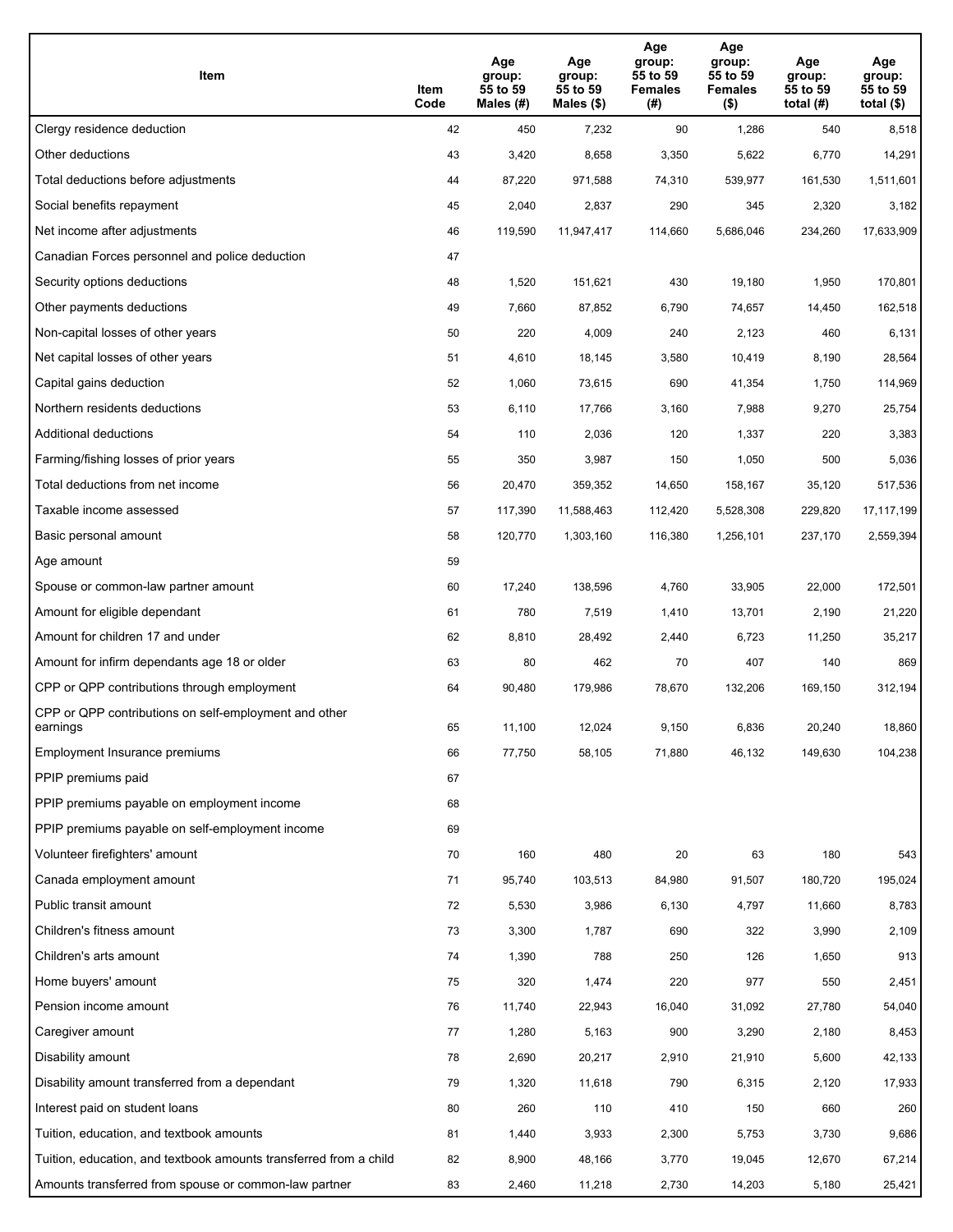| Item | Item Code | Age group: 55 to 59 Males (#) | Age group: 55 to 59 Males ($) | Age group: 55 to 59 Females (#) | Age group: 55 to 59 Females ($) | Age group: 55 to 59 total (#) | Age group: 55 to 59 total ($) |
|---|---|---|---|---|---|---|---|
| Clergy residence deduction | 42 | 450 | 7,232 | 90 | 1,286 | 540 | 8,518 |
| Other deductions | 43 | 3,420 | 8,658 | 3,350 | 5,622 | 6,770 | 14,291 |
| Total deductions before adjustments | 44 | 87,220 | 971,588 | 74,310 | 539,977 | 161,530 | 1,511,601 |
| Social benefits repayment | 45 | 2,040 | 2,837 | 290 | 345 | 2,320 | 3,182 |
| Net income after adjustments | 46 | 119,590 | 11,947,417 | 114,660 | 5,686,046 | 234,260 | 17,633,909 |
| Canadian Forces personnel and police deduction | 47 | | | | | | |
| Security options deductions | 48 | 1,520 | 151,621 | 430 | 19,180 | 1,950 | 170,801 |
| Other payments deductions | 49 | 7,660 | 87,852 | 6,790 | 74,657 | 14,450 | 162,518 |
| Non-capital losses of other years | 50 | 220 | 4,009 | 240 | 2,123 | 460 | 6,131 |
| Net capital losses of other years | 51 | 4,610 | 18,145 | 3,580 | 10,419 | 8,190 | 28,564 |
| Capital gains deduction | 52 | 1,060 | 73,615 | 690 | 41,354 | 1,750 | 114,969 |
| Northern residents deductions | 53 | 6,110 | 17,766 | 3,160 | 7,988 | 9,270 | 25,754 |
| Additional deductions | 54 | 110 | 2,036 | 120 | 1,337 | 220 | 3,383 |
| Farming/fishing losses of prior years | 55 | 350 | 3,987 | 150 | 1,050 | 500 | 5,036 |
| Total deductions from net income | 56 | 20,470 | 359,352 | 14,650 | 158,167 | 35,120 | 517,536 |
| Taxable income assessed | 57 | 117,390 | 11,588,463 | 112,420 | 5,528,308 | 229,820 | 17,117,199 |
| Basic personal amount | 58 | 120,770 | 1,303,160 | 116,380 | 1,256,101 | 237,170 | 2,559,394 |
| Age amount | 59 | | | | | | |
| Spouse or common-law partner amount | 60 | 17,240 | 138,596 | 4,760 | 33,905 | 22,000 | 172,501 |
| Amount for eligible dependant | 61 | 780 | 7,519 | 1,410 | 13,701 | 2,190 | 21,220 |
| Amount for children 17 and under | 62 | 8,810 | 28,492 | 2,440 | 6,723 | 11,250 | 35,217 |
| Amount for infirm dependants age 18 or older | 63 | 80 | 462 | 70 | 407 | 140 | 869 |
| CPP or QPP contributions through employment | 64 | 90,480 | 179,986 | 78,670 | 132,206 | 169,150 | 312,194 |
| CPP or QPP contributions on self-employment and other earnings | 65 | 11,100 | 12,024 | 9,150 | 6,836 | 20,240 | 18,860 |
| Employment Insurance premiums | 66 | 77,750 | 58,105 | 71,880 | 46,132 | 149,630 | 104,238 |
| PPIP premiums paid | 67 | | | | | | |
| PPIP premiums payable on employment income | 68 | | | | | | |
| PPIP premiums payable on self-employment income | 69 | | | | | | |
| Volunteer firefighters' amount | 70 | 160 | 480 | 20 | 63 | 180 | 543 |
| Canada employment amount | 71 | 95,740 | 103,513 | 84,980 | 91,507 | 180,720 | 195,024 |
| Public transit amount | 72 | 5,530 | 3,986 | 6,130 | 4,797 | 11,660 | 8,783 |
| Children's fitness amount | 73 | 3,300 | 1,787 | 690 | 322 | 3,990 | 2,109 |
| Children's arts amount | 74 | 1,390 | 788 | 250 | 126 | 1,650 | 913 |
| Home buyers' amount | 75 | 320 | 1,474 | 220 | 977 | 550 | 2,451 |
| Pension income amount | 76 | 11,740 | 22,943 | 16,040 | 31,092 | 27,780 | 54,040 |
| Caregiver amount | 77 | 1,280 | 5,163 | 900 | 3,290 | 2,180 | 8,453 |
| Disability amount | 78 | 2,690 | 20,217 | 2,910 | 21,910 | 5,600 | 42,133 |
| Disability amount transferred from a dependant | 79 | 1,320 | 11,618 | 790 | 6,315 | 2,120 | 17,933 |
| Interest paid on student loans | 80 | 260 | 110 | 410 | 150 | 660 | 260 |
| Tuition, education, and textbook amounts | 81 | 1,440 | 3,933 | 2,300 | 5,753 | 3,730 | 9,686 |
| Tuition, education, and textbook amounts transferred from a child | 82 | 8,900 | 48,166 | 3,770 | 19,045 | 12,670 | 67,214 |
| Amounts transferred from spouse or common-law partner | 83 | 2,460 | 11,218 | 2,730 | 14,203 | 5,180 | 25,421 |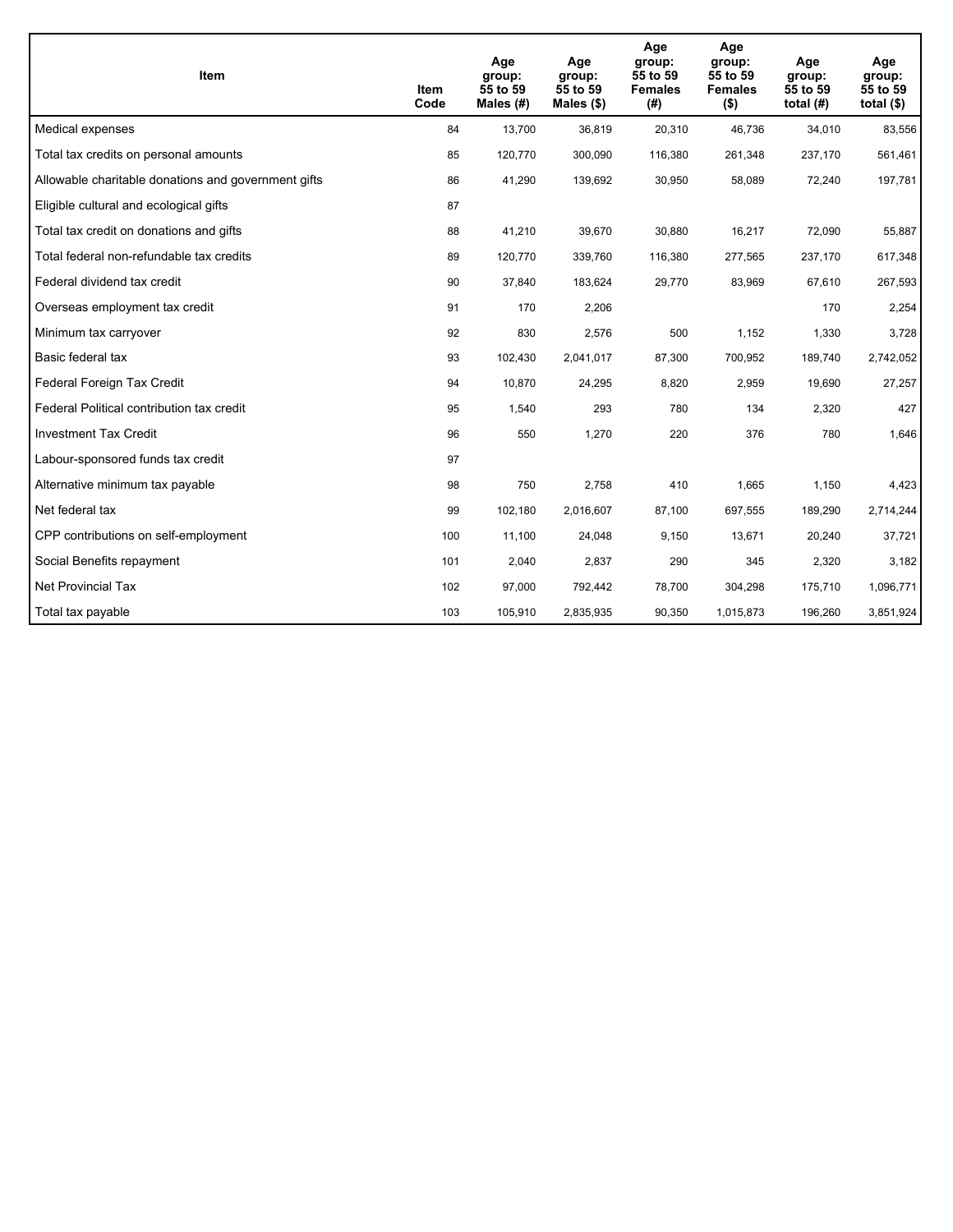| Item | Item Code | Age group: 55 to 59 Males (#) | Age group: 55 to 59 Males ($) | Age group: 55 to 59 Females (#) | Age group: 55 to 59 Females ($) | Age group: 55 to 59 total (#) | Age group: 55 to 59 total ($) |
| --- | --- | --- | --- | --- | --- | --- | --- |
| Medical expenses | 84 | 13,700 | 36,819 | 20,310 | 46,736 | 34,010 | 83,556 |
| Total tax credits on personal amounts | 85 | 120,770 | 300,090 | 116,380 | 261,348 | 237,170 | 561,461 |
| Allowable charitable donations and government gifts | 86 | 41,290 | 139,692 | 30,950 | 58,089 | 72,240 | 197,781 |
| Eligible cultural and ecological gifts | 87 | | | | | | |
| Total tax credit on donations and gifts | 88 | 41,210 | 39,670 | 30,880 | 16,217 | 72,090 | 55,887 |
| Total federal non-refundable tax credits | 89 | 120,770 | 339,760 | 116,380 | 277,565 | 237,170 | 617,348 |
| Federal dividend tax credit | 90 | 37,840 | 183,624 | 29,770 | 83,969 | 67,610 | 267,593 |
| Overseas employment tax credit | 91 | 170 | 2,206 | | | 170 | 2,254 |
| Minimum tax carryover | 92 | 830 | 2,576 | 500 | 1,152 | 1,330 | 3,728 |
| Basic federal tax | 93 | 102,430 | 2,041,017 | 87,300 | 700,952 | 189,740 | 2,742,052 |
| Federal Foreign Tax Credit | 94 | 10,870 | 24,295 | 8,820 | 2,959 | 19,690 | 27,257 |
| Federal Political contribution tax credit | 95 | 1,540 | 293 | 780 | 134 | 2,320 | 427 |
| Investment Tax Credit | 96 | 550 | 1,270 | 220 | 376 | 780 | 1,646 |
| Labour-sponsored funds tax credit | 97 | | | | | | |
| Alternative minimum tax payable | 98 | 750 | 2,758 | 410 | 1,665 | 1,150 | 4,423 |
| Net federal tax | 99 | 102,180 | 2,016,607 | 87,100 | 697,555 | 189,290 | 2,714,244 |
| CPP contributions on self-employment | 100 | 11,100 | 24,048 | 9,150 | 13,671 | 20,240 | 37,721 |
| Social Benefits repayment | 101 | 2,040 | 2,837 | 290 | 345 | 2,320 | 3,182 |
| Net Provincial Tax | 102 | 97,000 | 792,442 | 78,700 | 304,298 | 175,710 | 1,096,771 |
| Total tax payable | 103 | 105,910 | 2,835,935 | 90,350 | 1,015,873 | 196,260 | 3,851,924 |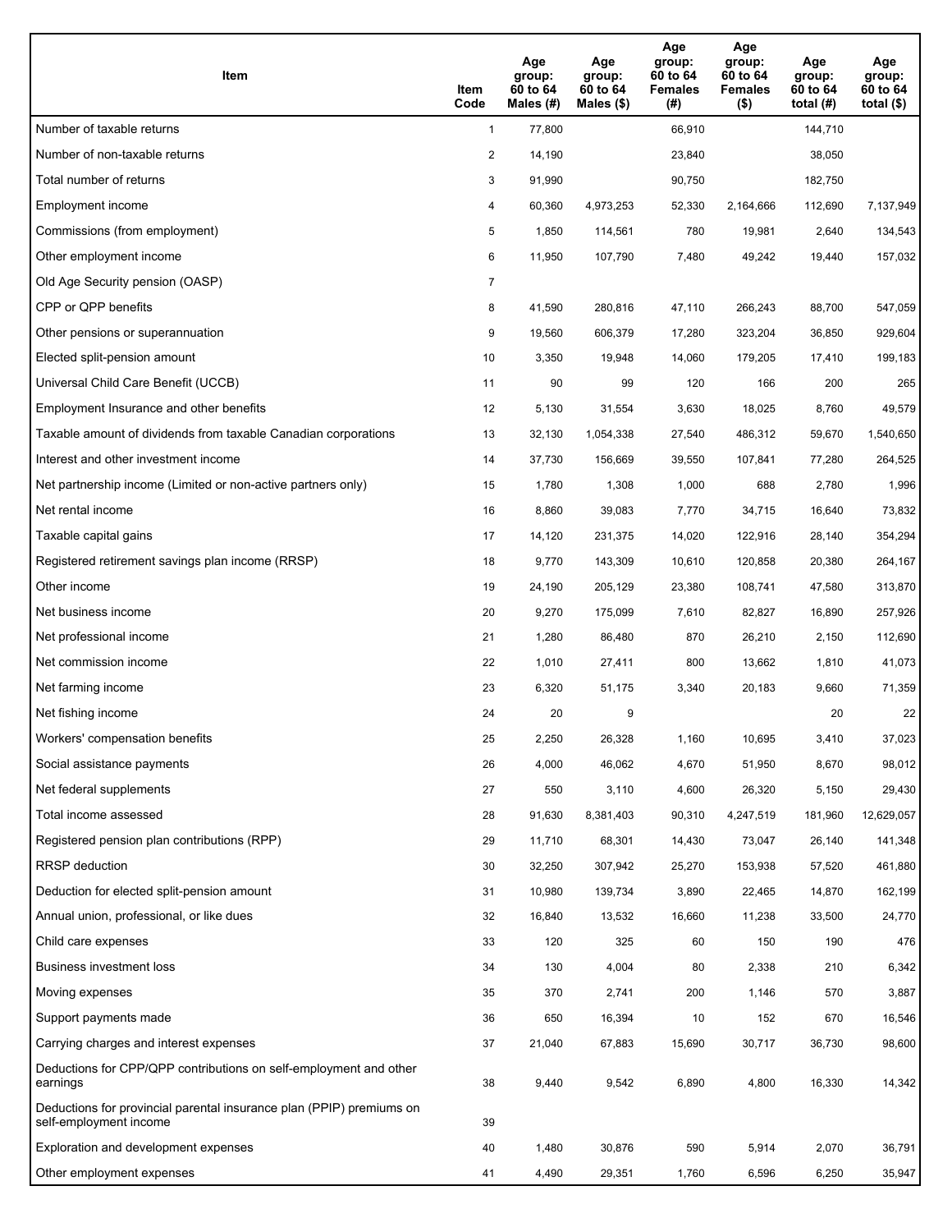| Item | Item Code | Age group: 60 to 64 Males (#) | Age group: 60 to 64 Males ($) | Age group: 60 to 64 Females (#) | Age group: 60 to 64 Females ($) | Age group: 60 to 64 total (#) | Age group: 60 to 64 total ($) |
|---|---|---|---|---|---|---|---|
| Number of taxable returns | 1 | 77,800 | | 66,910 | | 144,710 | |
| Number of non-taxable returns | 2 | 14,190 | | 23,840 | | 38,050 | |
| Total number of returns | 3 | 91,990 | | 90,750 | | 182,750 | |
| Employment income | 4 | 60,360 | 4,973,253 | 52,330 | 2,164,666 | 112,690 | 7,137,949 |
| Commissions (from employment) | 5 | 1,850 | 114,561 | 780 | 19,981 | 2,640 | 134,543 |
| Other employment income | 6 | 11,950 | 107,790 | 7,480 | 49,242 | 19,440 | 157,032 |
| Old Age Security pension (OASP) | 7 | | | | | | |
| CPP or QPP benefits | 8 | 41,590 | 280,816 | 47,110 | 266,243 | 88,700 | 547,059 |
| Other pensions or superannuation | 9 | 19,560 | 606,379 | 17,280 | 323,204 | 36,850 | 929,604 |
| Elected split-pension amount | 10 | 3,350 | 19,948 | 14,060 | 179,205 | 17,410 | 199,183 |
| Universal Child Care Benefit (UCCB) | 11 | 90 | 99 | 120 | 166 | 200 | 265 |
| Employment Insurance and other benefits | 12 | 5,130 | 31,554 | 3,630 | 18,025 | 8,760 | 49,579 |
| Taxable amount of dividends from taxable Canadian corporations | 13 | 32,130 | 1,054,338 | 27,540 | 486,312 | 59,670 | 1,540,650 |
| Interest and other investment income | 14 | 37,730 | 156,669 | 39,550 | 107,841 | 77,280 | 264,525 |
| Net partnership income (Limited or non-active partners only) | 15 | 1,780 | 1,308 | 1,000 | 688 | 2,780 | 1,996 |
| Net rental income | 16 | 8,860 | 39,083 | 7,770 | 34,715 | 16,640 | 73,832 |
| Taxable capital gains | 17 | 14,120 | 231,375 | 14,020 | 122,916 | 28,140 | 354,294 |
| Registered retirement savings plan income (RRSP) | 18 | 9,770 | 143,309 | 10,610 | 120,858 | 20,380 | 264,167 |
| Other income | 19 | 24,190 | 205,129 | 23,380 | 108,741 | 47,580 | 313,870 |
| Net business income | 20 | 9,270 | 175,099 | 7,610 | 82,827 | 16,890 | 257,926 |
| Net professional income | 21 | 1,280 | 86,480 | 870 | 26,210 | 2,150 | 112,690 |
| Net commission income | 22 | 1,010 | 27,411 | 800 | 13,662 | 1,810 | 41,073 |
| Net farming income | 23 | 6,320 | 51,175 | 3,340 | 20,183 | 9,660 | 71,359 |
| Net fishing income | 24 | 20 | 9 | | | 20 | 22 |
| Workers' compensation benefits | 25 | 2,250 | 26,328 | 1,160 | 10,695 | 3,410 | 37,023 |
| Social assistance payments | 26 | 4,000 | 46,062 | 4,670 | 51,950 | 8,670 | 98,012 |
| Net federal supplements | 27 | 550 | 3,110 | 4,600 | 26,320 | 5,150 | 29,430 |
| Total income assessed | 28 | 91,630 | 8,381,403 | 90,310 | 4,247,519 | 181,960 | 12,629,057 |
| Registered pension plan contributions (RPP) | 29 | 11,710 | 68,301 | 14,430 | 73,047 | 26,140 | 141,348 |
| RRSP deduction | 30 | 32,250 | 307,942 | 25,270 | 153,938 | 57,520 | 461,880 |
| Deduction for elected split-pension amount | 31 | 10,980 | 139,734 | 3,890 | 22,465 | 14,870 | 162,199 |
| Annual union, professional, or like dues | 32 | 16,840 | 13,532 | 16,660 | 11,238 | 33,500 | 24,770 |
| Child care expenses | 33 | 120 | 325 | 60 | 150 | 190 | 476 |
| Business investment loss | 34 | 130 | 4,004 | 80 | 2,338 | 210 | 6,342 |
| Moving expenses | 35 | 370 | 2,741 | 200 | 1,146 | 570 | 3,887 |
| Support payments made | 36 | 650 | 16,394 | 10 | 152 | 670 | 16,546 |
| Carrying charges and interest expenses | 37 | 21,040 | 67,883 | 15,690 | 30,717 | 36,730 | 98,600 |
| Deductions for CPP/QPP contributions on self-employment and other earnings | 38 | 9,440 | 9,542 | 6,890 | 4,800 | 16,330 | 14,342 |
| Deductions for provincial parental insurance plan (PPIP) premiums on self-employment income | 39 | | | | | | |
| Exploration and development expenses | 40 | 1,480 | 30,876 | 590 | 5,914 | 2,070 | 36,791 |
| Other employment expenses | 41 | 4,490 | 29,351 | 1,760 | 6,596 | 6,250 | 35,947 |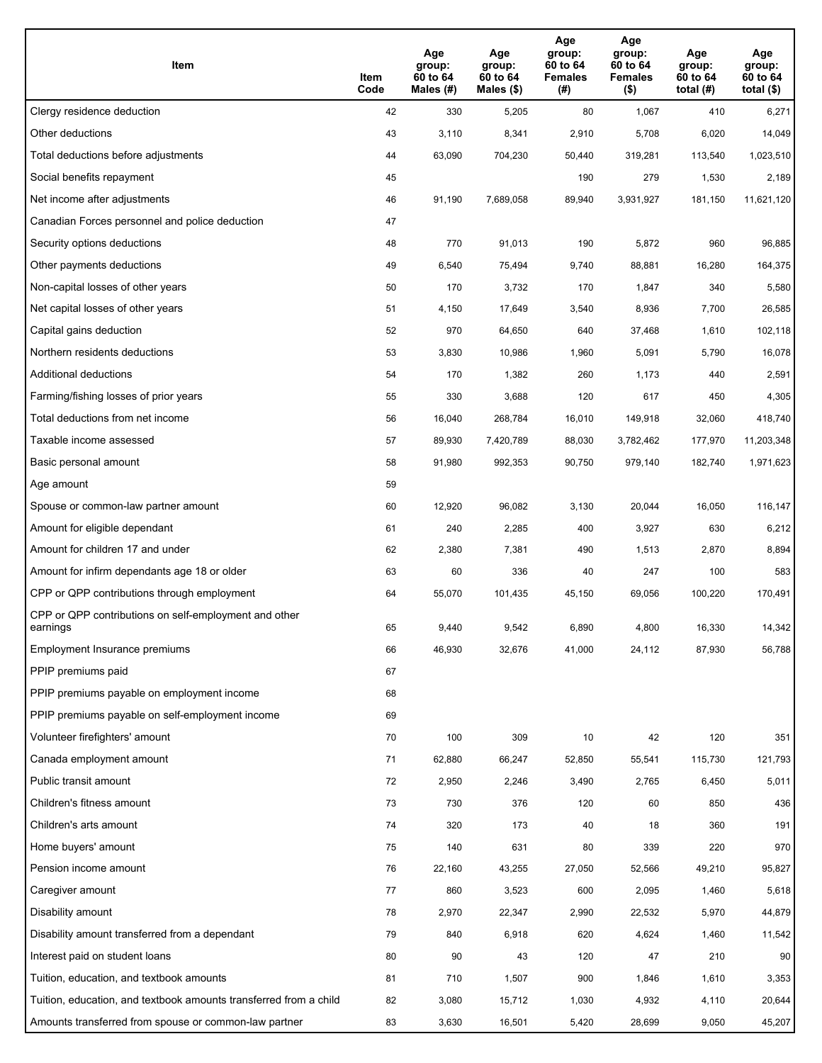| Item | Item Code | Age group: 60 to 64 Males (#) | Age group: 60 to 64 Males ($) | Age group: 60 to 64 Females (#) | Age group: 60 to 64 Females ($) | Age group: 60 to 64 total (#) | Age group: 60 to 64 total ($) |
|---|---|---|---|---|---|---|---|
| Clergy residence deduction | 42 | 330 | 5,205 | 80 | 1,067 | 410 | 6,271 |
| Other deductions | 43 | 3,110 | 8,341 | 2,910 | 5,708 | 6,020 | 14,049 |
| Total deductions before adjustments | 44 | 63,090 | 704,230 | 50,440 | 319,281 | 113,540 | 1,023,510 |
| Social benefits repayment | 45 | | | 190 | 279 | 1,530 | 2,189 |
| Net income after adjustments | 46 | 91,190 | 7,689,058 | 89,940 | 3,931,927 | 181,150 | 11,621,120 |
| Canadian Forces personnel and police deduction | 47 | | | | | | |
| Security options deductions | 48 | 770 | 91,013 | 190 | 5,872 | 960 | 96,885 |
| Other payments deductions | 49 | 6,540 | 75,494 | 9,740 | 88,881 | 16,280 | 164,375 |
| Non-capital losses of other years | 50 | 170 | 3,732 | 170 | 1,847 | 340 | 5,580 |
| Net capital losses of other years | 51 | 4,150 | 17,649 | 3,540 | 8,936 | 7,700 | 26,585 |
| Capital gains deduction | 52 | 970 | 64,650 | 640 | 37,468 | 1,610 | 102,118 |
| Northern residents deductions | 53 | 3,830 | 10,986 | 1,960 | 5,091 | 5,790 | 16,078 |
| Additional deductions | 54 | 170 | 1,382 | 260 | 1,173 | 440 | 2,591 |
| Farming/fishing losses of prior years | 55 | 330 | 3,688 | 120 | 617 | 450 | 4,305 |
| Total deductions from net income | 56 | 16,040 | 268,784 | 16,010 | 149,918 | 32,060 | 418,740 |
| Taxable income assessed | 57 | 89,930 | 7,420,789 | 88,030 | 3,782,462 | 177,970 | 11,203,348 |
| Basic personal amount | 58 | 91,980 | 992,353 | 90,750 | 979,140 | 182,740 | 1,971,623 |
| Age amount | 59 | | | | | | |
| Spouse or common-law partner amount | 60 | 12,920 | 96,082 | 3,130 | 20,044 | 16,050 | 116,147 |
| Amount for eligible dependant | 61 | 240 | 2,285 | 400 | 3,927 | 630 | 6,212 |
| Amount for children 17 and under | 62 | 2,380 | 7,381 | 490 | 1,513 | 2,870 | 8,894 |
| Amount for infirm dependants age 18 or older | 63 | 60 | 336 | 40 | 247 | 100 | 583 |
| CPP or QPP contributions through employment | 64 | 55,070 | 101,435 | 45,150 | 69,056 | 100,220 | 170,491 |
| CPP or QPP contributions on self-employment and other earnings | 65 | 9,440 | 9,542 | 6,890 | 4,800 | 16,330 | 14,342 |
| Employment Insurance premiums | 66 | 46,930 | 32,676 | 41,000 | 24,112 | 87,930 | 56,788 |
| PPIP premiums paid | 67 | | | | | | |
| PPIP premiums payable on employment income | 68 | | | | | | |
| PPIP premiums payable on self-employment income | 69 | | | | | | |
| Volunteer firefighters' amount | 70 | 100 | 309 | 10 | 42 | 120 | 351 |
| Canada employment amount | 71 | 62,880 | 66,247 | 52,850 | 55,541 | 115,730 | 121,793 |
| Public transit amount | 72 | 2,950 | 2,246 | 3,490 | 2,765 | 6,450 | 5,011 |
| Children's fitness amount | 73 | 730 | 376 | 120 | 60 | 850 | 436 |
| Children's arts amount | 74 | 320 | 173 | 40 | 18 | 360 | 191 |
| Home buyers' amount | 75 | 140 | 631 | 80 | 339 | 220 | 970 |
| Pension income amount | 76 | 22,160 | 43,255 | 27,050 | 52,566 | 49,210 | 95,827 |
| Caregiver amount | 77 | 860 | 3,523 | 600 | 2,095 | 1,460 | 5,618 |
| Disability amount | 78 | 2,970 | 22,347 | 2,990 | 22,532 | 5,970 | 44,879 |
| Disability amount transferred from a dependant | 79 | 840 | 6,918 | 620 | 4,624 | 1,460 | 11,542 |
| Interest paid on student loans | 80 | 90 | 43 | 120 | 47 | 210 | 90 |
| Tuition, education, and textbook amounts | 81 | 710 | 1,507 | 900 | 1,846 | 1,610 | 3,353 |
| Tuition, education, and textbook amounts transferred from a child | 82 | 3,080 | 15,712 | 1,030 | 4,932 | 4,110 | 20,644 |
| Amounts transferred from spouse or common-law partner | 83 | 3,630 | 16,501 | 5,420 | 28,699 | 9,050 | 45,207 |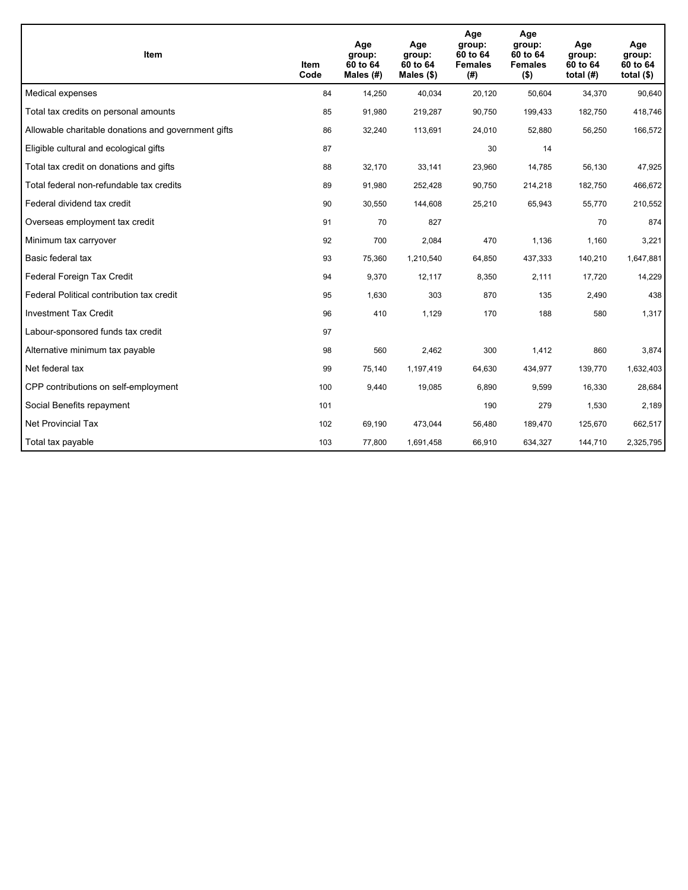| Item | Item Code | Age group: 60 to 64 Males (#) | Age group: 60 to 64 Males ($) | Age group: 60 to 64 Females (#) | Age group: 60 to 64 Females ($) | Age group: 60 to 64 total (#) | Age group: 60 to 64 total ($) |
|---|---|---|---|---|---|---|---|
| Medical expenses | 84 | 14,250 | 40,034 | 20,120 | 50,604 | 34,370 | 90,640 |
| Total tax credits on personal amounts | 85 | 91,980 | 219,287 | 90,750 | 199,433 | 182,750 | 418,746 |
| Allowable charitable donations and government gifts | 86 | 32,240 | 113,691 | 24,010 | 52,880 | 56,250 | 166,572 |
| Eligible cultural and ecological gifts | 87 | | | 30 | 14 | | |
| Total tax credit on donations and gifts | 88 | 32,170 | 33,141 | 23,960 | 14,785 | 56,130 | 47,925 |
| Total federal non-refundable tax credits | 89 | 91,980 | 252,428 | 90,750 | 214,218 | 182,750 | 466,672 |
| Federal dividend tax credit | 90 | 30,550 | 144,608 | 25,210 | 65,943 | 55,770 | 210,552 |
| Overseas employment tax credit | 91 | 70 | 827 | | | 70 | 874 |
| Minimum tax carryover | 92 | 700 | 2,084 | 470 | 1,136 | 1,160 | 3,221 |
| Basic federal tax | 93 | 75,360 | 1,210,540 | 64,850 | 437,333 | 140,210 | 1,647,881 |
| Federal Foreign Tax Credit | 94 | 9,370 | 12,117 | 8,350 | 2,111 | 17,720 | 14,229 |
| Federal Political contribution tax credit | 95 | 1,630 | 303 | 870 | 135 | 2,490 | 438 |
| Investment Tax Credit | 96 | 410 | 1,129 | 170 | 188 | 580 | 1,317 |
| Labour-sponsored funds tax credit | 97 | | | | | | |
| Alternative minimum tax payable | 98 | 560 | 2,462 | 300 | 1,412 | 860 | 3,874 |
| Net federal tax | 99 | 75,140 | 1,197,419 | 64,630 | 434,977 | 139,770 | 1,632,403 |
| CPP contributions on self-employment | 100 | 9,440 | 19,085 | 6,890 | 9,599 | 16,330 | 28,684 |
| Social Benefits repayment | 101 | | | 190 | 279 | 1,530 | 2,189 |
| Net Provincial Tax | 102 | 69,190 | 473,044 | 56,480 | 189,470 | 125,670 | 662,517 |
| Total tax payable | 103 | 77,800 | 1,691,458 | 66,910 | 634,327 | 144,710 | 2,325,795 |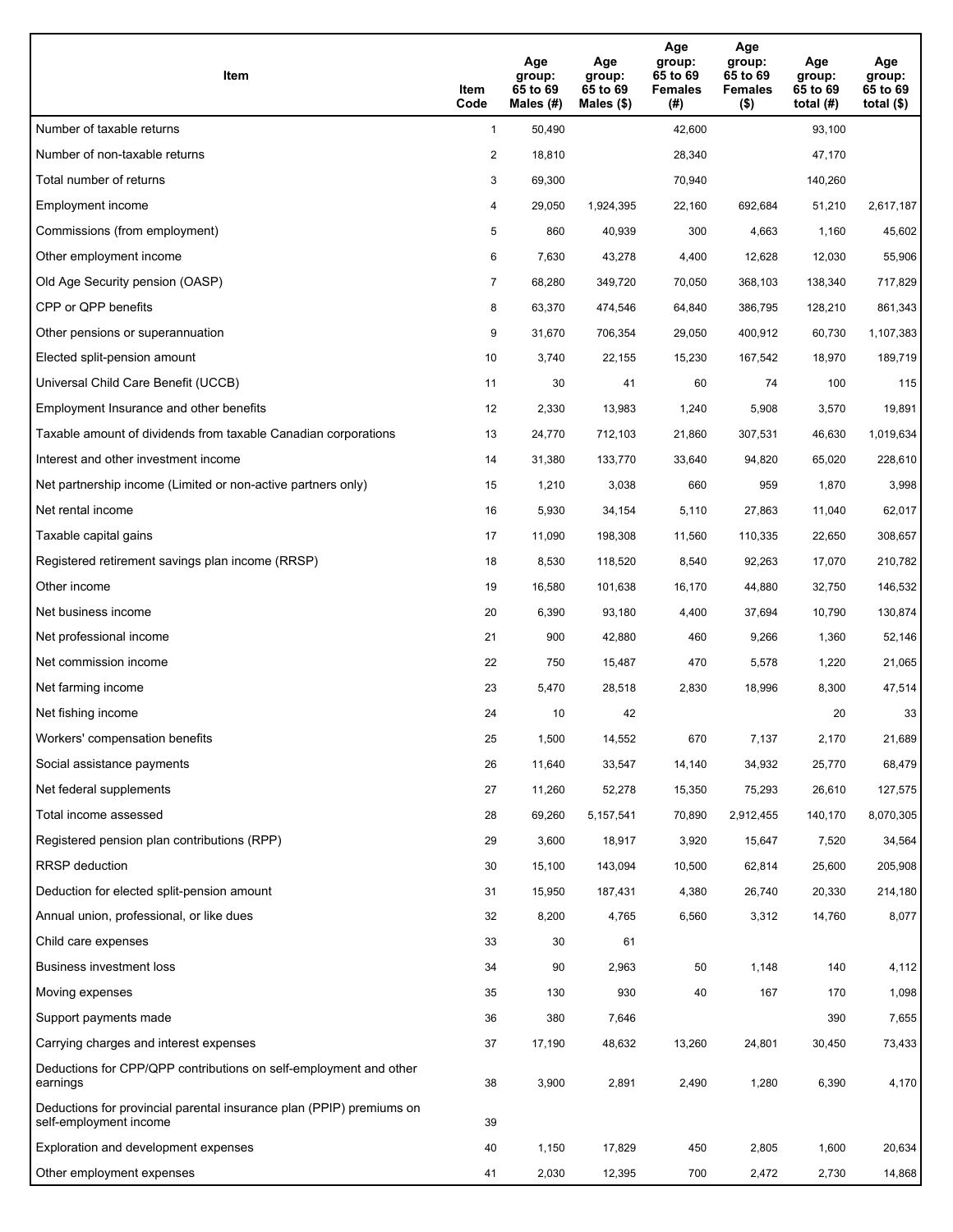| Item | Item Code | Age group: 65 to 69 Males (#) | Age group: 65 to 69 Males ($) | Age group: 65 to 69 Females (#) | Age group: 65 to 69 Females ($) | Age group: 65 to 69 total (#) | Age group: 65 to 69 total ($) |
|---|---|---|---|---|---|---|---|
| Number of taxable returns | 1 | 50,490 | | 42,600 | | 93,100 | |
| Number of non-taxable returns | 2 | 18,810 | | 28,340 | | 47,170 | |
| Total number of returns | 3 | 69,300 | | 70,940 | | 140,260 | |
| Employment income | 4 | 29,050 | 1,924,395 | 22,160 | 692,684 | 51,210 | 2,617,187 |
| Commissions (from employment) | 5 | 860 | 40,939 | 300 | 4,663 | 1,160 | 45,602 |
| Other employment income | 6 | 7,630 | 43,278 | 4,400 | 12,628 | 12,030 | 55,906 |
| Old Age Security pension (OASP) | 7 | 68,280 | 349,720 | 70,050 | 368,103 | 138,340 | 717,829 |
| CPP or QPP benefits | 8 | 63,370 | 474,546 | 64,840 | 386,795 | 128,210 | 861,343 |
| Other pensions or superannuation | 9 | 31,670 | 706,354 | 29,050 | 400,912 | 60,730 | 1,107,383 |
| Elected split-pension amount | 10 | 3,740 | 22,155 | 15,230 | 167,542 | 18,970 | 189,719 |
| Universal Child Care Benefit (UCCB) | 11 | 30 | 41 | 60 | 74 | 100 | 115 |
| Employment Insurance and other benefits | 12 | 2,330 | 13,983 | 1,240 | 5,908 | 3,570 | 19,891 |
| Taxable amount of dividends from taxable Canadian corporations | 13 | 24,770 | 712,103 | 21,860 | 307,531 | 46,630 | 1,019,634 |
| Interest and other investment income | 14 | 31,380 | 133,770 | 33,640 | 94,820 | 65,020 | 228,610 |
| Net partnership income (Limited or non-active partners only) | 15 | 1,210 | 3,038 | 660 | 959 | 1,870 | 3,998 |
| Net rental income | 16 | 5,930 | 34,154 | 5,110 | 27,863 | 11,040 | 62,017 |
| Taxable capital gains | 17 | 11,090 | 198,308 | 11,560 | 110,335 | 22,650 | 308,657 |
| Registered retirement savings plan income (RRSP) | 18 | 8,530 | 118,520 | 8,540 | 92,263 | 17,070 | 210,782 |
| Other income | 19 | 16,580 | 101,638 | 16,170 | 44,880 | 32,750 | 146,532 |
| Net business income | 20 | 6,390 | 93,180 | 4,400 | 37,694 | 10,790 | 130,874 |
| Net professional income | 21 | 900 | 42,880 | 460 | 9,266 | 1,360 | 52,146 |
| Net commission income | 22 | 750 | 15,487 | 470 | 5,578 | 1,220 | 21,065 |
| Net farming income | 23 | 5,470 | 28,518 | 2,830 | 18,996 | 8,300 | 47,514 |
| Net fishing income | 24 | 10 | 42 | | | 20 | 33 |
| Workers' compensation benefits | 25 | 1,500 | 14,552 | 670 | 7,137 | 2,170 | 21,689 |
| Social assistance payments | 26 | 11,640 | 33,547 | 14,140 | 34,932 | 25,770 | 68,479 |
| Net federal supplements | 27 | 11,260 | 52,278 | 15,350 | 75,293 | 26,610 | 127,575 |
| Total income assessed | 28 | 69,260 | 5,157,541 | 70,890 | 2,912,455 | 140,170 | 8,070,305 |
| Registered pension plan contributions (RPP) | 29 | 3,600 | 18,917 | 3,920 | 15,647 | 7,520 | 34,564 |
| RRSP deduction | 30 | 15,100 | 143,094 | 10,500 | 62,814 | 25,600 | 205,908 |
| Deduction for elected split-pension amount | 31 | 15,950 | 187,431 | 4,380 | 26,740 | 20,330 | 214,180 |
| Annual union, professional, or like dues | 32 | 8,200 | 4,765 | 6,560 | 3,312 | 14,760 | 8,077 |
| Child care expenses | 33 | 30 | 61 | | | | |
| Business investment loss | 34 | 90 | 2,963 | 50 | 1,148 | 140 | 4,112 |
| Moving expenses | 35 | 130 | 930 | 40 | 167 | 170 | 1,098 |
| Support payments made | 36 | 380 | 7,646 | | | 390 | 7,655 |
| Carrying charges and interest expenses | 37 | 17,190 | 48,632 | 13,260 | 24,801 | 30,450 | 73,433 |
| Deductions for CPP/QPP contributions on self-employment and other earnings | 38 | 3,900 | 2,891 | 2,490 | 1,280 | 6,390 | 4,170 |
| Deductions for provincial parental insurance plan (PPIP) premiums on self-employment income | 39 | | | | | | |
| Exploration and development expenses | 40 | 1,150 | 17,829 | 450 | 2,805 | 1,600 | 20,634 |
| Other employment expenses | 41 | 2,030 | 12,395 | 700 | 2,472 | 2,730 | 14,868 |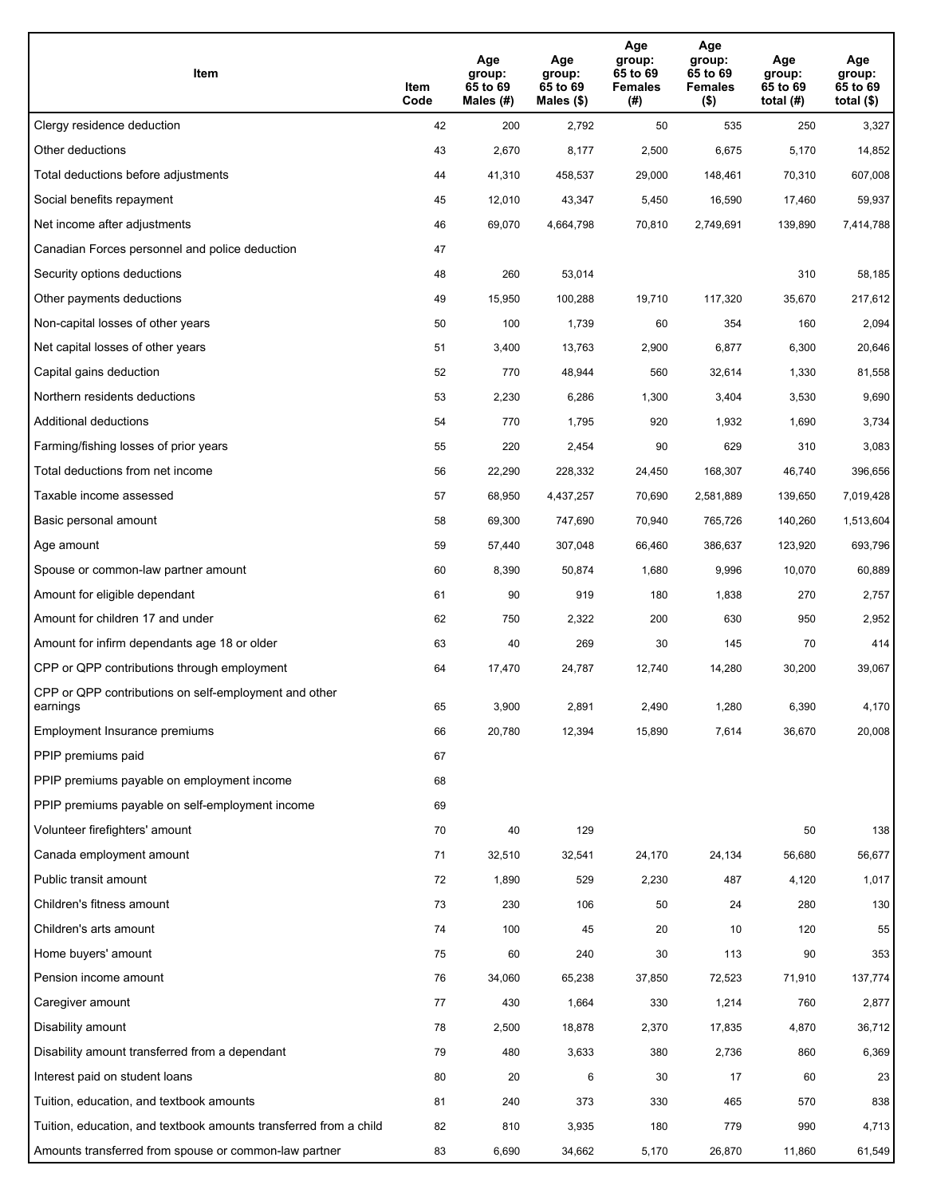| Item | Item Code | Age group: 65 to 69 Males (#) | Age group: 65 to 69 Males ($) | Age group: 65 to 69 Females (#) | Age group: 65 to 69 Females ($) | Age group: 65 to 69 total (#) | Age group: 65 to 69 total ($) |
|---|---|---|---|---|---|---|---|
| Clergy residence deduction | 42 | 200 | 2,792 | 50 | 535 | 250 | 3,327 |
| Other deductions | 43 | 2,670 | 8,177 | 2,500 | 6,675 | 5,170 | 14,852 |
| Total deductions before adjustments | 44 | 41,310 | 458,537 | 29,000 | 148,461 | 70,310 | 607,008 |
| Social benefits repayment | 45 | 12,010 | 43,347 | 5,450 | 16,590 | 17,460 | 59,937 |
| Net income after adjustments | 46 | 69,070 | 4,664,798 | 70,810 | 2,749,691 | 139,890 | 7,414,788 |
| Canadian Forces personnel and police deduction | 47 | | | | | | |
| Security options deductions | 48 | 260 | 53,014 | | | 310 | 58,185 |
| Other payments deductions | 49 | 15,950 | 100,288 | 19,710 | 117,320 | 35,670 | 217,612 |
| Non-capital losses of other years | 50 | 100 | 1,739 | 60 | 354 | 160 | 2,094 |
| Net capital losses of other years | 51 | 3,400 | 13,763 | 2,900 | 6,877 | 6,300 | 20,646 |
| Capital gains deduction | 52 | 770 | 48,944 | 560 | 32,614 | 1,330 | 81,558 |
| Northern residents deductions | 53 | 2,230 | 6,286 | 1,300 | 3,404 | 3,530 | 9,690 |
| Additional deductions | 54 | 770 | 1,795 | 920 | 1,932 | 1,690 | 3,734 |
| Farming/fishing losses of prior years | 55 | 220 | 2,454 | 90 | 629 | 310 | 3,083 |
| Total deductions from net income | 56 | 22,290 | 228,332 | 24,450 | 168,307 | 46,740 | 396,656 |
| Taxable income assessed | 57 | 68,950 | 4,437,257 | 70,690 | 2,581,889 | 139,650 | 7,019,428 |
| Basic personal amount | 58 | 69,300 | 747,690 | 70,940 | 765,726 | 140,260 | 1,513,604 |
| Age amount | 59 | 57,440 | 307,048 | 66,460 | 386,637 | 123,920 | 693,796 |
| Spouse or common-law partner amount | 60 | 8,390 | 50,874 | 1,680 | 9,996 | 10,070 | 60,889 |
| Amount for eligible dependant | 61 | 90 | 919 | 180 | 1,838 | 270 | 2,757 |
| Amount for children 17 and under | 62 | 750 | 2,322 | 200 | 630 | 950 | 2,952 |
| Amount for infirm dependants age 18 or older | 63 | 40 | 269 | 30 | 145 | 70 | 414 |
| CPP or QPP contributions through employment | 64 | 17,470 | 24,787 | 12,740 | 14,280 | 30,200 | 39,067 |
| CPP or QPP contributions on self-employment and other earnings | 65 | 3,900 | 2,891 | 2,490 | 1,280 | 6,390 | 4,170 |
| Employment Insurance premiums | 66 | 20,780 | 12,394 | 15,890 | 7,614 | 36,670 | 20,008 |
| PPIP premiums paid | 67 | | | | | | |
| PPIP premiums payable on employment income | 68 | | | | | | |
| PPIP premiums payable on self-employment income | 69 | | | | | | |
| Volunteer firefighters' amount | 70 | 40 | 129 | | | 50 | 138 |
| Canada employment amount | 71 | 32,510 | 32,541 | 24,170 | 24,134 | 56,680 | 56,677 |
| Public transit amount | 72 | 1,890 | 529 | 2,230 | 487 | 4,120 | 1,017 |
| Children's fitness amount | 73 | 230 | 106 | 50 | 24 | 280 | 130 |
| Children's arts amount | 74 | 100 | 45 | 20 | 10 | 120 | 55 |
| Home buyers' amount | 75 | 60 | 240 | 30 | 113 | 90 | 353 |
| Pension income amount | 76 | 34,060 | 65,238 | 37,850 | 72,523 | 71,910 | 137,774 |
| Caregiver amount | 77 | 430 | 1,664 | 330 | 1,214 | 760 | 2,877 |
| Disability amount | 78 | 2,500 | 18,878 | 2,370 | 17,835 | 4,870 | 36,712 |
| Disability amount transferred from a dependant | 79 | 480 | 3,633 | 380 | 2,736 | 860 | 6,369 |
| Interest paid on student loans | 80 | 20 | 6 | 30 | 17 | 60 | 23 |
| Tuition, education, and textbook amounts | 81 | 240 | 373 | 330 | 465 | 570 | 838 |
| Tuition, education, and textbook amounts transferred from a child | 82 | 810 | 3,935 | 180 | 779 | 990 | 4,713 |
| Amounts transferred from spouse or common-law partner | 83 | 6,690 | 34,662 | 5,170 | 26,870 | 11,860 | 61,549 |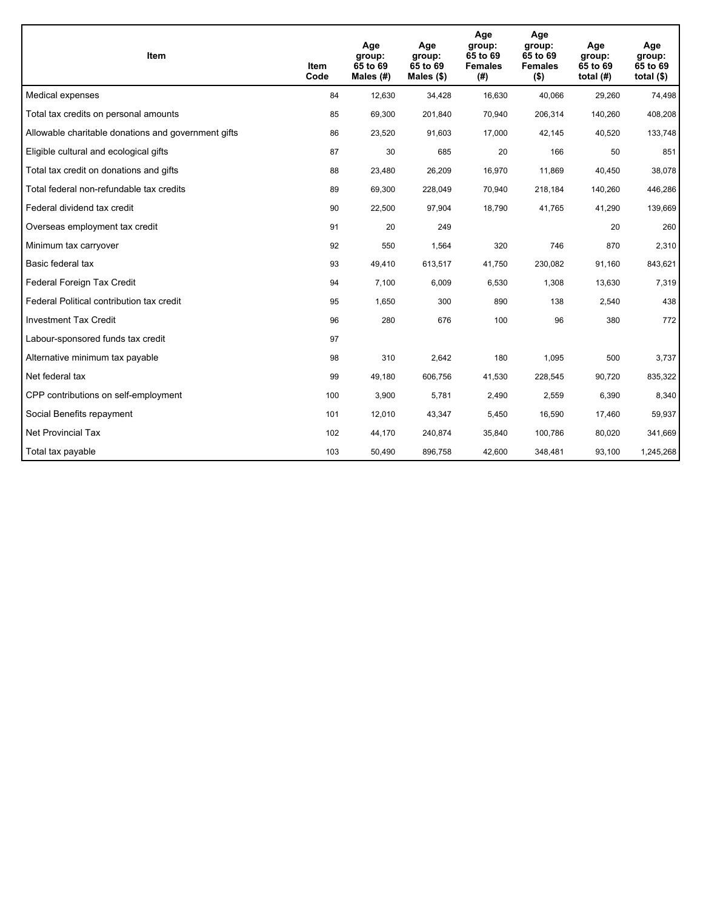| Item | Item Code | Age group: 65 to 69 Males (#) | Age group: 65 to 69 Males ($) | Age group: 65 to 69 Females (#) | Age group: 65 to 69 Females ($) | Age group: 65 to 69 total (#) | Age group: 65 to 69 total ($) |
|---|---|---|---|---|---|---|---|
| Medical expenses | 84 | 12,630 | 34,428 | 16,630 | 40,066 | 29,260 | 74,498 |
| Total tax credits on personal amounts | 85 | 69,300 | 201,840 | 70,940 | 206,314 | 140,260 | 408,208 |
| Allowable charitable donations and government gifts | 86 | 23,520 | 91,603 | 17,000 | 42,145 | 40,520 | 133,748 |
| Eligible cultural and ecological gifts | 87 | 30 | 685 | 20 | 166 | 50 | 851 |
| Total tax credit on donations and gifts | 88 | 23,480 | 26,209 | 16,970 | 11,869 | 40,450 | 38,078 |
| Total federal non-refundable tax credits | 89 | 69,300 | 228,049 | 70,940 | 218,184 | 140,260 | 446,286 |
| Federal dividend tax credit | 90 | 22,500 | 97,904 | 18,790 | 41,765 | 41,290 | 139,669 |
| Overseas employment tax credit | 91 | 20 | 249 | | | 20 | 260 |
| Minimum tax carryover | 92 | 550 | 1,564 | 320 | 746 | 870 | 2,310 |
| Basic federal tax | 93 | 49,410 | 613,517 | 41,750 | 230,082 | 91,160 | 843,621 |
| Federal Foreign Tax Credit | 94 | 7,100 | 6,009 | 6,530 | 1,308 | 13,630 | 7,319 |
| Federal Political contribution tax credit | 95 | 1,650 | 300 | 890 | 138 | 2,540 | 438 |
| Investment Tax Credit | 96 | 280 | 676 | 100 | 96 | 380 | 772 |
| Labour-sponsored funds tax credit | 97 | | | | | | |
| Alternative minimum tax payable | 98 | 310 | 2,642 | 180 | 1,095 | 500 | 3,737 |
| Net federal tax | 99 | 49,180 | 606,756 | 41,530 | 228,545 | 90,720 | 835,322 |
| CPP contributions on self-employment | 100 | 3,900 | 5,781 | 2,490 | 2,559 | 6,390 | 8,340 |
| Social Benefits repayment | 101 | 12,010 | 43,347 | 5,450 | 16,590 | 17,460 | 59,937 |
| Net Provincial Tax | 102 | 44,170 | 240,874 | 35,840 | 100,786 | 80,020 | 341,669 |
| Total tax payable | 103 | 50,490 | 896,758 | 42,600 | 348,481 | 93,100 | 1,245,268 |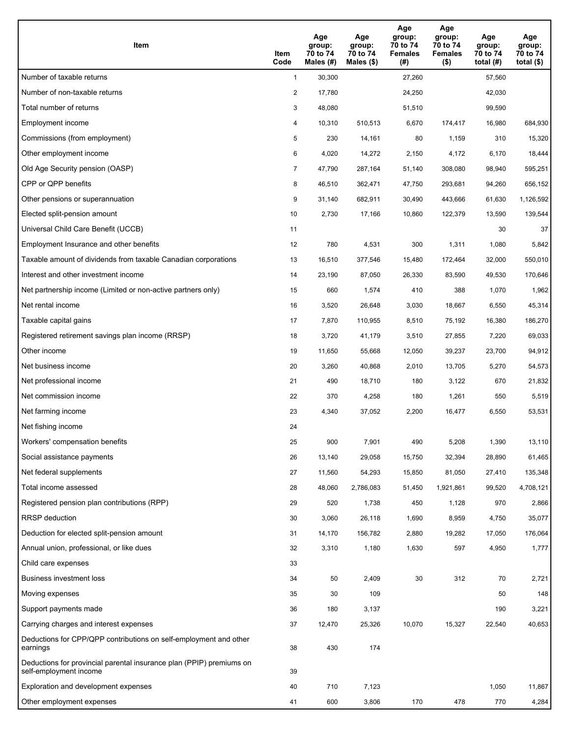| Item | Item Code | Age group: 70 to 74 Males (#) | Age group: 70 to 74 Males ($) | Age group: 70 to 74 Females (#) | Age group: 70 to 74 Females ($) | Age group: 70 to 74 total (#) | Age group: 70 to 74 total ($) |
|---|---|---|---|---|---|---|---|
| Number of taxable returns | 1 | 30,300 | | 27,260 | | 57,560 | |
| Number of non-taxable returns | 2 | 17,780 | | 24,250 | | 42,030 | |
| Total number of returns | 3 | 48,080 | | 51,510 | | 99,590 | |
| Employment income | 4 | 10,310 | 510,513 | 6,670 | 174,417 | 16,980 | 684,930 |
| Commissions (from employment) | 5 | 230 | 14,161 | 80 | 1,159 | 310 | 15,320 |
| Other employment income | 6 | 4,020 | 14,272 | 2,150 | 4,172 | 6,170 | 18,444 |
| Old Age Security pension (OASP) | 7 | 47,790 | 287,164 | 51,140 | 308,080 | 98,940 | 595,251 |
| CPP or QPP benefits | 8 | 46,510 | 362,471 | 47,750 | 293,681 | 94,260 | 656,152 |
| Other pensions or superannuation | 9 | 31,140 | 682,911 | 30,490 | 443,666 | 61,630 | 1,126,592 |
| Elected split-pension amount | 10 | 2,730 | 17,166 | 10,860 | 122,379 | 13,590 | 139,544 |
| Universal Child Care Benefit (UCCB) | 11 | | | | | 30 | 37 |
| Employment Insurance and other benefits | 12 | 780 | 4,531 | 300 | 1,311 | 1,080 | 5,842 |
| Taxable amount of dividends from taxable Canadian corporations | 13 | 16,510 | 377,546 | 15,480 | 172,464 | 32,000 | 550,010 |
| Interest and other investment income | 14 | 23,190 | 87,050 | 26,330 | 83,590 | 49,530 | 170,646 |
| Net partnership income (Limited or non-active partners only) | 15 | 660 | 1,574 | 410 | 388 | 1,070 | 1,962 |
| Net rental income | 16 | 3,520 | 26,648 | 3,030 | 18,667 | 6,550 | 45,314 |
| Taxable capital gains | 17 | 7,870 | 110,955 | 8,510 | 75,192 | 16,380 | 186,270 |
| Registered retirement savings plan income (RRSP) | 18 | 3,720 | 41,179 | 3,510 | 27,855 | 7,220 | 69,033 |
| Other income | 19 | 11,650 | 55,668 | 12,050 | 39,237 | 23,700 | 94,912 |
| Net business income | 20 | 3,260 | 40,868 | 2,010 | 13,705 | 5,270 | 54,573 |
| Net professional income | 21 | 490 | 18,710 | 180 | 3,122 | 670 | 21,832 |
| Net commission income | 22 | 370 | 4,258 | 180 | 1,261 | 550 | 5,519 |
| Net farming income | 23 | 4,340 | 37,052 | 2,200 | 16,477 | 6,550 | 53,531 |
| Net fishing income | 24 | | | | | | |
| Workers' compensation benefits | 25 | 900 | 7,901 | 490 | 5,208 | 1,390 | 13,110 |
| Social assistance payments | 26 | 13,140 | 29,058 | 15,750 | 32,394 | 28,890 | 61,465 |
| Net federal supplements | 27 | 11,560 | 54,293 | 15,850 | 81,050 | 27,410 | 135,348 |
| Total income assessed | 28 | 48,060 | 2,786,083 | 51,450 | 1,921,861 | 99,520 | 4,708,121 |
| Registered pension plan contributions (RPP) | 29 | 520 | 1,738 | 450 | 1,128 | 970 | 2,866 |
| RRSP deduction | 30 | 3,060 | 26,118 | 1,690 | 8,959 | 4,750 | 35,077 |
| Deduction for elected split-pension amount | 31 | 14,170 | 156,782 | 2,880 | 19,282 | 17,050 | 176,064 |
| Annual union, professional, or like dues | 32 | 3,310 | 1,180 | 1,630 | 597 | 4,950 | 1,777 |
| Child care expenses | 33 | | | | | | |
| Business investment loss | 34 | 50 | 2,409 | 30 | 312 | 70 | 2,721 |
| Moving expenses | 35 | 30 | 109 | | | 50 | 148 |
| Support payments made | 36 | 180 | 3,137 | | | 190 | 3,221 |
| Carrying charges and interest expenses | 37 | 12,470 | 25,326 | 10,070 | 15,327 | 22,540 | 40,653 |
| Deductions for CPP/QPP contributions on self-employment and other earnings | 38 | 430 | 174 | | | | |
| Deductions for provincial parental insurance plan (PPIP) premiums on self-employment income | 39 | | | | | | |
| Exploration and development expenses | 40 | 710 | 7,123 | | | 1,050 | 11,867 |
| Other employment expenses | 41 | 600 | 3,806 | 170 | 478 | 770 | 4,284 |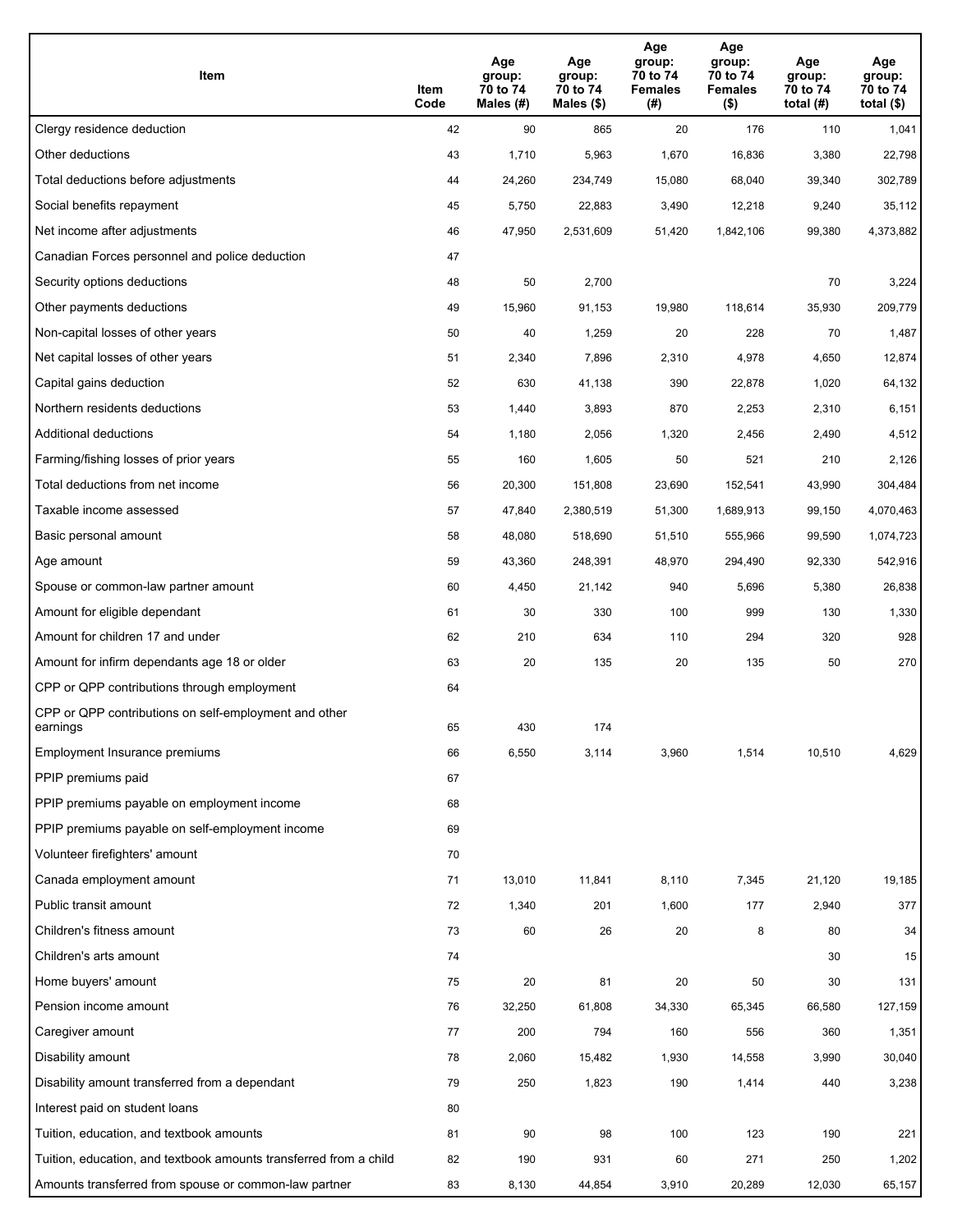| Item | Item Code | Age group: 70 to 74 Males (#) | Age group: 70 to 74 Males ($) | Age group: 70 to 74 Females (#) | Age group: 70 to 74 Females ($) | Age group: 70 to 74 total (#) | Age group: 70 to 74 total ($) |
|---|---|---|---|---|---|---|---|
| Clergy residence deduction | 42 | 90 | 865 | 20 | 176 | 110 | 1,041 |
| Other deductions | 43 | 1,710 | 5,963 | 1,670 | 16,836 | 3,380 | 22,798 |
| Total deductions before adjustments | 44 | 24,260 | 234,749 | 15,080 | 68,040 | 39,340 | 302,789 |
| Social benefits repayment | 45 | 5,750 | 22,883 | 3,490 | 12,218 | 9,240 | 35,112 |
| Net income after adjustments | 46 | 47,950 | 2,531,609 | 51,420 | 1,842,106 | 99,380 | 4,373,882 |
| Canadian Forces personnel and police deduction | 47 | | | | | | |
| Security options deductions | 48 | 50 | 2,700 | | | 70 | 3,224 |
| Other payments deductions | 49 | 15,960 | 91,153 | 19,980 | 118,614 | 35,930 | 209,779 |
| Non-capital losses of other years | 50 | 40 | 1,259 | 20 | 228 | 70 | 1,487 |
| Net capital losses of other years | 51 | 2,340 | 7,896 | 2,310 | 4,978 | 4,650 | 12,874 |
| Capital gains deduction | 52 | 630 | 41,138 | 390 | 22,878 | 1,020 | 64,132 |
| Northern residents deductions | 53 | 1,440 | 3,893 | 870 | 2,253 | 2,310 | 6,151 |
| Additional deductions | 54 | 1,180 | 2,056 | 1,320 | 2,456 | 2,490 | 4,512 |
| Farming/fishing losses of prior years | 55 | 160 | 1,605 | 50 | 521 | 210 | 2,126 |
| Total deductions from net income | 56 | 20,300 | 151,808 | 23,690 | 152,541 | 43,990 | 304,484 |
| Taxable income assessed | 57 | 47,840 | 2,380,519 | 51,300 | 1,689,913 | 99,150 | 4,070,463 |
| Basic personal amount | 58 | 48,080 | 518,690 | 51,510 | 555,966 | 99,590 | 1,074,723 |
| Age amount | 59 | 43,360 | 248,391 | 48,970 | 294,490 | 92,330 | 542,916 |
| Spouse or common-law partner amount | 60 | 4,450 | 21,142 | 940 | 5,696 | 5,380 | 26,838 |
| Amount for eligible dependant | 61 | 30 | 330 | 100 | 999 | 130 | 1,330 |
| Amount for children 17 and under | 62 | 210 | 634 | 110 | 294 | 320 | 928 |
| Amount for infirm dependants age 18 or older | 63 | 20 | 135 | 20 | 135 | 50 | 270 |
| CPP or QPP contributions through employment | 64 | | | | | | |
| CPP or QPP contributions on self-employment and other earnings | 65 | 430 | 174 | | | | |
| Employment Insurance premiums | 66 | 6,550 | 3,114 | 3,960 | 1,514 | 10,510 | 4,629 |
| PPIP premiums paid | 67 | | | | | | |
| PPIP premiums payable on employment income | 68 | | | | | | |
| PPIP premiums payable on self-employment income | 69 | | | | | | |
| Volunteer firefighters' amount | 70 | | | | | | |
| Canada employment amount | 71 | 13,010 | 11,841 | 8,110 | 7,345 | 21,120 | 19,185 |
| Public transit amount | 72 | 1,340 | 201 | 1,600 | 177 | 2,940 | 377 |
| Children's fitness amount | 73 | 60 | 26 | 20 | 8 | 80 | 34 |
| Children's arts amount | 74 | | | | | 30 | 15 |
| Home buyers' amount | 75 | 20 | 81 | 20 | 50 | 30 | 131 |
| Pension income amount | 76 | 32,250 | 61,808 | 34,330 | 65,345 | 66,580 | 127,159 |
| Caregiver amount | 77 | 200 | 794 | 160 | 556 | 360 | 1,351 |
| Disability amount | 78 | 2,060 | 15,482 | 1,930 | 14,558 | 3,990 | 30,040 |
| Disability amount transferred from a dependant | 79 | 250 | 1,823 | 190 | 1,414 | 440 | 3,238 |
| Interest paid on student loans | 80 | | | | | | |
| Tuition, education, and textbook amounts | 81 | 90 | 98 | 100 | 123 | 190 | 221 |
| Tuition, education, and textbook amounts transferred from a child | 82 | 190 | 931 | 60 | 271 | 250 | 1,202 |
| Amounts transferred from spouse or common-law partner | 83 | 8,130 | 44,854 | 3,910 | 20,289 | 12,030 | 65,157 |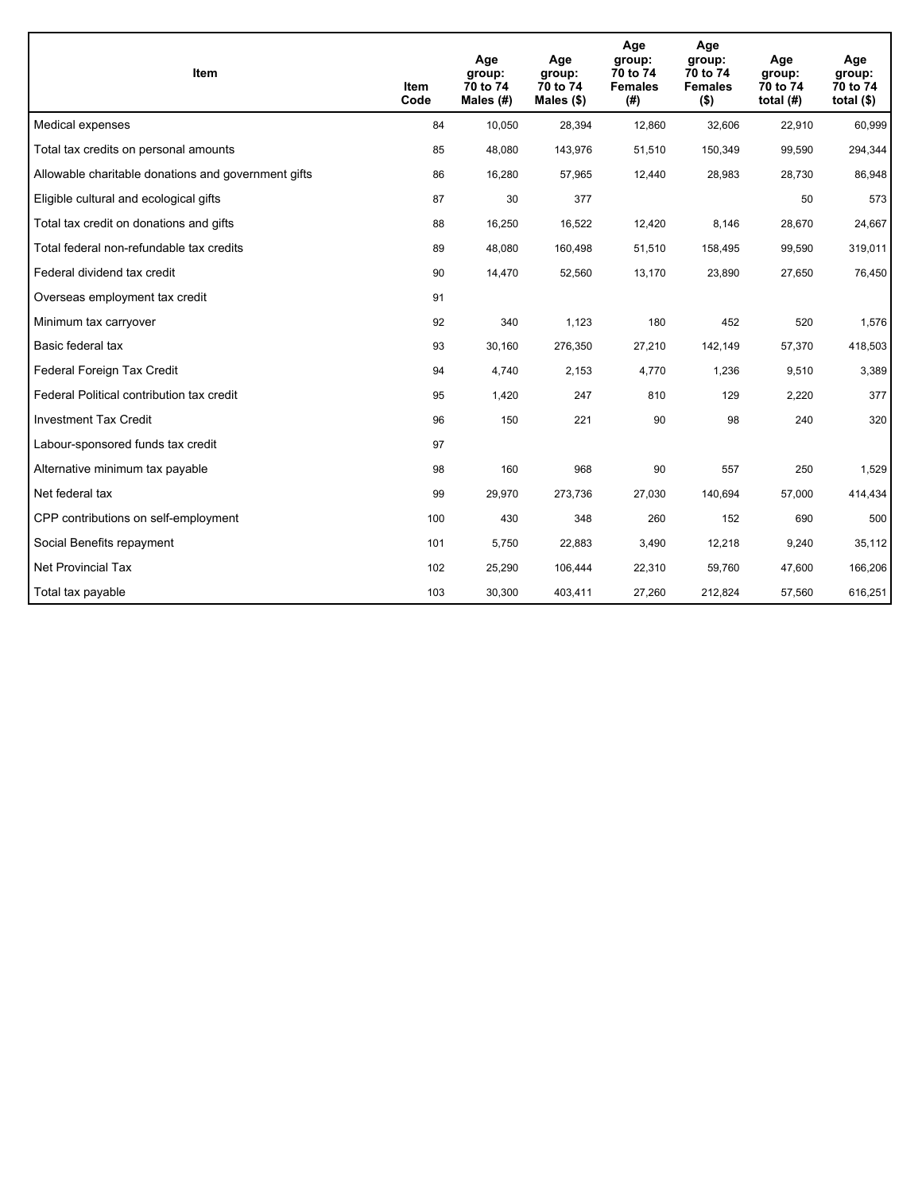| Item | Item Code | Age group: 70 to 74 Males (#) | Age group: 70 to 74 Males ($) | Age group: 70 to 74 Females (#) | Age group: 70 to 74 Females ($) | Age group: 70 to 74 total (#) | Age group: 70 to 74 total ($) |
|---|---|---|---|---|---|---|---|
| Medical expenses | 84 | 10,050 | 28,394 | 12,860 | 32,606 | 22,910 | 60,999 |
| Total tax credits on personal amounts | 85 | 48,080 | 143,976 | 51,510 | 150,349 | 99,590 | 294,344 |
| Allowable charitable donations and government gifts | 86 | 16,280 | 57,965 | 12,440 | 28,983 | 28,730 | 86,948 |
| Eligible cultural and ecological gifts | 87 | 30 | 377 | | | 50 | 573 |
| Total tax credit on donations and gifts | 88 | 16,250 | 16,522 | 12,420 | 8,146 | 28,670 | 24,667 |
| Total federal non-refundable tax credits | 89 | 48,080 | 160,498 | 51,510 | 158,495 | 99,590 | 319,011 |
| Federal dividend tax credit | 90 | 14,470 | 52,560 | 13,170 | 23,890 | 27,650 | 76,450 |
| Overseas employment tax credit | 91 | | | | | | |
| Minimum tax carryover | 92 | 340 | 1,123 | 180 | 452 | 520 | 1,576 |
| Basic federal tax | 93 | 30,160 | 276,350 | 27,210 | 142,149 | 57,370 | 418,503 |
| Federal Foreign Tax Credit | 94 | 4,740 | 2,153 | 4,770 | 1,236 | 9,510 | 3,389 |
| Federal Political contribution tax credit | 95 | 1,420 | 247 | 810 | 129 | 2,220 | 377 |
| Investment Tax Credit | 96 | 150 | 221 | 90 | 98 | 240 | 320 |
| Labour-sponsored funds tax credit | 97 | | | | | | |
| Alternative minimum tax payable | 98 | 160 | 968 | 90 | 557 | 250 | 1,529 |
| Net federal tax | 99 | 29,970 | 273,736 | 27,030 | 140,694 | 57,000 | 414,434 |
| CPP contributions on self-employment | 100 | 430 | 348 | 260 | 152 | 690 | 500 |
| Social Benefits repayment | 101 | 5,750 | 22,883 | 3,490 | 12,218 | 9,240 | 35,112 |
| Net Provincial Tax | 102 | 25,290 | 106,444 | 22,310 | 59,760 | 47,600 | 166,206 |
| Total tax payable | 103 | 30,300 | 403,411 | 27,260 | 212,824 | 57,560 | 616,251 |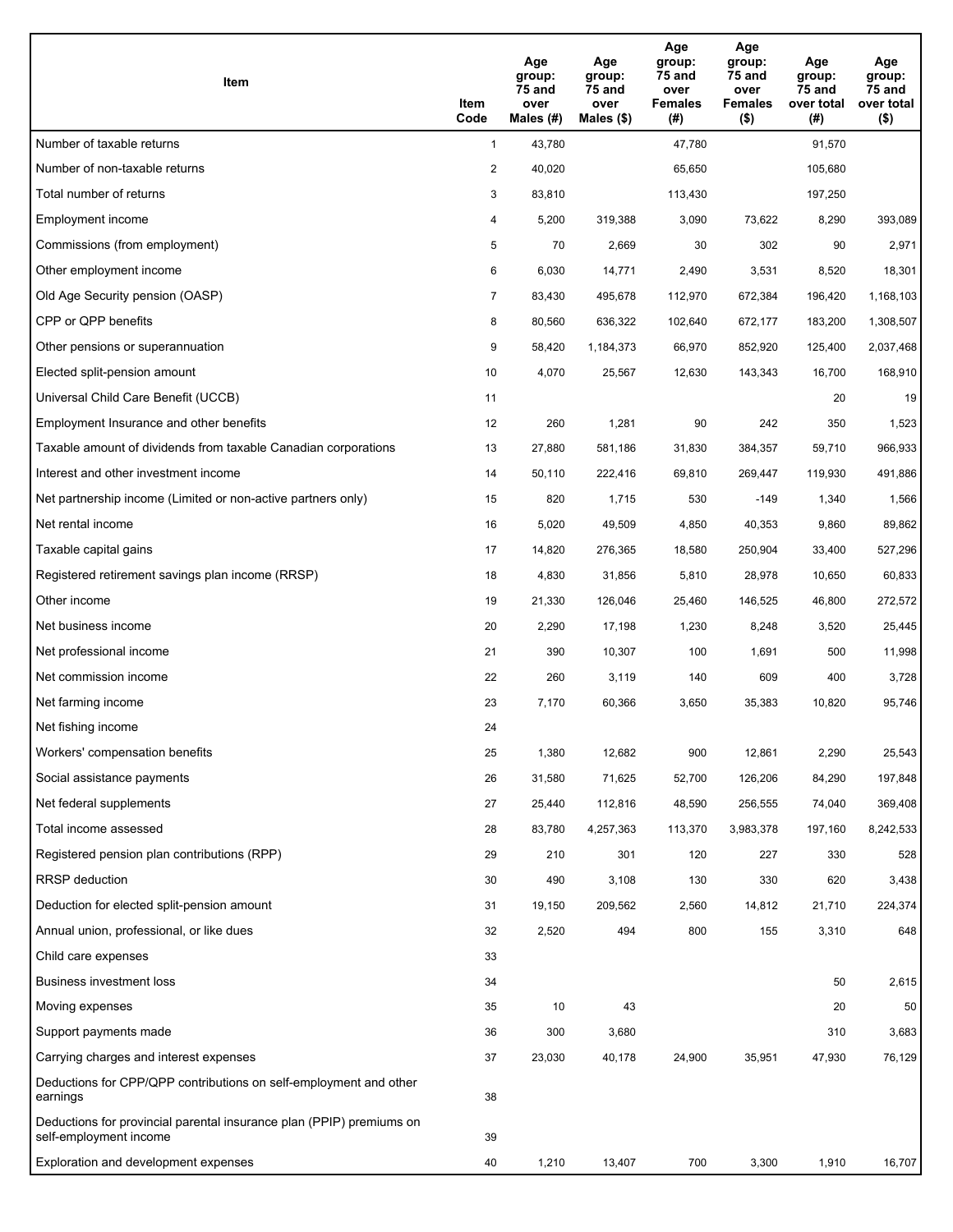| Item | Item Code | Age group: 75 and over Males (#) | Age group: 75 and over Males ($) | Age group: 75 and over Females (#) | Age group: 75 and over Females ($) | Age group: 75 and over total (#) | Age group: 75 and over total ($) |
|---|---|---|---|---|---|---|---|
| Number of taxable returns | 1 | 43,780 | | 47,780 | | 91,570 | |
| Number of non-taxable returns | 2 | 40,020 | | 65,650 | | 105,680 | |
| Total number of returns | 3 | 83,810 | | 113,430 | | 197,250 | |
| Employment income | 4 | 5,200 | 319,388 | 3,090 | 73,622 | 8,290 | 393,089 |
| Commissions (from employment) | 5 | 70 | 2,669 | 30 | 302 | 90 | 2,971 |
| Other employment income | 6 | 6,030 | 14,771 | 2,490 | 3,531 | 8,520 | 18,301 |
| Old Age Security pension (OASP) | 7 | 83,430 | 495,678 | 112,970 | 672,384 | 196,420 | 1,168,103 |
| CPP or QPP benefits | 8 | 80,560 | 636,322 | 102,640 | 672,177 | 183,200 | 1,308,507 |
| Other pensions or superannuation | 9 | 58,420 | 1,184,373 | 66,970 | 852,920 | 125,400 | 2,037,468 |
| Elected split-pension amount | 10 | 4,070 | 25,567 | 12,630 | 143,343 | 16,700 | 168,910 |
| Universal Child Care Benefit (UCCB) | 11 | | | | | 20 | 19 |
| Employment Insurance and other benefits | 12 | 260 | 1,281 | 90 | 242 | 350 | 1,523 |
| Taxable amount of dividends from taxable Canadian corporations | 13 | 27,880 | 581,186 | 31,830 | 384,357 | 59,710 | 966,933 |
| Interest and other investment income | 14 | 50,110 | 222,416 | 69,810 | 269,447 | 119,930 | 491,886 |
| Net partnership income (Limited or non-active partners only) | 15 | 820 | 1,715 | 530 | -149 | 1,340 | 1,566 |
| Net rental income | 16 | 5,020 | 49,509 | 4,850 | 40,353 | 9,860 | 89,862 |
| Taxable capital gains | 17 | 14,820 | 276,365 | 18,580 | 250,904 | 33,400 | 527,296 |
| Registered retirement savings plan income (RRSP) | 18 | 4,830 | 31,856 | 5,810 | 28,978 | 10,650 | 60,833 |
| Other income | 19 | 21,330 | 126,046 | 25,460 | 146,525 | 46,800 | 272,572 |
| Net business income | 20 | 2,290 | 17,198 | 1,230 | 8,248 | 3,520 | 25,445 |
| Net professional income | 21 | 390 | 10,307 | 100 | 1,691 | 500 | 11,998 |
| Net commission income | 22 | 260 | 3,119 | 140 | 609 | 400 | 3,728 |
| Net farming income | 23 | 7,170 | 60,366 | 3,650 | 35,383 | 10,820 | 95,746 |
| Net fishing income | 24 | | | | | | |
| Workers' compensation benefits | 25 | 1,380 | 12,682 | 900 | 12,861 | 2,290 | 25,543 |
| Social assistance payments | 26 | 31,580 | 71,625 | 52,700 | 126,206 | 84,290 | 197,848 |
| Net federal supplements | 27 | 25,440 | 112,816 | 48,590 | 256,555 | 74,040 | 369,408 |
| Total income assessed | 28 | 83,780 | 4,257,363 | 113,370 | 3,983,378 | 197,160 | 8,242,533 |
| Registered pension plan contributions (RPP) | 29 | 210 | 301 | 120 | 227 | 330 | 528 |
| RRSP deduction | 30 | 490 | 3,108 | 130 | 330 | 620 | 3,438 |
| Deduction for elected split-pension amount | 31 | 19,150 | 209,562 | 2,560 | 14,812 | 21,710 | 224,374 |
| Annual union, professional, or like dues | 32 | 2,520 | 494 | 800 | 155 | 3,310 | 648 |
| Child care expenses | 33 | | | | | | |
| Business investment loss | 34 | | | | | 50 | 2,615 |
| Moving expenses | 35 | 10 | 43 | | | 20 | 50 |
| Support payments made | 36 | 300 | 3,680 | | | 310 | 3,683 |
| Carrying charges and interest expenses | 37 | 23,030 | 40,178 | 24,900 | 35,951 | 47,930 | 76,129 |
| Deductions for CPP/QPP contributions on self-employment and other earnings | 38 | | | | | | |
| Deductions for provincial parental insurance plan (PPIP) premiums on self-employment income | 39 | | | | | | |
| Exploration and development expenses | 40 | 1,210 | 13,407 | 700 | 3,300 | 1,910 | 16,707 |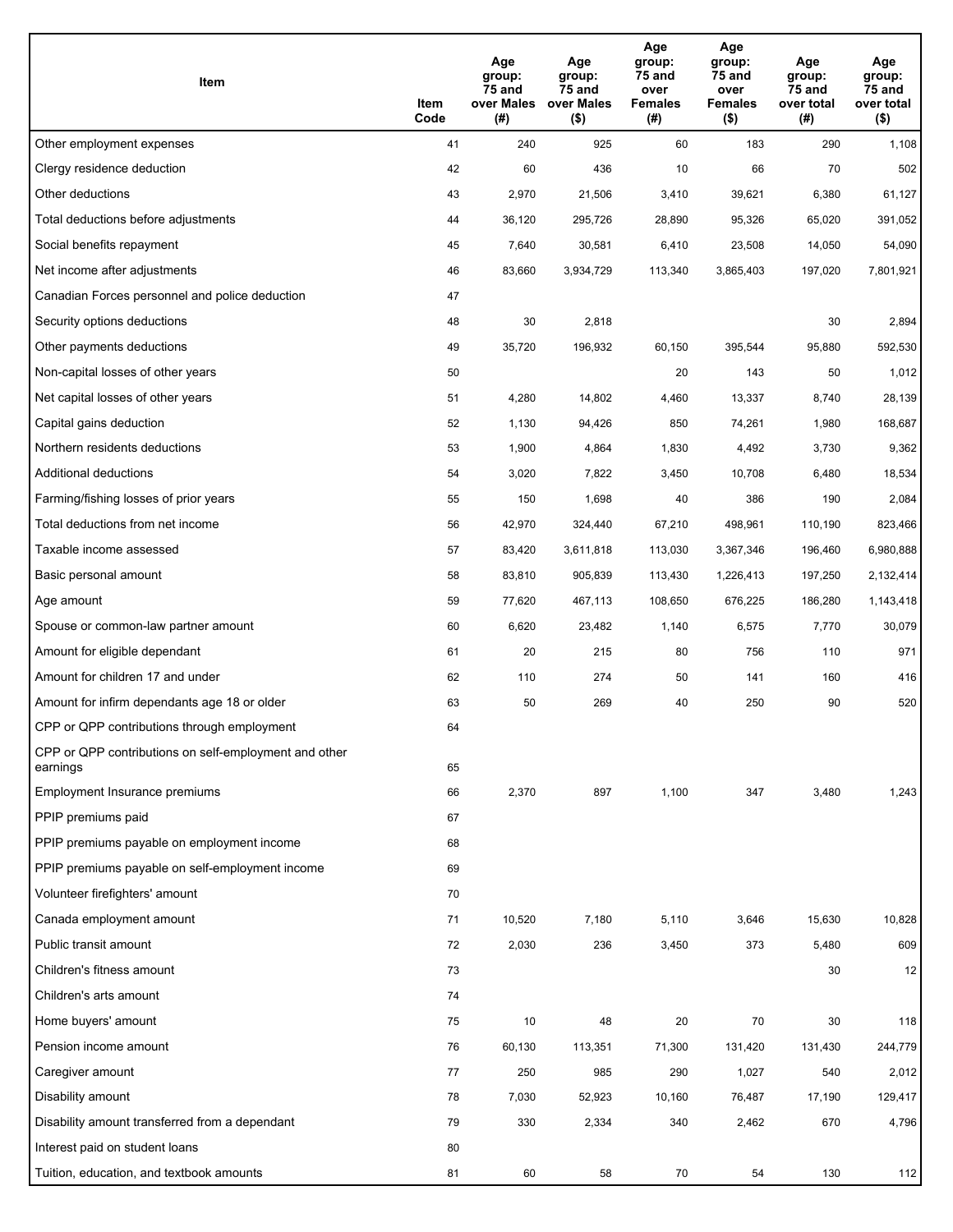| Item | Item Code | Age group: 75 and over Males (#) | Age group: 75 and over Males ($) | Age group: 75 and over Females (#) | Age group: 75 and over Females ($) | Age group: 75 and over total (#) | Age group: 75 and over total ($) |
|---|---|---|---|---|---|---|---|
| Other employment expenses | 41 | 240 | 925 | 60 | 183 | 290 | 1,108 |
| Clergy residence deduction | 42 | 60 | 436 | 10 | 66 | 70 | 502 |
| Other deductions | 43 | 2,970 | 21,506 | 3,410 | 39,621 | 6,380 | 61,127 |
| Total deductions before adjustments | 44 | 36,120 | 295,726 | 28,890 | 95,326 | 65,020 | 391,052 |
| Social benefits repayment | 45 | 7,640 | 30,581 | 6,410 | 23,508 | 14,050 | 54,090 |
| Net income after adjustments | 46 | 83,660 | 3,934,729 | 113,340 | 3,865,403 | 197,020 | 7,801,921 |
| Canadian Forces personnel and police deduction | 47 | | | | | | |
| Security options deductions | 48 | 30 | 2,818 | | | 30 | 2,894 |
| Other payments deductions | 49 | 35,720 | 196,932 | 60,150 | 395,544 | 95,880 | 592,530 |
| Non-capital losses of other years | 50 | | | 20 | 143 | 50 | 1,012 |
| Net capital losses of other years | 51 | 4,280 | 14,802 | 4,460 | 13,337 | 8,740 | 28,139 |
| Capital gains deduction | 52 | 1,130 | 94,426 | 850 | 74,261 | 1,980 | 168,687 |
| Northern residents deductions | 53 | 1,900 | 4,864 | 1,830 | 4,492 | 3,730 | 9,362 |
| Additional deductions | 54 | 3,020 | 7,822 | 3,450 | 10,708 | 6,480 | 18,534 |
| Farming/fishing losses of prior years | 55 | 150 | 1,698 | 40 | 386 | 190 | 2,084 |
| Total deductions from net income | 56 | 42,970 | 324,440 | 67,210 | 498,961 | 110,190 | 823,466 |
| Taxable income assessed | 57 | 83,420 | 3,611,818 | 113,030 | 3,367,346 | 196,460 | 6,980,888 |
| Basic personal amount | 58 | 83,810 | 905,839 | 113,430 | 1,226,413 | 197,250 | 2,132,414 |
| Age amount | 59 | 77,620 | 467,113 | 108,650 | 676,225 | 186,280 | 1,143,418 |
| Spouse or common-law partner amount | 60 | 6,620 | 23,482 | 1,140 | 6,575 | 7,770 | 30,079 |
| Amount for eligible dependant | 61 | 20 | 215 | 80 | 756 | 110 | 971 |
| Amount for children 17 and under | 62 | 110 | 274 | 50 | 141 | 160 | 416 |
| Amount for infirm dependants age 18 or older | 63 | 50 | 269 | 40 | 250 | 90 | 520 |
| CPP or QPP contributions through employment | 64 | | | | | | |
| CPP or QPP contributions on self-employment and other earnings | 65 | | | | | | |
| Employment Insurance premiums | 66 | 2,370 | 897 | 1,100 | 347 | 3,480 | 1,243 |
| PPIP premiums paid | 67 | | | | | | |
| PPIP premiums payable on employment income | 68 | | | | | | |
| PPIP premiums payable on self-employment income | 69 | | | | | | |
| Volunteer firefighters' amount | 70 | | | | | | |
| Canada employment amount | 71 | 10,520 | 7,180 | 5,110 | 3,646 | 15,630 | 10,828 |
| Public transit amount | 72 | 2,030 | 236 | 3,450 | 373 | 5,480 | 609 |
| Children's fitness amount | 73 | | | | | 30 | 12 |
| Children's arts amount | 74 | | | | | | |
| Home buyers' amount | 75 | 10 | 48 | 20 | 70 | 30 | 118 |
| Pension income amount | 76 | 60,130 | 113,351 | 71,300 | 131,420 | 131,430 | 244,779 |
| Caregiver amount | 77 | 250 | 985 | 290 | 1,027 | 540 | 2,012 |
| Disability amount | 78 | 7,030 | 52,923 | 10,160 | 76,487 | 17,190 | 129,417 |
| Disability amount transferred from a dependant | 79 | 330 | 2,334 | 340 | 2,462 | 670 | 4,796 |
| Interest paid on student loans | 80 | | | | | | |
| Tuition, education, and textbook amounts | 81 | 60 | 58 | 70 | 54 | 130 | 112 |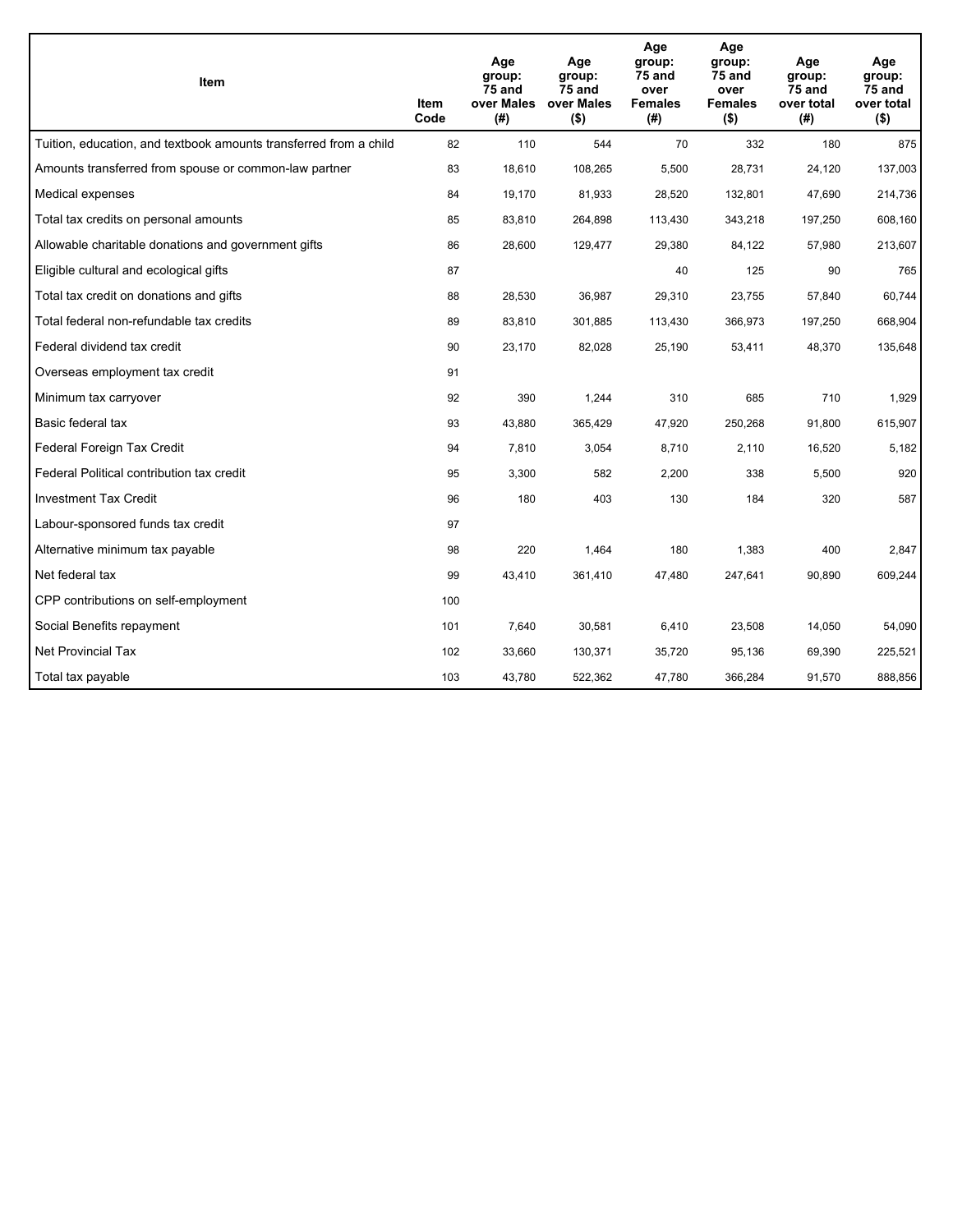| Item | Item Code | Age group: 75 and over Males (#) | Age group: 75 and over Males ($) | Age group: 75 and over Females (#) | Age group: 75 and over Females ($) | Age group: 75 and over total (#) | Age group: 75 and over total ($) |
|---|---|---|---|---|---|---|---|
| Tuition, education, and textbook amounts transferred from a child | 82 | 110 | 544 | 70 | 332 | 180 | 875 |
| Amounts transferred from spouse or common-law partner | 83 | 18,610 | 108,265 | 5,500 | 28,731 | 24,120 | 137,003 |
| Medical expenses | 84 | 19,170 | 81,933 | 28,520 | 132,801 | 47,690 | 214,736 |
| Total tax credits on personal amounts | 85 | 83,810 | 264,898 | 113,430 | 343,218 | 197,250 | 608,160 |
| Allowable charitable donations and government gifts | 86 | 28,600 | 129,477 | 29,380 | 84,122 | 57,980 | 213,607 |
| Eligible cultural and ecological gifts | 87 | | | 40 | 125 | 90 | 765 |
| Total tax credit on donations and gifts | 88 | 28,530 | 36,987 | 29,310 | 23,755 | 57,840 | 60,744 |
| Total federal non-refundable tax credits | 89 | 83,810 | 301,885 | 113,430 | 366,973 | 197,250 | 668,904 |
| Federal dividend tax credit | 90 | 23,170 | 82,028 | 25,190 | 53,411 | 48,370 | 135,648 |
| Overseas employment tax credit | 91 | | | | | | |
| Minimum tax carryover | 92 | 390 | 1,244 | 310 | 685 | 710 | 1,929 |
| Basic federal tax | 93 | 43,880 | 365,429 | 47,920 | 250,268 | 91,800 | 615,907 |
| Federal Foreign Tax Credit | 94 | 7,810 | 3,054 | 8,710 | 2,110 | 16,520 | 5,182 |
| Federal Political contribution tax credit | 95 | 3,300 | 582 | 2,200 | 338 | 5,500 | 920 |
| Investment Tax Credit | 96 | 180 | 403 | 130 | 184 | 320 | 587 |
| Labour-sponsored funds tax credit | 97 | | | | | | |
| Alternative minimum tax payable | 98 | 220 | 1,464 | 180 | 1,383 | 400 | 2,847 |
| Net federal tax | 99 | 43,410 | 361,410 | 47,480 | 247,641 | 90,890 | 609,244 |
| CPP contributions on self-employment | 100 | | | | | | |
| Social Benefits repayment | 101 | 7,640 | 30,581 | 6,410 | 23,508 | 14,050 | 54,090 |
| Net Provincial Tax | 102 | 33,660 | 130,371 | 35,720 | 95,136 | 69,390 | 225,521 |
| Total tax payable | 103 | 43,780 | 522,362 | 47,780 | 366,284 | 91,570 | 888,856 |